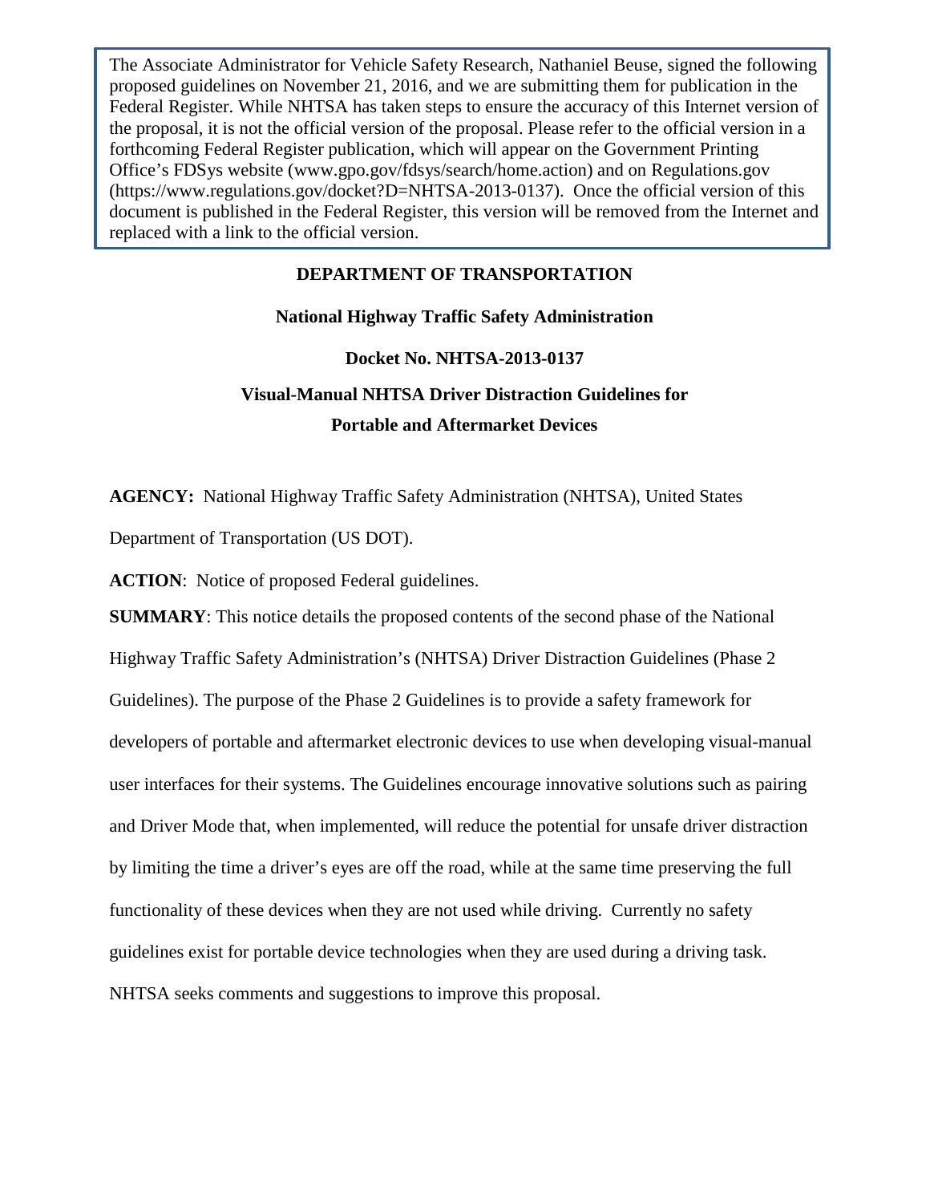The Associate Administrator for Vehicle Safety Research, Nathaniel Beuse, signed the following proposed guidelines on November 21, 2016, and we are submitting them for publication in the Federal Register. While NHTSA has taken steps to ensure the accuracy of this Internet version of the proposal, it is not the official version of the proposal. Please refer to the official version in a forthcoming Federal Register publication, which will appear on the Government Printing Office's FDSys website (www.gpo.gov/fdsys/search/home.action) and on Regulations.gov (https://www.regulations.gov/docket?D=NHTSA-2013-0137). Once the official version of this document is published in the Federal Register, this version will be removed from the Internet and replaced with a link to the official version.

**DEPARTMENT OF TRANSPORTATION**

**National Highway Traffic Safety Administration**

**Docket No. NHTSA-2013-0137**

# Visual-Manual NHTSA Driver Distraction Guidelines for Portable and Aftermarket Devices

**AGENCY:** National Highway Traffic Safety Administration (NHTSA), United States Department of Transportation (US DOT).

**ACTION**: Notice of proposed Federal guidelines.

**SUMMARY**: This notice details the proposed contents of the second phase of the National Highway Traffic Safety Administration's (NHTSA) Driver Distraction Guidelines (Phase 2 Guidelines). The purpose of the Phase 2 Guidelines is to provide a safety framework for developers of portable and aftermarket electronic devices to use when developing visual-manual user interfaces for their systems. The Guidelines encourage innovative solutions such as pairing and Driver Mode that, when implemented, will reduce the potential for unsafe driver distraction by limiting the time a driver's eyes are off the road, while at the same time preserving the full functionality of these devices when they are not used while driving. Currently no safety guidelines exist for portable device technologies when they are used during a driving task. NHTSA seeks comments and suggestions to improve this proposal.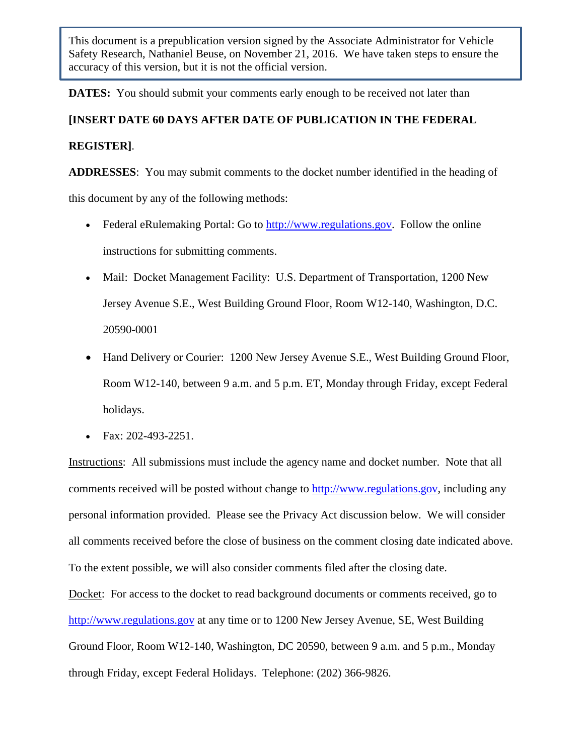> This document is a prepublication version signed by the Associate Administrator for Vehicle Safety Research, Nathaniel Beuse, on November 21, 2016. We have taken steps to ensure the accuracy of this version, but it is not the official version.

**DATES:** You should submit your comments early enough to be received not later than **[INSERT DATE 60 DAYS AFTER DATE OF PUBLICATION IN THE FEDERAL REGISTER]**.

**ADDRESSES**: You may submit comments to the docket number identified in the heading of this document by any of the following methods:

- Federal eRulemaking Portal: Go to http://www.regulations.gov. Follow the online instructions for submitting comments.
- Mail: Docket Management Facility: U.S. Department of Transportation, 1200 New Jersey Avenue S.E., West Building Ground Floor, Room W12-140, Washington, D.C. 20590-0001
- Hand Delivery or Courier: 1200 New Jersey Avenue S.E., West Building Ground Floor, Room W12-140, between 9 a.m. and 5 p.m. ET, Monday through Friday, except Federal holidays.
- Fax: 202-493-2251.

Instructions: All submissions must include the agency name and docket number. Note that all comments received will be posted without change to http://www.regulations.gov, including any personal information provided. Please see the Privacy Act discussion below. We will consider all comments received before the close of business on the comment closing date indicated above. To the extent possible, we will also consider comments filed after the closing date.

Docket: For access to the docket to read background documents or comments received, go to http://www.regulations.gov at any time or to 1200 New Jersey Avenue, SE, West Building Ground Floor, Room W12-140, Washington, DC 20590, between 9 a.m. and 5 p.m., Monday through Friday, except Federal Holidays. Telephone: (202) 366-9826.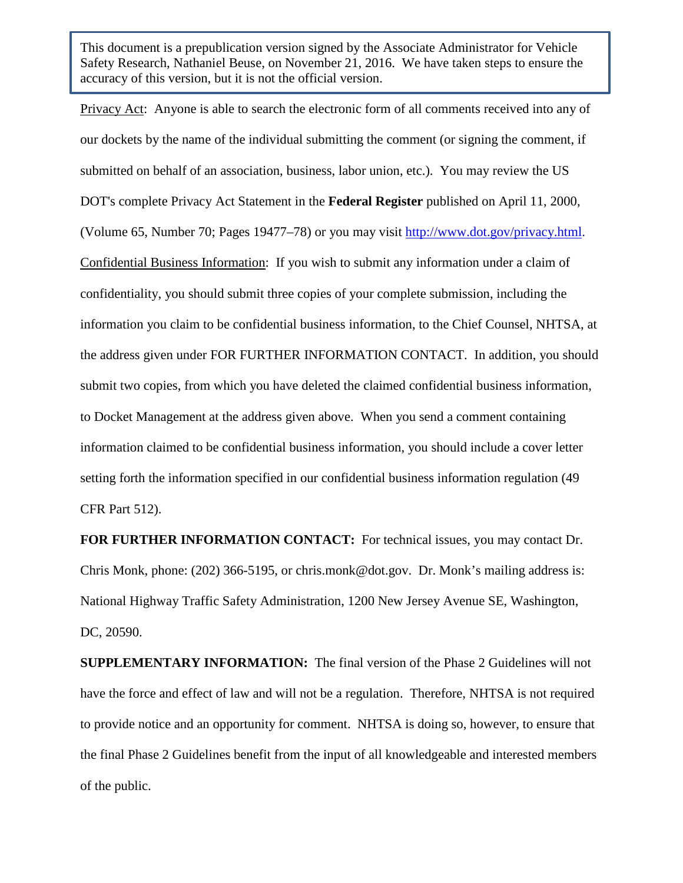> This document is a prepublication version signed by the Associate Administrator for Vehicle Safety Research, Nathaniel Beuse, on November 21, 2016. We have taken steps to ensure the accuracy of this version, but it is not the official version.

Privacy Act: Anyone is able to search the electronic form of all comments received into any of our dockets by the name of the individual submitting the comment (or signing the comment, if submitted on behalf of an association, business, labor union, etc.). You may review the US DOT's complete Privacy Act Statement in the **Federal Register** published on April 11, 2000, (Volume 65, Number 70; Pages 19477–78) or you may visit http://www.dot.gov/privacy.html.

Confidential Business Information: If you wish to submit any information under a claim of confidentiality, you should submit three copies of your complete submission, including the information you claim to be confidential business information, to the Chief Counsel, NHTSA, at the address given under FOR FURTHER INFORMATION CONTACT. In addition, you should submit two copies, from which you have deleted the claimed confidential business information, to Docket Management at the address given above. When you send a comment containing information claimed to be confidential business information, you should include a cover letter setting forth the information specified in our confidential business information regulation (49 CFR Part 512).

**FOR FURTHER INFORMATION CONTACT:** For technical issues, you may contact Dr. Chris Monk, phone: (202) 366-5195, or chris.monk@dot.gov. Dr. Monk's mailing address is: National Highway Traffic Safety Administration, 1200 New Jersey Avenue SE, Washington, DC, 20590.

**SUPPLEMENTARY INFORMATION:** The final version of the Phase 2 Guidelines will not have the force and effect of law and will not be a regulation. Therefore, NHTSA is not required to provide notice and an opportunity for comment. NHTSA is doing so, however, to ensure that the final Phase 2 Guidelines benefit from the input of all knowledgeable and interested members of the public.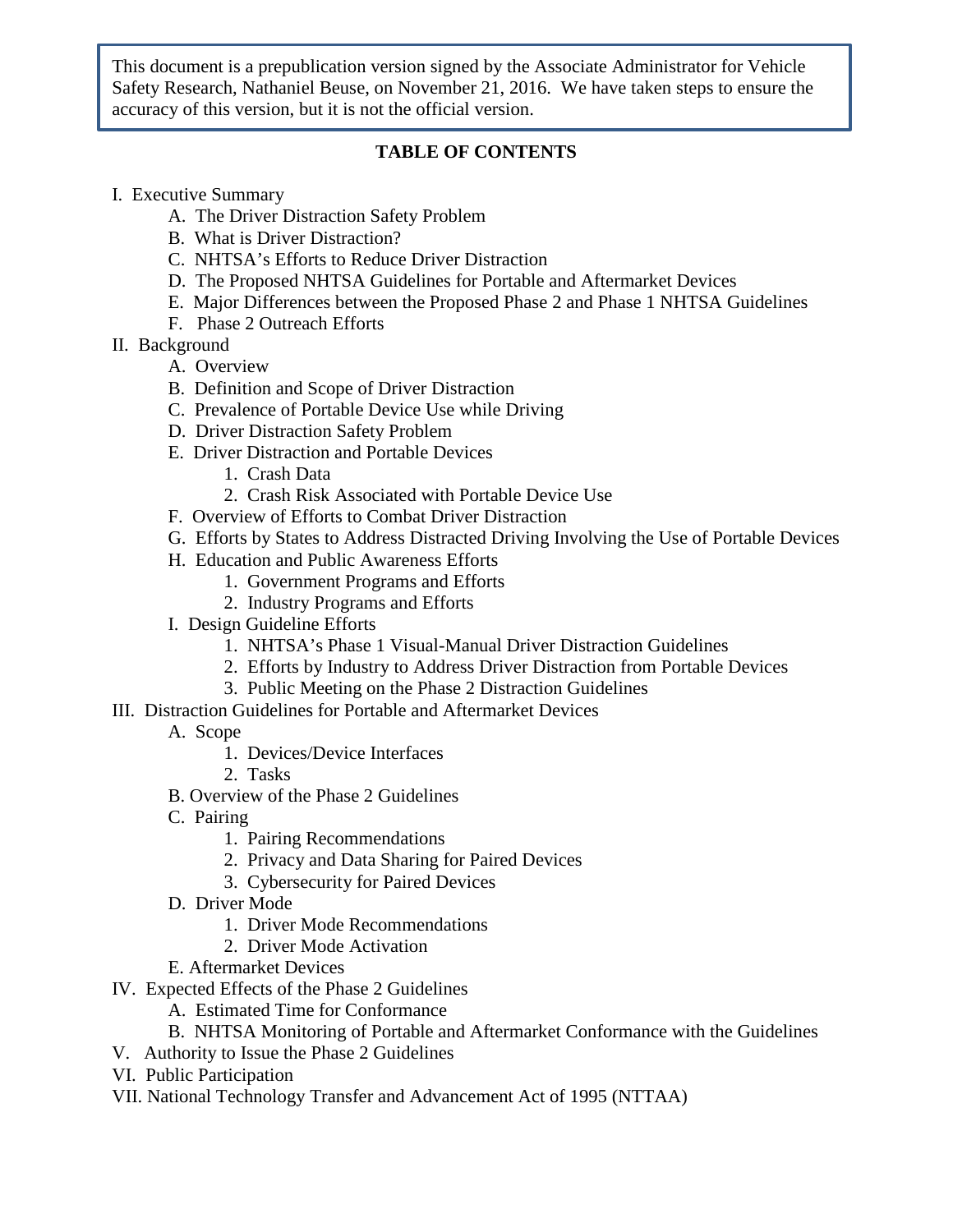This document is a prepublication version signed by the Associate Administrator for Vehicle Safety Research, Nathaniel Beuse, on November 21, 2016. We have taken steps to ensure the accuracy of this version, but it is not the official version.

**TABLE OF CONTENTS**

- I. Executive Summary
  - A. The Driver Distraction Safety Problem
  - B. What is Driver Distraction?
  - C. NHTSA's Efforts to Reduce Driver Distraction
  - D. The Proposed NHTSA Guidelines for Portable and Aftermarket Devices
  - E. Major Differences between the Proposed Phase 2 and Phase 1 NHTSA Guidelines
  - F. Phase 2 Outreach Efforts
- II. Background
  - A. Overview
  - B. Definition and Scope of Driver Distraction
  - C. Prevalence of Portable Device Use while Driving
  - D. Driver Distraction Safety Problem
  - E. Driver Distraction and Portable Devices
    - 1. Crash Data
    - 2. Crash Risk Associated with Portable Device Use
  - F. Overview of Efforts to Combat Driver Distraction
  - G. Efforts by States to Address Distracted Driving Involving the Use of Portable Devices
  - H. Education and Public Awareness Efforts
    - 1. Government Programs and Efforts
    - 2. Industry Programs and Efforts
  - I. Design Guideline Efforts
    - 1. NHTSA's Phase 1 Visual-Manual Driver Distraction Guidelines
    - 2. Efforts by Industry to Address Driver Distraction from Portable Devices
    - 3. Public Meeting on the Phase 2 Distraction Guidelines
- III. Distraction Guidelines for Portable and Aftermarket Devices
  - A. Scope
    - 1. Devices/Device Interfaces
    - 2. Tasks
  - B. Overview of the Phase 2 Guidelines
  - C. Pairing
    - 1. Pairing Recommendations
    - 2. Privacy and Data Sharing for Paired Devices
    - 3. Cybersecurity for Paired Devices
  - D. Driver Mode
    - 1. Driver Mode Recommendations
    - 2. Driver Mode Activation
  - E. Aftermarket Devices
- IV. Expected Effects of the Phase 2 Guidelines
  - A. Estimated Time for Conformance
  - B. NHTSA Monitoring of Portable and Aftermarket Conformance with the Guidelines
- V. Authority to Issue the Phase 2 Guidelines
- VI. Public Participation
- VII. National Technology Transfer and Advancement Act of 1995 (NTTAA)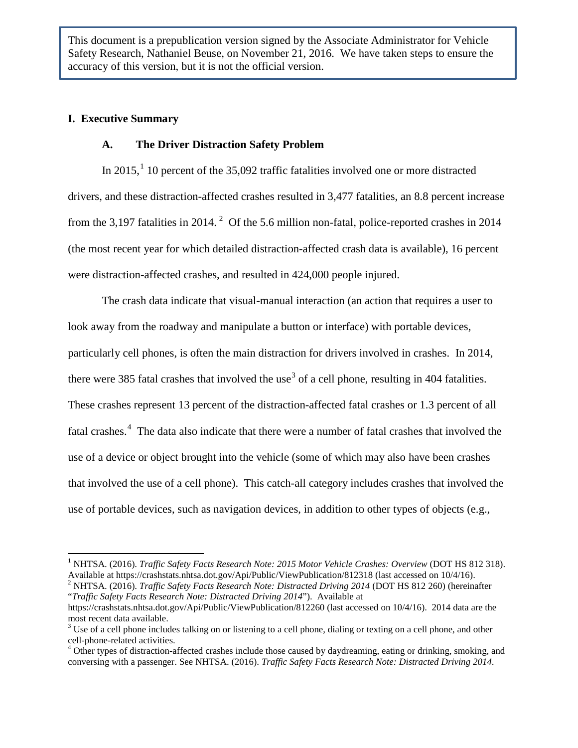This document is a prepublication version signed by the Associate Administrator for Vehicle Safety Research, Nathaniel Beuse, on November 21, 2016. We have taken steps to ensure the accuracy of this version, but it is not the official version.

## I. Executive Summary

### A. The Driver Distraction Safety Problem

In 2015,[1] 10 percent of the 35,092 traffic fatalities involved one or more distracted drivers, and these distraction-affected crashes resulted in 3,477 fatalities, an 8.8 percent increase from the 3,197 fatalities in 2014.[2] Of the 5.6 million non-fatal, police-reported crashes in 2014 (the most recent year for which detailed distraction-affected crash data is available), 16 percent were distraction-affected crashes, and resulted in 424,000 people injured.

The crash data indicate that visual-manual interaction (an action that requires a user to look away from the roadway and manipulate a button or interface) with portable devices, particularly cell phones, is often the main distraction for drivers involved in crashes. In 2014, there were 385 fatal crashes that involved the use[3] of a cell phone, resulting in 404 fatalities. These crashes represent 13 percent of the distraction-affected fatal crashes or 1.3 percent of all fatal crashes.[4] The data also indicate that there were a number of fatal crashes that involved the use of a device or object brought into the vehicle (some of which may also have been crashes that involved the use of a cell phone). This catch-all category includes crashes that involved the use of portable devices, such as navigation devices, in addition to other types of objects (e.g.,

---

[1] NHTSA. (2016). *Traffic Safety Facts Research Note: 2015 Motor Vehicle Crashes: Overview* (DOT HS 812 318). Available at https://crashstats.nhtsa.dot.gov/Api/Public/ViewPublication/812318 (last accessed on 10/4/16).

[2] NHTSA. (2016). *Traffic Safety Facts Research Note: Distracted Driving 2014* (DOT HS 812 260) (hereinafter "*Traffic Safety Facts Research Note: Distracted Driving 2014*"). Available at https://crashstats.nhtsa.dot.gov/Api/Public/ViewPublication/812260 (last accessed on 10/4/16). 2014 data are the most recent data available.

[3] Use of a cell phone includes talking on or listening to a cell phone, dialing or texting on a cell phone, and other cell-phone-related activities.

[4] Other types of distraction-affected crashes include those caused by daydreaming, eating or drinking, smoking, and conversing with a passenger. See NHTSA. (2016). *Traffic Safety Facts Research Note: Distracted Driving 2014*.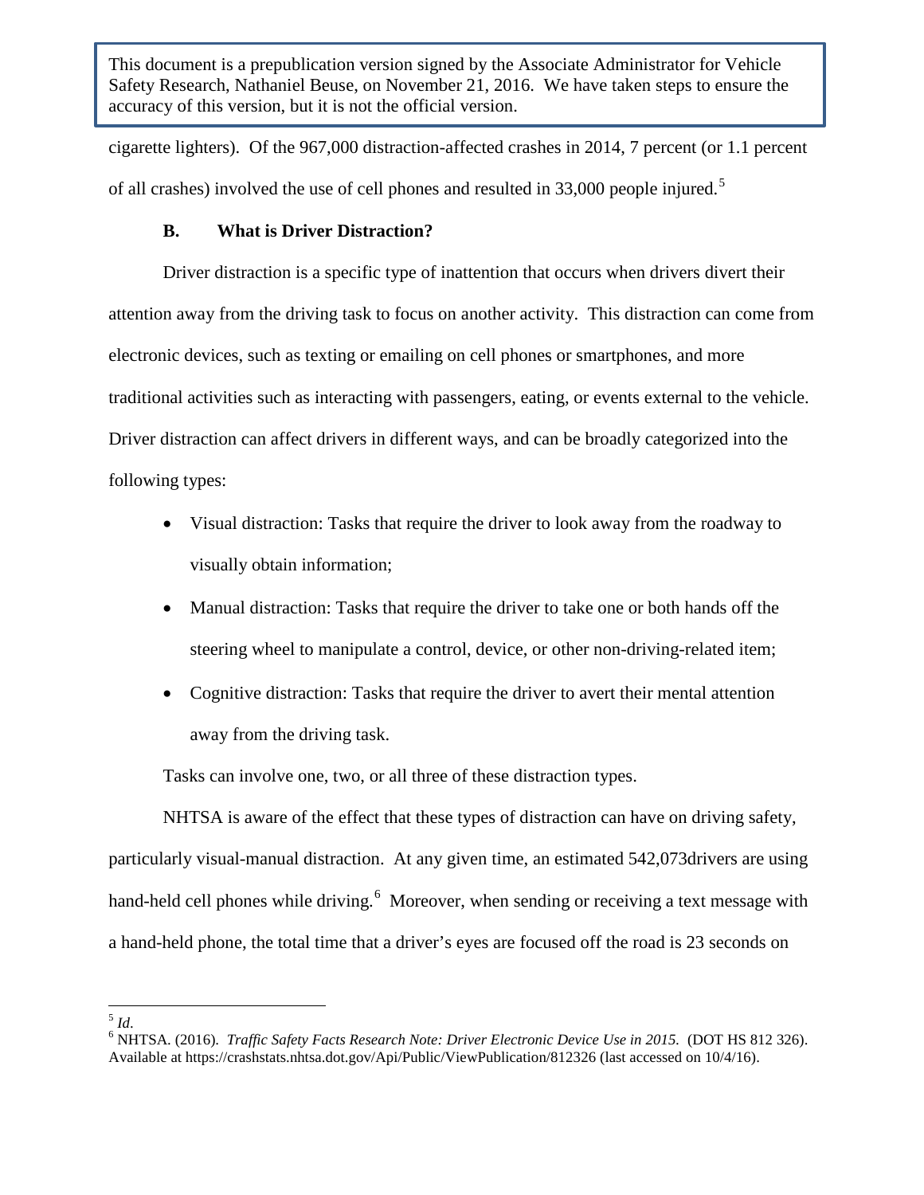cigarette lighters). Of the 967,000 distraction-affected crashes in 2014, 7 percent (or 1.1 percent of all crashes) involved the use of cell phones and resulted in 33,000 people injured.[5]

### B. What is Driver Distraction?

Driver distraction is a specific type of inattention that occurs when drivers divert their attention away from the driving task to focus on another activity. This distraction can come from electronic devices, such as texting or emailing on cell phones or smartphones, and more traditional activities such as interacting with passengers, eating, or events external to the vehicle. Driver distraction can affect drivers in different ways, and can be broadly categorized into the following types:

- Visual distraction: Tasks that require the driver to look away from the roadway to visually obtain information;
- Manual distraction: Tasks that require the driver to take one or both hands off the steering wheel to manipulate a control, device, or other non-driving-related item;
- Cognitive distraction: Tasks that require the driver to avert their mental attention away from the driving task.

Tasks can involve one, two, or all three of these distraction types.

NHTSA is aware of the effect that these types of distraction can have on driving safety, particularly visual-manual distraction. At any given time, an estimated 542,073drivers are using hand-held cell phones while driving.[6] Moreover, when sending or receiving a text message with a hand-held phone, the total time that a driver's eyes are focused off the road is 23 seconds on

---

[5] *Id*.

[6] NHTSA. (2016). *Traffic Safety Facts Research Note: Driver Electronic Device Use in 2015.* (DOT HS 812 326). Available at https://crashstats.nhtsa.dot.gov/Api/Public/ViewPublication/812326 (last accessed on 10/4/16).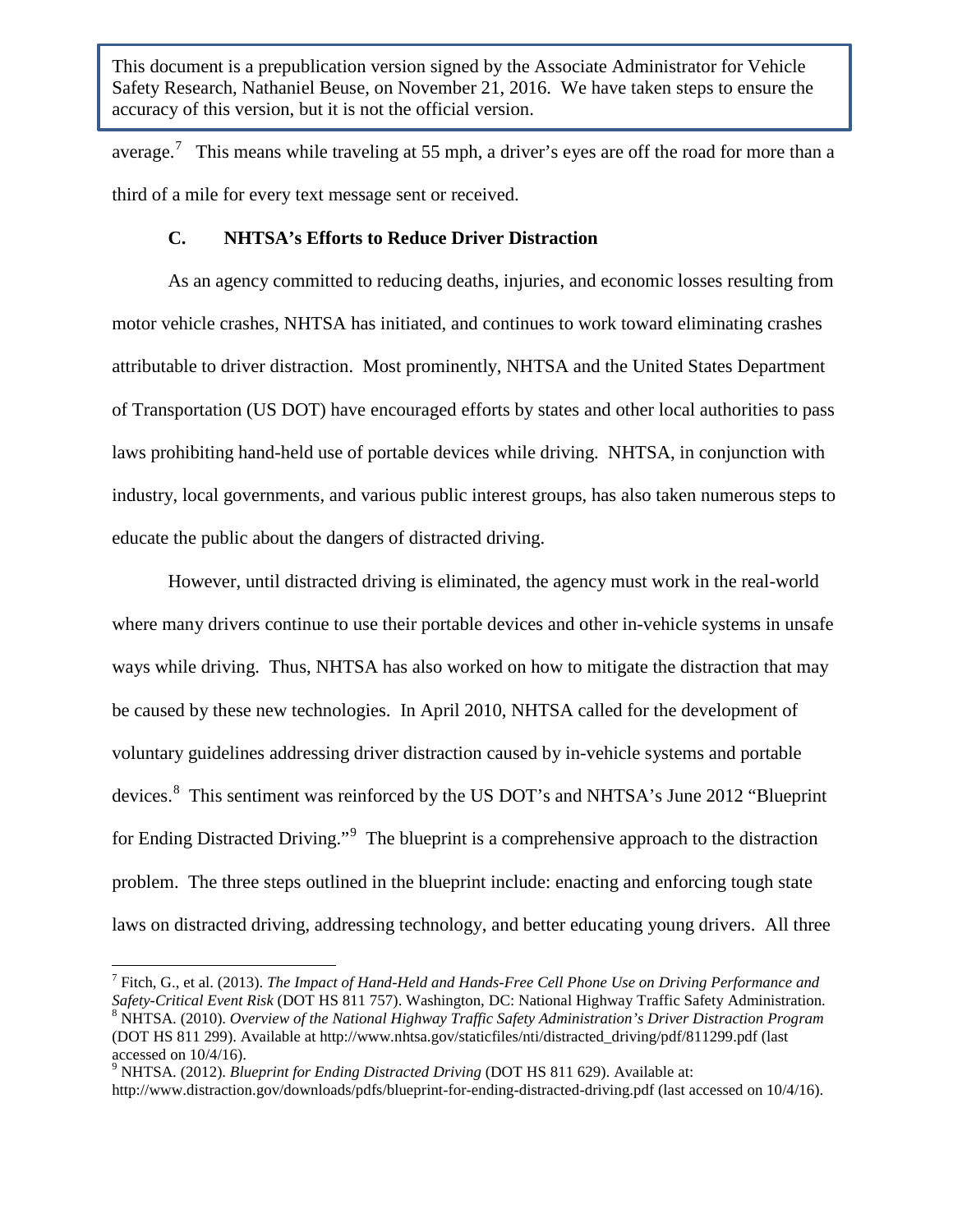average.[7] This means while traveling at 55 mph, a driver's eyes are off the road for more than a third of a mile for every text message sent or received.

### C. NHTSA's Efforts to Reduce Driver Distraction

As an agency committed to reducing deaths, injuries, and economic losses resulting from motor vehicle crashes, NHTSA has initiated, and continues to work toward eliminating crashes attributable to driver distraction. Most prominently, NHTSA and the United States Department of Transportation (US DOT) have encouraged efforts by states and other local authorities to pass laws prohibiting hand-held use of portable devices while driving. NHTSA, in conjunction with industry, local governments, and various public interest groups, has also taken numerous steps to educate the public about the dangers of distracted driving.

However, until distracted driving is eliminated, the agency must work in the real-world where many drivers continue to use their portable devices and other in-vehicle systems in unsafe ways while driving. Thus, NHTSA has also worked on how to mitigate the distraction that may be caused by these new technologies. In April 2010, NHTSA called for the development of voluntary guidelines addressing driver distraction caused by in-vehicle systems and portable devices.[8] This sentiment was reinforced by the US DOT's and NHTSA's June 2012 "Blueprint for Ending Distracted Driving."[9] The blueprint is a comprehensive approach to the distraction problem. The three steps outlined in the blueprint include: enacting and enforcing tough state laws on distracted driving, addressing technology, and better educating young drivers. All three

---

[7] Fitch, G., et al. (2013). *The Impact of Hand-Held and Hands-Free Cell Phone Use on Driving Performance and Safety-Critical Event Risk* (DOT HS 811 757). Washington, DC: National Highway Traffic Safety Administration.

[8] NHTSA. (2010). *Overview of the National Highway Traffic Safety Administration's Driver Distraction Program* (DOT HS 811 299). Available at http://www.nhtsa.gov/staticfiles/nti/distracted_driving/pdf/811299.pdf (last accessed on 10/4/16).

[9] NHTSA. (2012). *Blueprint for Ending Distracted Driving* (DOT HS 811 629). Available at: http://www.distraction.gov/downloads/pdfs/blueprint-for-ending-distracted-driving.pdf (last accessed on 10/4/16).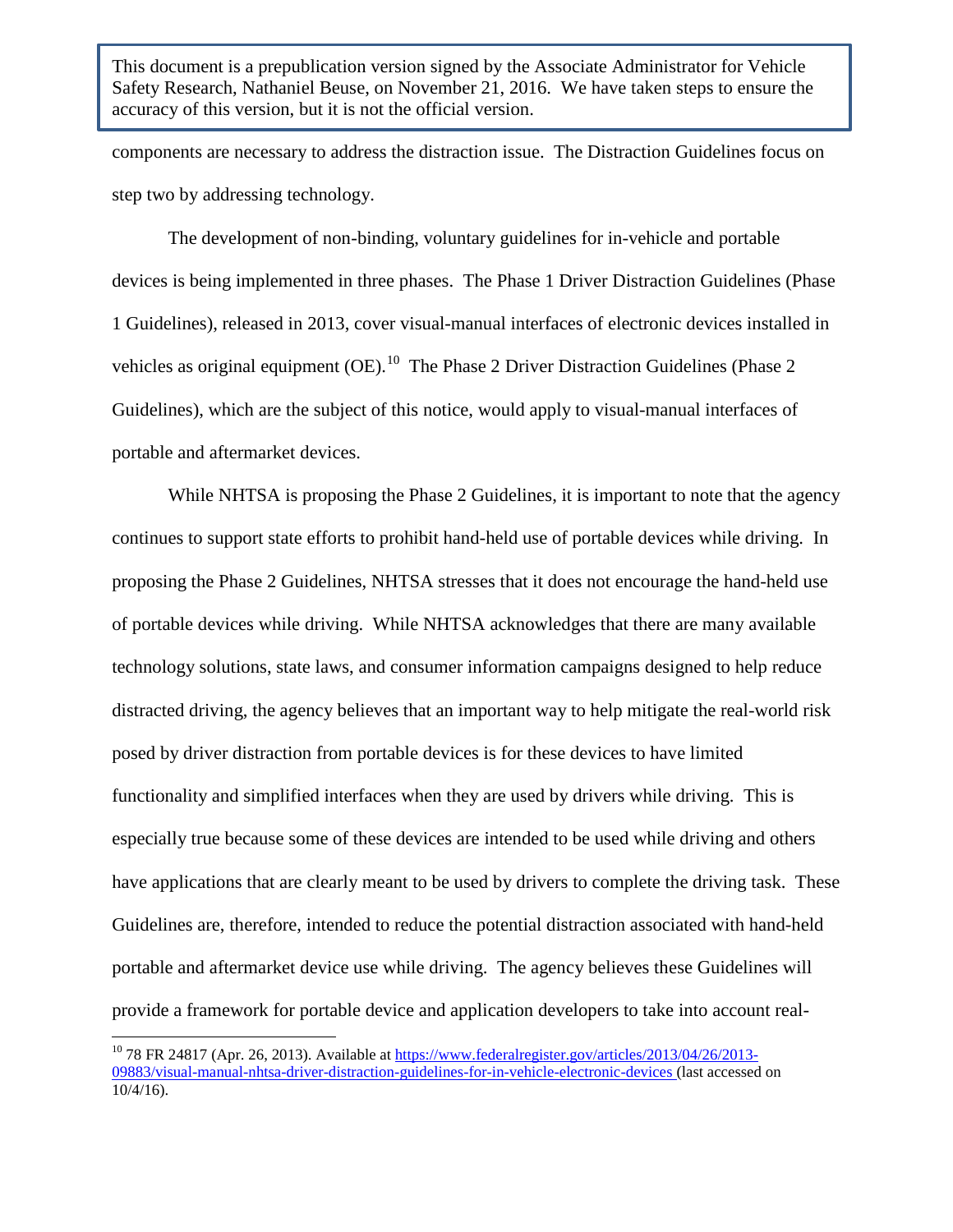components are necessary to address the distraction issue. The Distraction Guidelines focus on step two by addressing technology.

The development of non-binding, voluntary guidelines for in-vehicle and portable devices is being implemented in three phases. The Phase 1 Driver Distraction Guidelines (Phase 1 Guidelines), released in 2013, cover visual-manual interfaces of electronic devices installed in vehicles as original equipment (OE).[10] The Phase 2 Driver Distraction Guidelines (Phase 2 Guidelines), which are the subject of this notice, would apply to visual-manual interfaces of portable and aftermarket devices.

While NHTSA is proposing the Phase 2 Guidelines, it is important to note that the agency continues to support state efforts to prohibit hand-held use of portable devices while driving. In proposing the Phase 2 Guidelines, NHTSA stresses that it does not encourage the hand-held use of portable devices while driving. While NHTSA acknowledges that there are many available technology solutions, state laws, and consumer information campaigns designed to help reduce distracted driving, the agency believes that an important way to help mitigate the real-world risk posed by driver distraction from portable devices is for these devices to have limited functionality and simplified interfaces when they are used by drivers while driving. This is especially true because some of these devices are intended to be used while driving and others have applications that are clearly meant to be used by drivers to complete the driving task. These Guidelines are, therefore, intended to reduce the potential distraction associated with hand-held portable and aftermarket device use while driving. The agency believes these Guidelines will provide a framework for portable device and application developers to take into account real-

[10] 78 FR 24817 (Apr. 26, 2013). Available at https://www.federalregister.gov/articles/2013/04/26/2013-09883/visual-manual-nhtsa-driver-distraction-guidelines-for-in-vehicle-electronic-devices (last accessed on 10/4/16).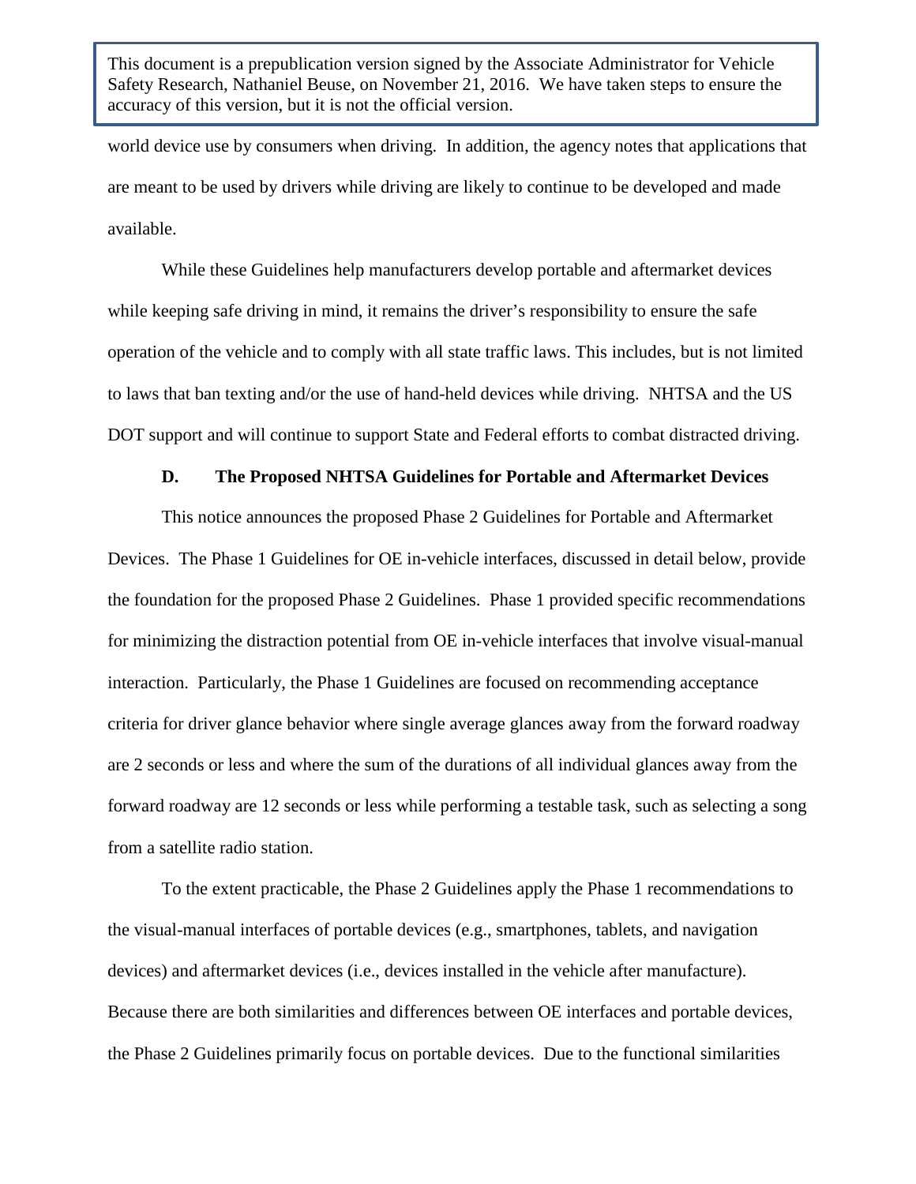world device use by consumers when driving. In addition, the agency notes that applications that are meant to be used by drivers while driving are likely to continue to be developed and made available.

While these Guidelines help manufacturers develop portable and aftermarket devices while keeping safe driving in mind, it remains the driver's responsibility to ensure the safe operation of the vehicle and to comply with all state traffic laws. This includes, but is not limited to laws that ban texting and/or the use of hand-held devices while driving. NHTSA and the US DOT support and will continue to support State and Federal efforts to combat distracted driving.

### D. The Proposed NHTSA Guidelines for Portable and Aftermarket Devices

This notice announces the proposed Phase 2 Guidelines for Portable and Aftermarket Devices. The Phase 1 Guidelines for OE in-vehicle interfaces, discussed in detail below, provide the foundation for the proposed Phase 2 Guidelines. Phase 1 provided specific recommendations for minimizing the distraction potential from OE in-vehicle interfaces that involve visual-manual interaction. Particularly, the Phase 1 Guidelines are focused on recommending acceptance criteria for driver glance behavior where single average glances away from the forward roadway are 2 seconds or less and where the sum of the durations of all individual glances away from the forward roadway are 12 seconds or less while performing a testable task, such as selecting a song from a satellite radio station.

To the extent practicable, the Phase 2 Guidelines apply the Phase 1 recommendations to the visual-manual interfaces of portable devices (e.g., smartphones, tablets, and navigation devices) and aftermarket devices (i.e., devices installed in the vehicle after manufacture). Because there are both similarities and differences between OE interfaces and portable devices, the Phase 2 Guidelines primarily focus on portable devices. Due to the functional similarities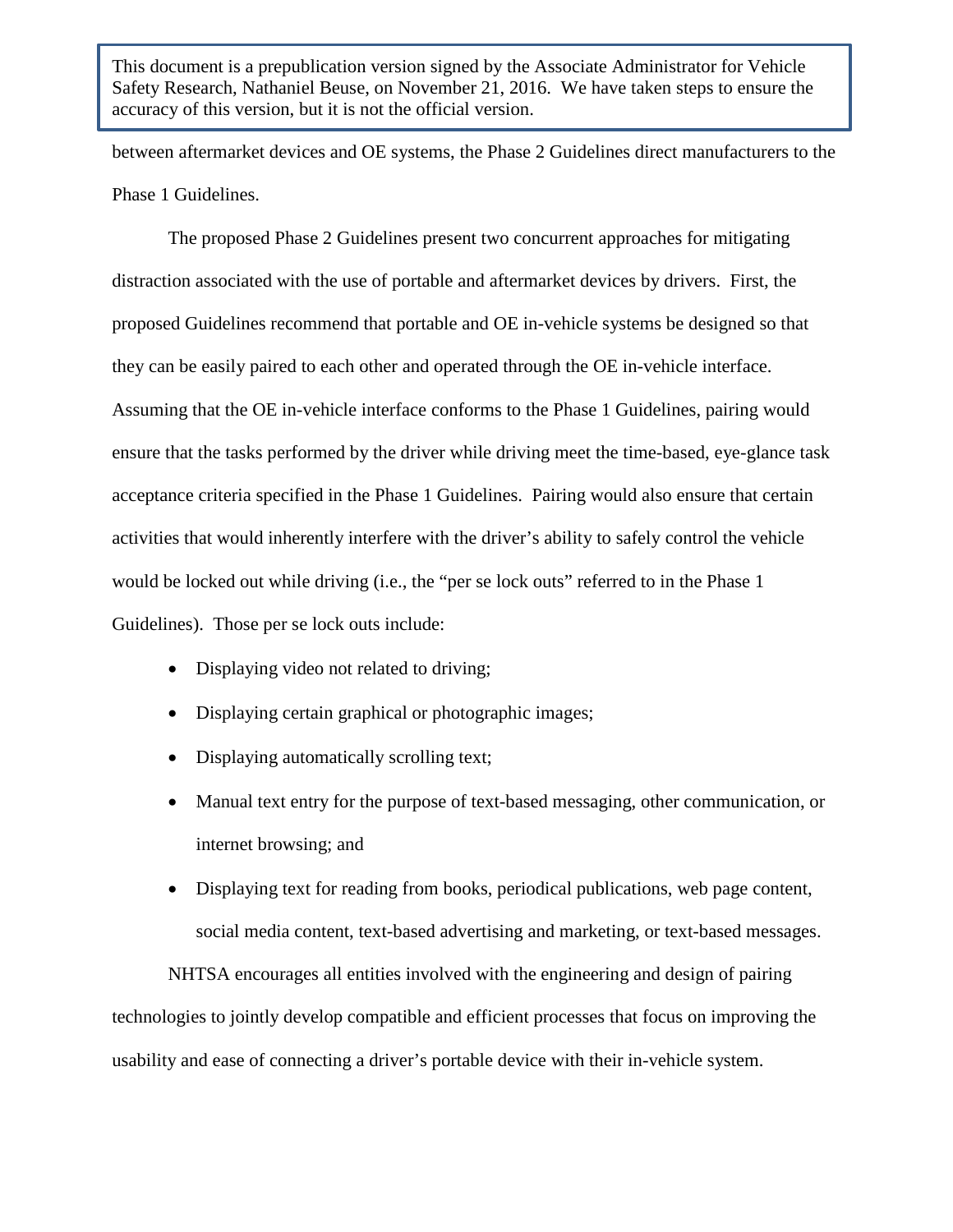between aftermarket devices and OE systems, the Phase 2 Guidelines direct manufacturers to the Phase 1 Guidelines.

The proposed Phase 2 Guidelines present two concurrent approaches for mitigating distraction associated with the use of portable and aftermarket devices by drivers. First, the proposed Guidelines recommend that portable and OE in-vehicle systems be designed so that they can be easily paired to each other and operated through the OE in-vehicle interface. Assuming that the OE in-vehicle interface conforms to the Phase 1 Guidelines, pairing would ensure that the tasks performed by the driver while driving meet the time-based, eye-glance task acceptance criteria specified in the Phase 1 Guidelines. Pairing would also ensure that certain activities that would inherently interfere with the driver's ability to safely control the vehicle would be locked out while driving (i.e., the "per se lock outs" referred to in the Phase 1 Guidelines). Those per se lock outs include:

- Displaying video not related to driving;
- Displaying certain graphical or photographic images;
- Displaying automatically scrolling text;
- Manual text entry for the purpose of text-based messaging, other communication, or internet browsing; and
- Displaying text for reading from books, periodical publications, web page content, social media content, text-based advertising and marketing, or text-based messages.

NHTSA encourages all entities involved with the engineering and design of pairing technologies to jointly develop compatible and efficient processes that focus on improving the usability and ease of connecting a driver's portable device with their in-vehicle system.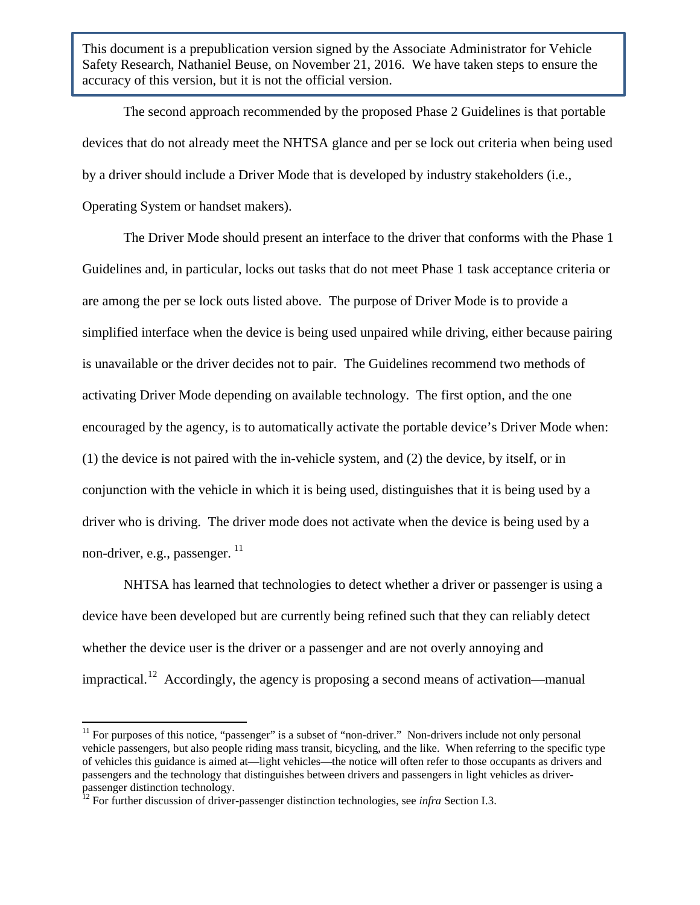The second approach recommended by the proposed Phase 2 Guidelines is that portable devices that do not already meet the NHTSA glance and per se lock out criteria when being used by a driver should include a Driver Mode that is developed by industry stakeholders (i.e., Operating System or handset makers).

The Driver Mode should present an interface to the driver that conforms with the Phase 1 Guidelines and, in particular, locks out tasks that do not meet Phase 1 task acceptance criteria or are among the per se lock outs listed above. The purpose of Driver Mode is to provide a simplified interface when the device is being used unpaired while driving, either because pairing is unavailable or the driver decides not to pair. The Guidelines recommend two methods of activating Driver Mode depending on available technology. The first option, and the one encouraged by the agency, is to automatically activate the portable device's Driver Mode when: (1) the device is not paired with the in-vehicle system, and (2) the device, by itself, or in conjunction with the vehicle in which it is being used, distinguishes that it is being used by a driver who is driving. The driver mode does not activate when the device is being used by a non-driver, e.g., passenger. [11]

NHTSA has learned that technologies to detect whether a driver or passenger is using a device have been developed but are currently being refined such that they can reliably detect whether the device user is the driver or a passenger and are not overly annoying and impractical. [12] Accordingly, the agency is proposing a second means of activation—manual

---

[11] For purposes of this notice, "passenger" is a subset of "non-driver." Non-drivers include not only personal vehicle passengers, but also people riding mass transit, bicycling, and the like. When referring to the specific type of vehicles this guidance is aimed at—light vehicles—the notice will often refer to those occupants as drivers and passengers and the technology that distinguishes between drivers and passengers in light vehicles as driver-passenger distinction technology.

[12] For further discussion of driver-passenger distinction technologies, see *infra* Section I.3.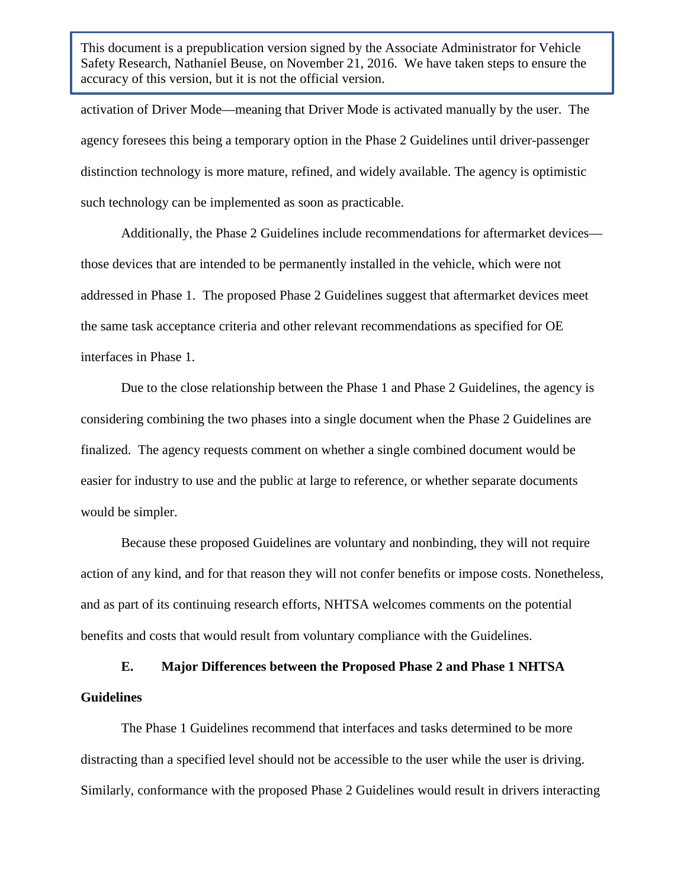activation of Driver Mode—meaning that Driver Mode is activated manually by the user. The agency foresees this being a temporary option in the Phase 2 Guidelines until driver-passenger distinction technology is more mature, refined, and widely available. The agency is optimistic such technology can be implemented as soon as practicable.

Additionally, the Phase 2 Guidelines include recommendations for aftermarket devices—those devices that are intended to be permanently installed in the vehicle, which were not addressed in Phase 1. The proposed Phase 2 Guidelines suggest that aftermarket devices meet the same task acceptance criteria and other relevant recommendations as specified for OE interfaces in Phase 1.

Due to the close relationship between the Phase 1 and Phase 2 Guidelines, the agency is considering combining the two phases into a single document when the Phase 2 Guidelines are finalized. The agency requests comment on whether a single combined document would be easier for industry to use and the public at large to reference, or whether separate documents would be simpler.

Because these proposed Guidelines are voluntary and nonbinding, they will not require action of any kind, and for that reason they will not confer benefits or impose costs. Nonetheless, and as part of its continuing research efforts, NHTSA welcomes comments on the potential benefits and costs that would result from voluntary compliance with the Guidelines.

### E. Major Differences between the Proposed Phase 2 and Phase 1 NHTSA Guidelines

The Phase 1 Guidelines recommend that interfaces and tasks determined to be more distracting than a specified level should not be accessible to the user while the user is driving. Similarly, conformance with the proposed Phase 2 Guidelines would result in drivers interacting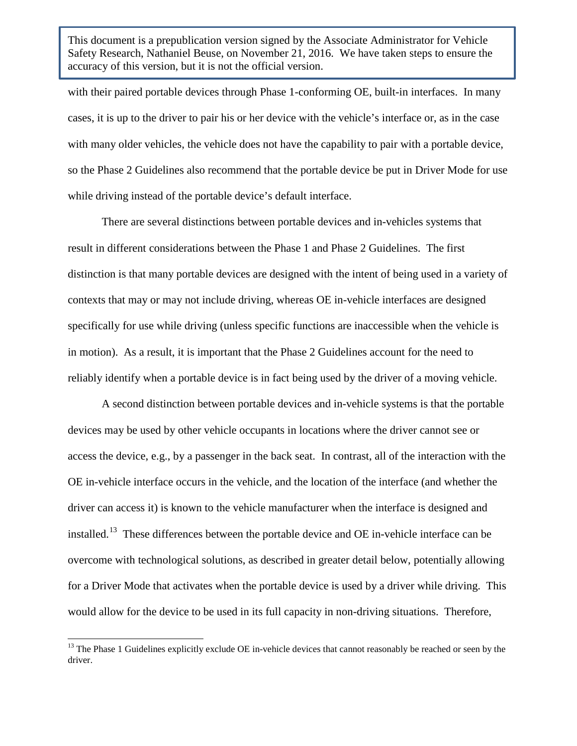with their paired portable devices through Phase 1-conforming OE, built-in interfaces. In many cases, it is up to the driver to pair his or her device with the vehicle's interface or, as in the case with many older vehicles, the vehicle does not have the capability to pair with a portable device, so the Phase 2 Guidelines also recommend that the portable device be put in Driver Mode for use while driving instead of the portable device's default interface.

There are several distinctions between portable devices and in-vehicles systems that result in different considerations between the Phase 1 and Phase 2 Guidelines. The first distinction is that many portable devices are designed with the intent of being used in a variety of contexts that may or may not include driving, whereas OE in-vehicle interfaces are designed specifically for use while driving (unless specific functions are inaccessible when the vehicle is in motion). As a result, it is important that the Phase 2 Guidelines account for the need to reliably identify when a portable device is in fact being used by the driver of a moving vehicle.

A second distinction between portable devices and in-vehicle systems is that the portable devices may be used by other vehicle occupants in locations where the driver cannot see or access the device, e.g., by a passenger in the back seat. In contrast, all of the interaction with the OE in-vehicle interface occurs in the vehicle, and the location of the interface (and whether the driver can access it) is known to the vehicle manufacturer when the interface is designed and installed.[13] These differences between the portable device and OE in-vehicle interface can be overcome with technological solutions, as described in greater detail below, potentially allowing for a Driver Mode that activates when the portable device is used by a driver while driving. This would allow for the device to be used in its full capacity in non-driving situations. Therefore,

[13] The Phase 1 Guidelines explicitly exclude OE in-vehicle devices that cannot reasonably be reached or seen by the driver.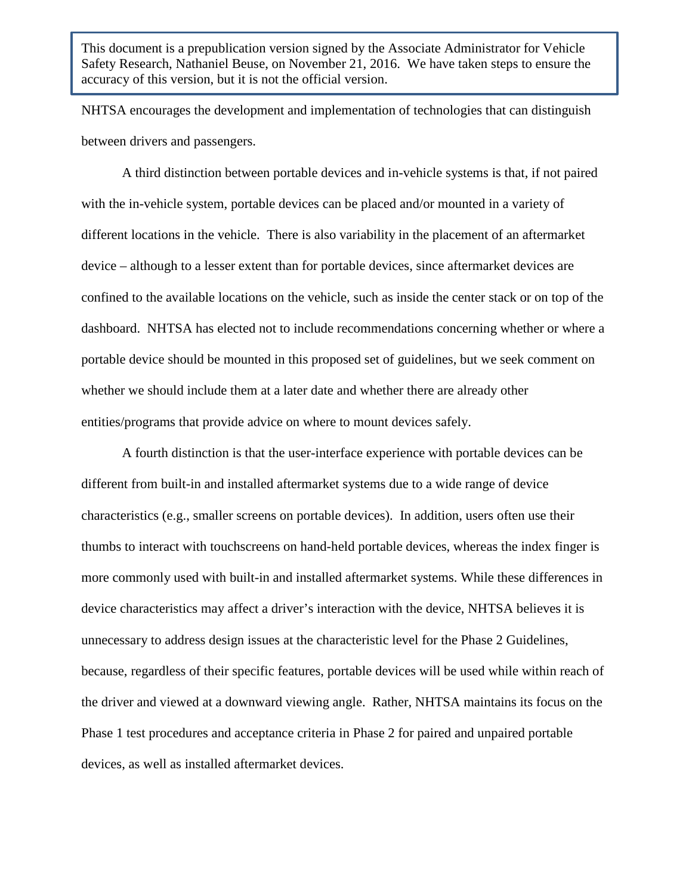NHTSA encourages the development and implementation of technologies that can distinguish between drivers and passengers.

A third distinction between portable devices and in-vehicle systems is that, if not paired with the in-vehicle system, portable devices can be placed and/or mounted in a variety of different locations in the vehicle. There is also variability in the placement of an aftermarket device – although to a lesser extent than for portable devices, since aftermarket devices are confined to the available locations on the vehicle, such as inside the center stack or on top of the dashboard. NHTSA has elected not to include recommendations concerning whether or where a portable device should be mounted in this proposed set of guidelines, but we seek comment on whether we should include them at a later date and whether there are already other entities/programs that provide advice on where to mount devices safely.

A fourth distinction is that the user-interface experience with portable devices can be different from built-in and installed aftermarket systems due to a wide range of device characteristics (e.g., smaller screens on portable devices). In addition, users often use their thumbs to interact with touchscreens on hand-held portable devices, whereas the index finger is more commonly used with built-in and installed aftermarket systems. While these differences in device characteristics may affect a driver's interaction with the device, NHTSA believes it is unnecessary to address design issues at the characteristic level for the Phase 2 Guidelines, because, regardless of their specific features, portable devices will be used while within reach of the driver and viewed at a downward viewing angle. Rather, NHTSA maintains its focus on the Phase 1 test procedures and acceptance criteria in Phase 2 for paired and unpaired portable devices, as well as installed aftermarket devices.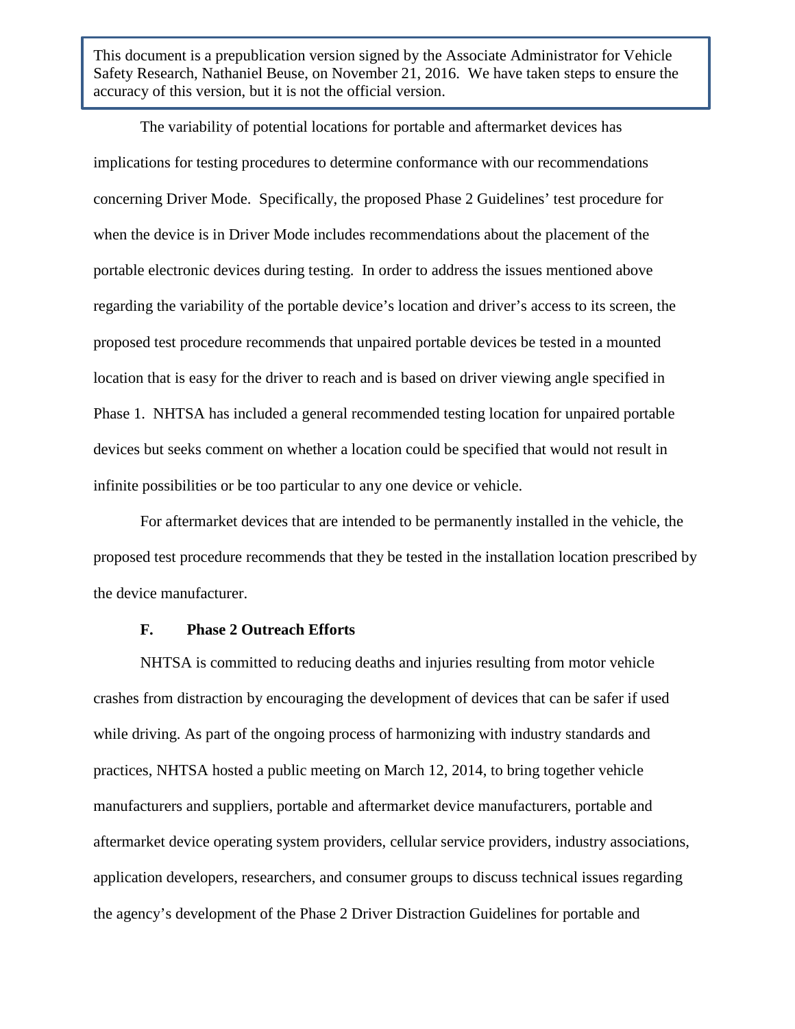This document is a prepublication version signed by the Associate Administrator for Vehicle Safety Research, Nathaniel Beuse, on November 21, 2016. We have taken steps to ensure the accuracy of this version, but it is not the official version.

The variability of potential locations for portable and aftermarket devices has implications for testing procedures to determine conformance with our recommendations concerning Driver Mode. Specifically, the proposed Phase 2 Guidelines' test procedure for when the device is in Driver Mode includes recommendations about the placement of the portable electronic devices during testing. In order to address the issues mentioned above regarding the variability of the portable device's location and driver's access to its screen, the proposed test procedure recommends that unpaired portable devices be tested in a mounted location that is easy for the driver to reach and is based on driver viewing angle specified in Phase 1. NHTSA has included a general recommended testing location for unpaired portable devices but seeks comment on whether a location could be specified that would not result in infinite possibilities or be too particular to any one device or vehicle.

For aftermarket devices that are intended to be permanently installed in the vehicle, the proposed test procedure recommends that they be tested in the installation location prescribed by the device manufacturer.

### F. Phase 2 Outreach Efforts

NHTSA is committed to reducing deaths and injuries resulting from motor vehicle crashes from distraction by encouraging the development of devices that can be safer if used while driving. As part of the ongoing process of harmonizing with industry standards and practices, NHTSA hosted a public meeting on March 12, 2014, to bring together vehicle manufacturers and suppliers, portable and aftermarket device manufacturers, portable and aftermarket device operating system providers, cellular service providers, industry associations, application developers, researchers, and consumer groups to discuss technical issues regarding the agency's development of the Phase 2 Driver Distraction Guidelines for portable and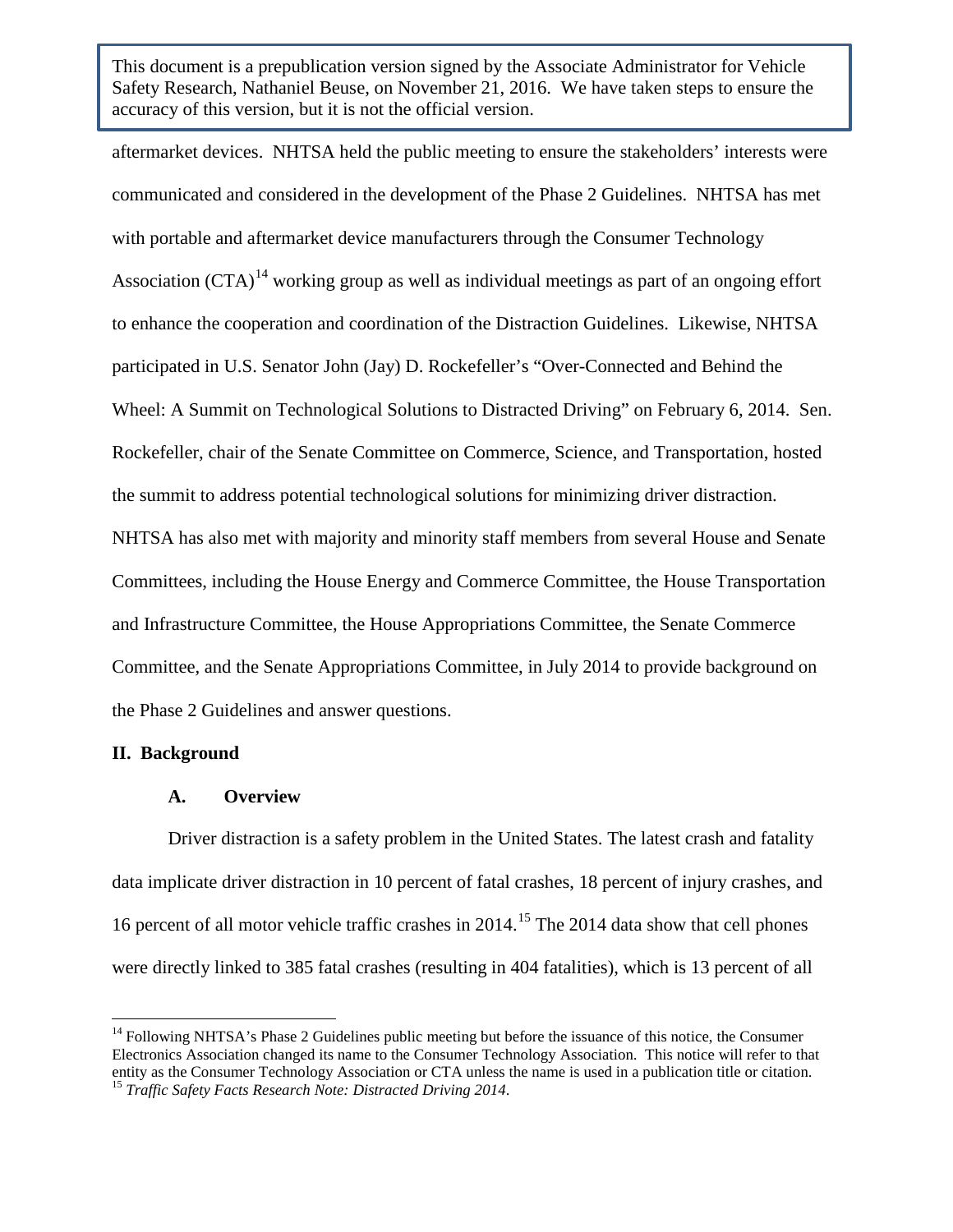aftermarket devices. NHTSA held the public meeting to ensure the stakeholders' interests were communicated and considered in the development of the Phase 2 Guidelines. NHTSA has met with portable and aftermarket device manufacturers through the Consumer Technology Association (CTA)[14] working group as well as individual meetings as part of an ongoing effort to enhance the cooperation and coordination of the Distraction Guidelines. Likewise, NHTSA participated in U.S. Senator John (Jay) D. Rockefeller's "Over-Connected and Behind the Wheel: A Summit on Technological Solutions to Distracted Driving" on February 6, 2014. Sen. Rockefeller, chair of the Senate Committee on Commerce, Science, and Transportation, hosted the summit to address potential technological solutions for minimizing driver distraction. NHTSA has also met with majority and minority staff members from several House and Senate Committees, including the House Energy and Commerce Committee, the House Transportation and Infrastructure Committee, the House Appropriations Committee, the Senate Commerce Committee, and the Senate Appropriations Committee, in July 2014 to provide background on the Phase 2 Guidelines and answer questions.

## II. Background

### A. Overview

Driver distraction is a safety problem in the United States. The latest crash and fatality data implicate driver distraction in 10 percent of fatal crashes, 18 percent of injury crashes, and 16 percent of all motor vehicle traffic crashes in 2014.[15] The 2014 data show that cell phones were directly linked to 385 fatal crashes (resulting in 404 fatalities), which is 13 percent of all

---

[14] Following NHTSA's Phase 2 Guidelines public meeting but before the issuance of this notice, the Consumer Electronics Association changed its name to the Consumer Technology Association. This notice will refer to that entity as the Consumer Technology Association or CTA unless the name is used in a publication title or citation.

[15] *Traffic Safety Facts Research Note: Distracted Driving 2014*.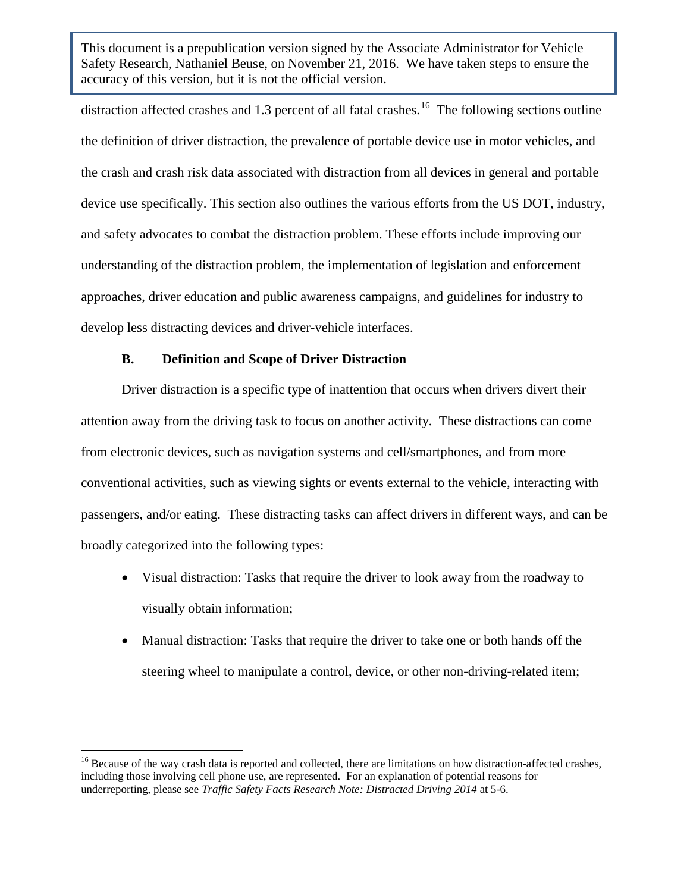distraction affected crashes and 1.3 percent of all fatal crashes.[16] The following sections outline the definition of driver distraction, the prevalence of portable device use in motor vehicles, and the crash and crash risk data associated with distraction from all devices in general and portable device use specifically. This section also outlines the various efforts from the US DOT, industry, and safety advocates to combat the distraction problem. These efforts include improving our understanding of the distraction problem, the implementation of legislation and enforcement approaches, driver education and public awareness campaigns, and guidelines for industry to develop less distracting devices and driver-vehicle interfaces.

### B. Definition and Scope of Driver Distraction

Driver distraction is a specific type of inattention that occurs when drivers divert their attention away from the driving task to focus on another activity. These distractions can come from electronic devices, such as navigation systems and cell/smartphones, and from more conventional activities, such as viewing sights or events external to the vehicle, interacting with passengers, and/or eating. These distracting tasks can affect drivers in different ways, and can be broadly categorized into the following types:

- Visual distraction: Tasks that require the driver to look away from the roadway to visually obtain information;
- Manual distraction: Tasks that require the driver to take one or both hands off the steering wheel to manipulate a control, device, or other non-driving-related item;

[16] Because of the way crash data is reported and collected, there are limitations on how distraction-affected crashes, including those involving cell phone use, are represented. For an explanation of potential reasons for underreporting, please see *Traffic Safety Facts Research Note: Distracted Driving 2014* at 5-6.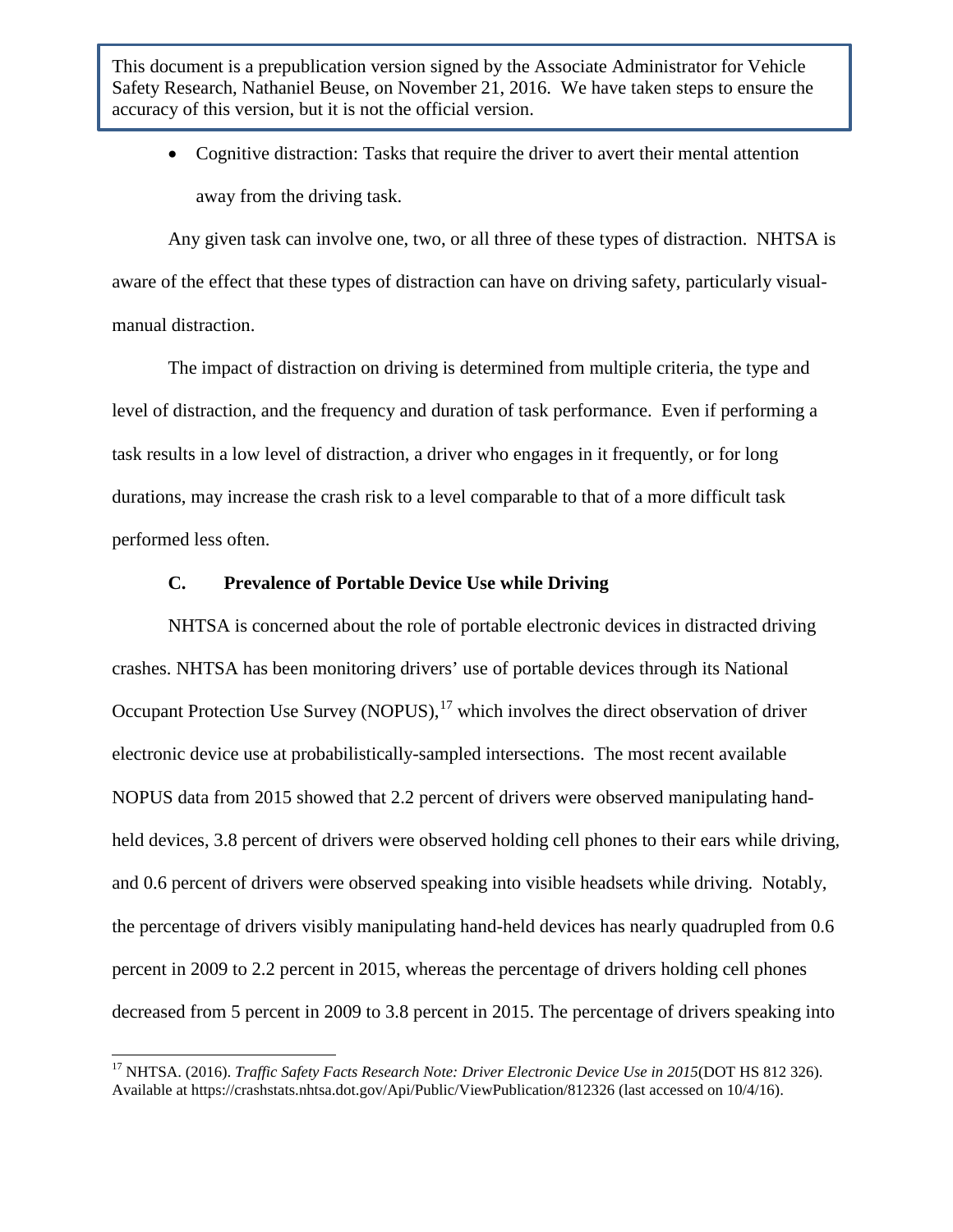This document is a prepublication version signed by the Associate Administrator for Vehicle Safety Research, Nathaniel Beuse, on November 21, 2016. We have taken steps to ensure the accuracy of this version, but it is not the official version.

- Cognitive distraction: Tasks that require the driver to avert their mental attention away from the driving task.

Any given task can involve one, two, or all three of these types of distraction. NHTSA is aware of the effect that these types of distraction can have on driving safety, particularly visual-manual distraction.

The impact of distraction on driving is determined from multiple criteria, the type and level of distraction, and the frequency and duration of task performance. Even if performing a task results in a low level of distraction, a driver who engages in it frequently, or for long durations, may increase the crash risk to a level comparable to that of a more difficult task performed less often.

### C. Prevalence of Portable Device Use while Driving

NHTSA is concerned about the role of portable electronic devices in distracted driving crashes. NHTSA has been monitoring drivers' use of portable devices through its National Occupant Protection Use Survey (NOPUS),[17] which involves the direct observation of driver electronic device use at probabilistically-sampled intersections. The most recent available NOPUS data from 2015 showed that 2.2 percent of drivers were observed manipulating hand-held devices, 3.8 percent of drivers were observed holding cell phones to their ears while driving, and 0.6 percent of drivers were observed speaking into visible headsets while driving. Notably, the percentage of drivers visibly manipulating hand-held devices has nearly quadrupled from 0.6 percent in 2009 to 2.2 percent in 2015, whereas the percentage of drivers holding cell phones decreased from 5 percent in 2009 to 3.8 percent in 2015. The percentage of drivers speaking into

[17] NHTSA. (2016). *Traffic Safety Facts Research Note: Driver Electronic Device Use in 2015*(DOT HS 812 326). Available at https://crashstats.nhtsa.dot.gov/Api/Public/ViewPublication/812326 (last accessed on 10/4/16).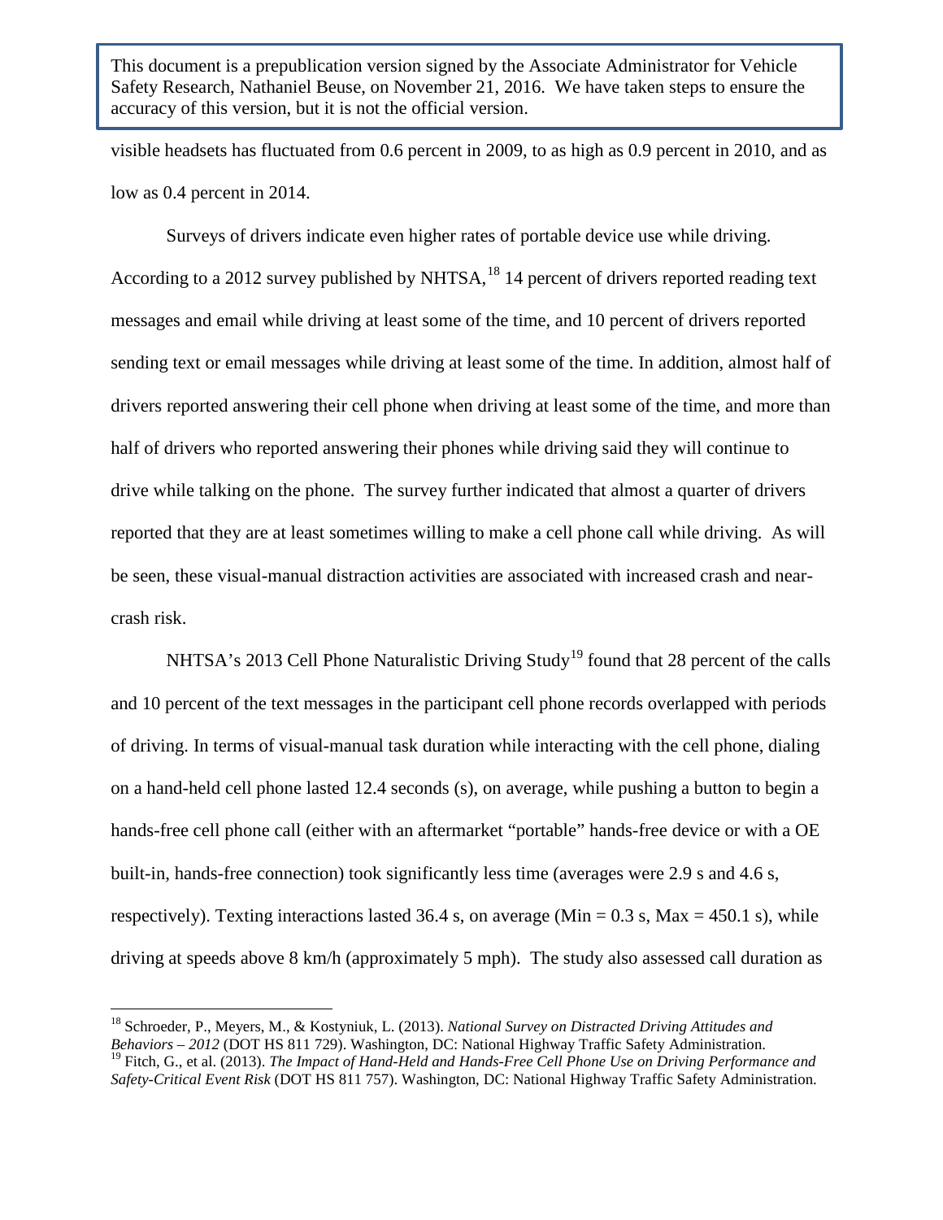visible headsets has fluctuated from 0.6 percent in 2009, to as high as 0.9 percent in 2010, and as low as 0.4 percent in 2014.

Surveys of drivers indicate even higher rates of portable device use while driving. According to a 2012 survey published by NHTSA,[18] 14 percent of drivers reported reading text messages and email while driving at least some of the time, and 10 percent of drivers reported sending text or email messages while driving at least some of the time. In addition, almost half of drivers reported answering their cell phone when driving at least some of the time, and more than half of drivers who reported answering their phones while driving said they will continue to drive while talking on the phone. The survey further indicated that almost a quarter of drivers reported that they are at least sometimes willing to make a cell phone call while driving. As will be seen, these visual-manual distraction activities are associated with increased crash and near-crash risk.

NHTSA's 2013 Cell Phone Naturalistic Driving Study[19] found that 28 percent of the calls and 10 percent of the text messages in the participant cell phone records overlapped with periods of driving. In terms of visual-manual task duration while interacting with the cell phone, dialing on a hand-held cell phone lasted 12.4 seconds (s), on average, while pushing a button to begin a hands-free cell phone call (either with an aftermarket "portable" hands-free device or with a OE built-in, hands-free connection) took significantly less time (averages were 2.9 s and 4.6 s, respectively). Texting interactions lasted 36.4 s, on average (Min = 0.3 s, Max = 450.1 s), while driving at speeds above 8 km/h (approximately 5 mph). The study also assessed call duration as

---

[18] Schroeder, P., Meyers, M., & Kostyniuk, L. (2013). *National Survey on Distracted Driving Attitudes and Behaviors – 2012* (DOT HS 811 729). Washington, DC: National Highway Traffic Safety Administration.

[19] Fitch, G., et al. (2013). *The Impact of Hand-Held and Hands-Free Cell Phone Use on Driving Performance and Safety-Critical Event Risk* (DOT HS 811 757). Washington, DC: National Highway Traffic Safety Administration.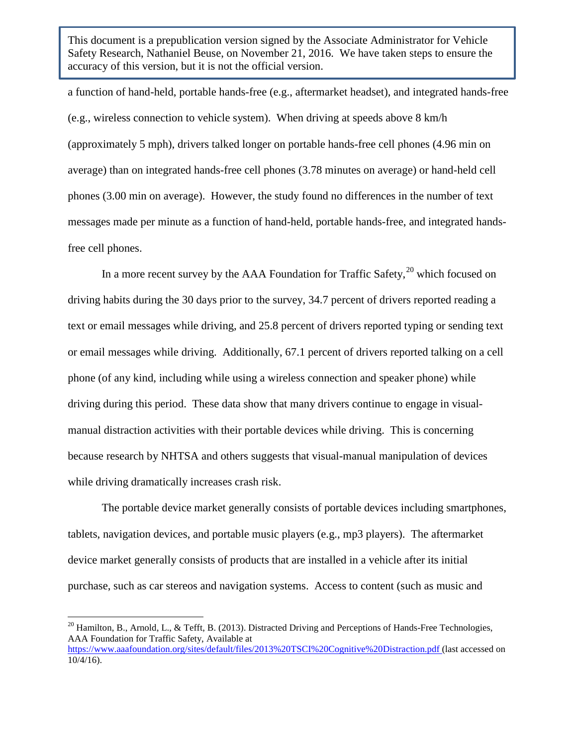a function of hand-held, portable hands-free (e.g., aftermarket headset), and integrated hands-free (e.g., wireless connection to vehicle system). When driving at speeds above 8 km/h (approximately 5 mph), drivers talked longer on portable hands-free cell phones (4.96 min on average) than on integrated hands-free cell phones (3.78 minutes on average) or hand-held cell phones (3.00 min on average). However, the study found no differences in the number of text messages made per minute as a function of hand-held, portable hands-free, and integrated hands-free cell phones.

In a more recent survey by the AAA Foundation for Traffic Safety,[20] which focused on driving habits during the 30 days prior to the survey, 34.7 percent of drivers reported reading a text or email messages while driving, and 25.8 percent of drivers reported typing or sending text or email messages while driving. Additionally, 67.1 percent of drivers reported talking on a cell phone (of any kind, including while using a wireless connection and speaker phone) while driving during this period. These data show that many drivers continue to engage in visual-manual distraction activities with their portable devices while driving. This is concerning because research by NHTSA and others suggests that visual-manual manipulation of devices while driving dramatically increases crash risk.

The portable device market generally consists of portable devices including smartphones, tablets, navigation devices, and portable music players (e.g., mp3 players). The aftermarket device market generally consists of products that are installed in a vehicle after its initial purchase, such as car stereos and navigation systems. Access to content (such as music and

---

[20] Hamilton, B., Arnold, L., & Tefft, B. (2013). Distracted Driving and Perceptions of Hands-Free Technologies, AAA Foundation for Traffic Safety, Available at https://www.aaafoundation.org/sites/default/files/2013%20TSCI%20Cognitive%20Distraction.pdf (last accessed on 10/4/16).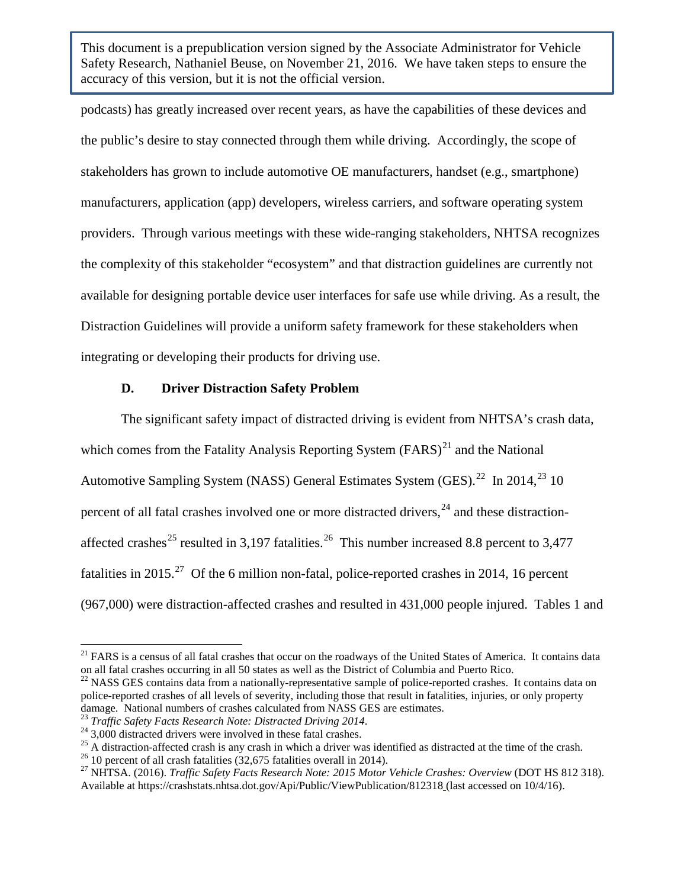podcasts) has greatly increased over recent years, as have the capabilities of these devices and the public's desire to stay connected through them while driving. Accordingly, the scope of stakeholders has grown to include automotive OE manufacturers, handset (e.g., smartphone) manufacturers, application (app) developers, wireless carriers, and software operating system providers. Through various meetings with these wide-ranging stakeholders, NHTSA recognizes the complexity of this stakeholder "ecosystem" and that distraction guidelines are currently not available for designing portable device user interfaces for safe use while driving. As a result, the Distraction Guidelines will provide a uniform safety framework for these stakeholders when integrating or developing their products for driving use.

### D. Driver Distraction Safety Problem

The significant safety impact of distracted driving is evident from NHTSA's crash data, which comes from the Fatality Analysis Reporting System (FARS)[21] and the National Automotive Sampling System (NASS) General Estimates System (GES).[22] In 2014,[23] 10 percent of all fatal crashes involved one or more distracted drivers,[24] and these distraction-affected crashes[25] resulted in 3,197 fatalities.[26] This number increased 8.8 percent to 3,477 fatalities in 2015.[27] Of the 6 million non-fatal, police-reported crashes in 2014, 16 percent (967,000) were distraction-affected crashes and resulted in 431,000 people injured. Tables 1 and

---

[21] FARS is a census of all fatal crashes that occur on the roadways of the United States of America. It contains data on all fatal crashes occurring in all 50 states as well as the District of Columbia and Puerto Rico.

[22] NASS GES contains data from a nationally-representative sample of police-reported crashes. It contains data on police-reported crashes of all levels of severity, including those that result in fatalities, injuries, or only property damage. National numbers of crashes calculated from NASS GES are estimates.

[23] *Traffic Safety Facts Research Note: Distracted Driving 2014*.

[24] 3,000 distracted drivers were involved in these fatal crashes.

[25] A distraction-affected crash is any crash in which a driver was identified as distracted at the time of the crash.

[26] 10 percent of all crash fatalities (32,675 fatalities overall in 2014).

[27] NHTSA. (2016). *Traffic Safety Facts Research Note: 2015 Motor Vehicle Crashes: Overview* (DOT HS 812 318). Available at https://crashstats.nhtsa.dot.gov/Api/Public/ViewPublication/812318 (last accessed on 10/4/16).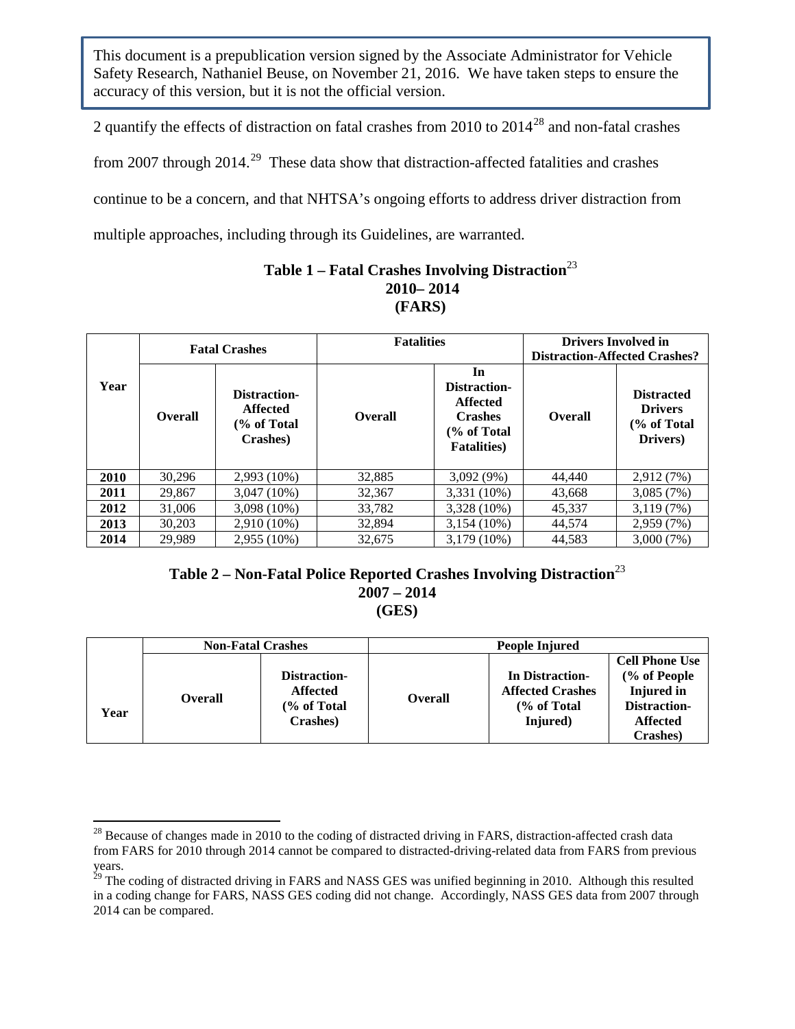This document is a prepublication version signed by the Associate Administrator for Vehicle Safety Research, Nathaniel Beuse, on November 21, 2016. We have taken steps to ensure the accuracy of this version, but it is not the official version.

2 quantify the effects of distraction on fatal crashes from 2010 to 2014[28] and non-fatal crashes from 2007 through 2014.[29] These data show that distraction-affected fatalities and crashes continue to be a concern, and that NHTSA's ongoing efforts to address driver distraction from multiple approaches, including through its Guidelines, are warranted.

**Table 1 – Fatal Crashes Involving Distraction[23]**
**2010– 2014**
**(FARS)**

| Year | Fatal Crashes | | Fatalities | | Drivers Involved in Distraction-Affected Crashes? | |
|---|---|---|---|---|---|---|
| | **Overall** | **Distraction-Affected (% of Total Crashes)** | **Overall** | **In Distraction-Affected Crashes (% of Total Fatalities)** | **Overall** | **Distracted Drivers (% of Total Drivers)** |
| **2010** | 30,296 | 2,993 (10%) | 32,885 | 3,092 (9%) | 44,440 | 2,912 (7%) |
| **2011** | 29,867 | 3,047 (10%) | 32,367 | 3,331 (10%) | 43,668 | 3,085 (7%) |
| **2012** | 31,006 | 3,098 (10%) | 33,782 | 3,328 (10%) | 45,337 | 3,119 (7%) |
| **2013** | 30,203 | 2,910 (10%) | 32,894 | 3,154 (10%) | 44,574 | 2,959 (7%) |
| **2014** | 29,989 | 2,955 (10%) | 32,675 | 3,179 (10%) | 44,583 | 3,000 (7%) |

**Table 2 – Non-Fatal Police Reported Crashes Involving Distraction[23]**
**2007 – 2014**
**(GES)**

| Year | Non-Fatal Crashes | | People Injured | | |
|---|---|---|---|---|---|
| | **Overall** | **Distraction-Affected (% of Total Crashes)** | **Overall** | **In Distraction-Affected Crashes (% of Total Injured)** | **Cell Phone Use (% of People Injured in Distraction-Affected Crashes)** |

[28] Because of changes made in 2010 to the coding of distracted driving in FARS, distraction-affected crash data from FARS for 2010 through 2014 cannot be compared to distracted-driving-related data from FARS from previous years.

[29] The coding of distracted driving in FARS and NASS GES was unified beginning in 2010. Although this resulted in a coding change for FARS, NASS GES coding did not change. Accordingly, NASS GES data from 2007 through 2014 can be compared.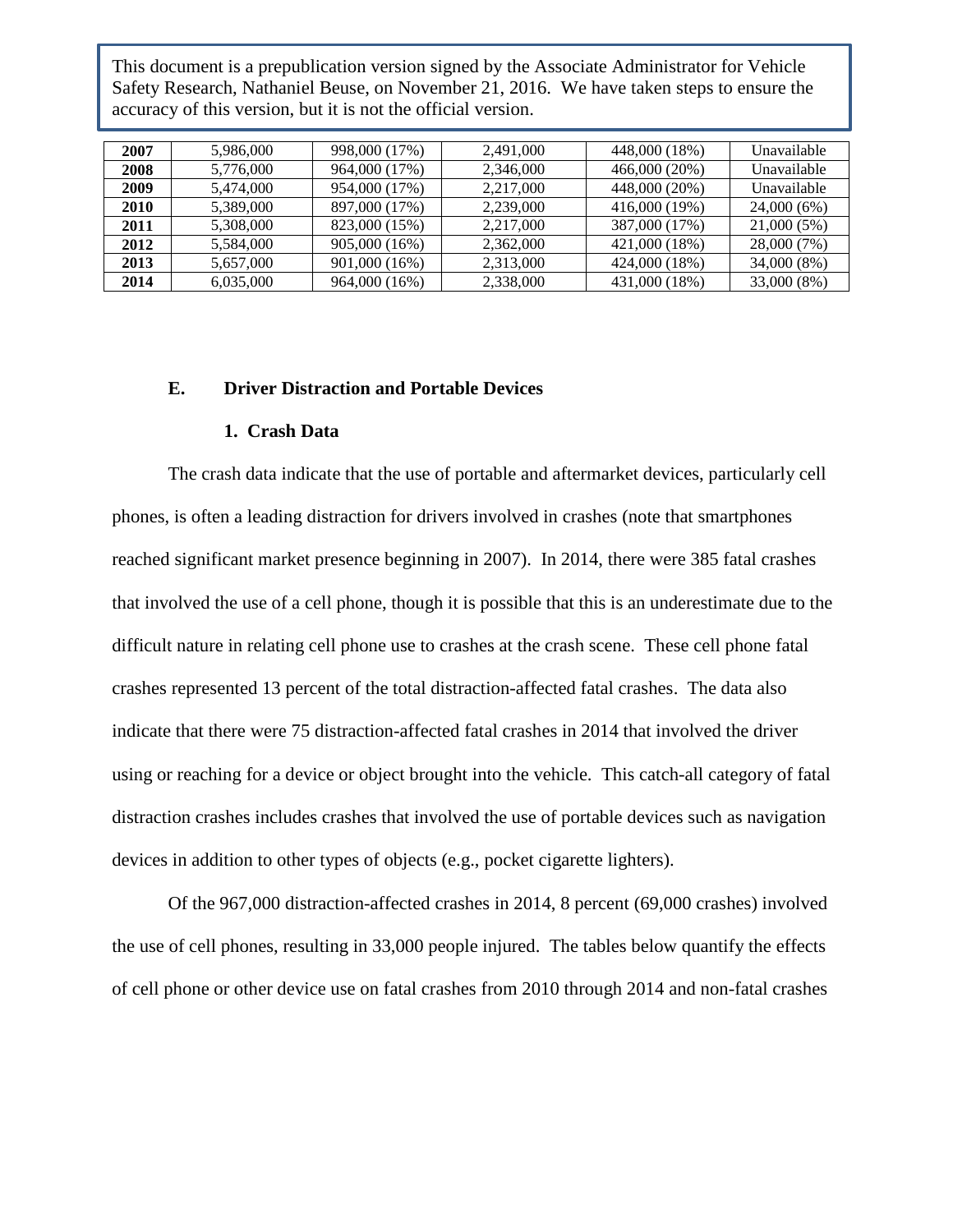| | | | | | |
|---|---|---|---|---|---|
| **2007** | 5,986,000 | 998,000 (17%) | 2,491,000 | 448,000 (18%) | Unavailable |
| **2008** | 5,776,000 | 964,000 (17%) | 2,346,000 | 466,000 (20%) | Unavailable |
| **2009** | 5,474,000 | 954,000 (17%) | 2,217,000 | 448,000 (20%) | Unavailable |
| **2010** | 5,389,000 | 897,000 (17%) | 2,239,000 | 416,000 (19%) | 24,000 (6%) |
| **2011** | 5,308,000 | 823,000 (15%) | 2,217,000 | 387,000 (17%) | 21,000 (5%) |
| **2012** | 5,584,000 | 905,000 (16%) | 2,362,000 | 421,000 (18%) | 28,000 (7%) |
| **2013** | 5,657,000 | 901,000 (16%) | 2,313,000 | 424,000 (18%) | 34,000 (8%) |
| **2014** | 6,035,000 | 964,000 (16%) | 2,338,000 | 431,000 (18%) | 33,000 (8%) |

## E. Driver Distraction and Portable Devices

### 1. Crash Data

The crash data indicate that the use of portable and aftermarket devices, particularly cell phones, is often a leading distraction for drivers involved in crashes (note that smartphones reached significant market presence beginning in 2007). In 2014, there were 385 fatal crashes that involved the use of a cell phone, though it is possible that this is an underestimate due to the difficult nature in relating cell phone use to crashes at the crash scene. These cell phone fatal crashes represented 13 percent of the total distraction-affected fatal crashes. The data also indicate that there were 75 distraction-affected fatal crashes in 2014 that involved the driver using or reaching for a device or object brought into the vehicle. This catch-all category of fatal distraction crashes includes crashes that involved the use of portable devices such as navigation devices in addition to other types of objects (e.g., pocket cigarette lighters).

Of the 967,000 distraction-affected crashes in 2014, 8 percent (69,000 crashes) involved the use of cell phones, resulting in 33,000 people injured. The tables below quantify the effects of cell phone or other device use on fatal crashes from 2010 through 2014 and non-fatal crashes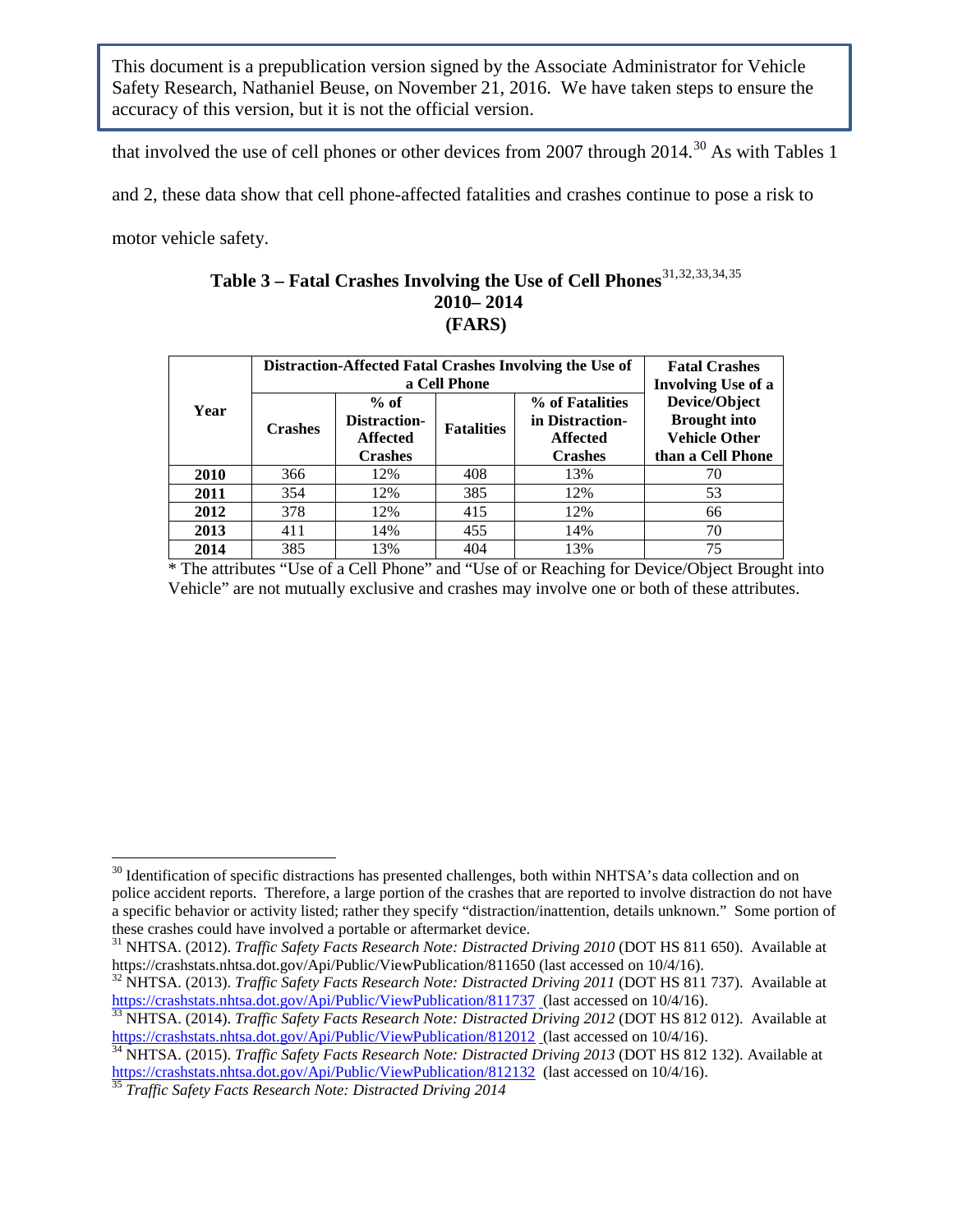This document is a prepublication version signed by the Associate Administrator for Vehicle Safety Research, Nathaniel Beuse, on November 21, 2016. We have taken steps to ensure the accuracy of this version, but it is not the official version.

that involved the use of cell phones or other devices from 2007 through 2014.[30] As with Tables 1 and 2, these data show that cell phone-affected fatalities and crashes continue to pose a risk to motor vehicle safety.

**Table 3 – Fatal Crashes Involving the Use of Cell Phones[31,32,33,34,35]**
**2010– 2014**
**(FARS)**

| Year | Distraction-Affected Fatal Crashes Involving the Use of a Cell Phone | | | | Fatal Crashes Involving Use of a Device/Object Brought into Vehicle Other than a Cell Phone |
|---|---|---|---|---|---|
| | Crashes | % of Distraction-Affected Crashes | Fatalities | % of Fatalities in Distraction-Affected Crashes | |
| 2010 | 366 | 12% | 408 | 13% | 70 |
| 2011 | 354 | 12% | 385 | 12% | 53 |
| 2012 | 378 | 12% | 415 | 12% | 66 |
| 2013 | 411 | 14% | 455 | 14% | 70 |
| 2014 | 385 | 13% | 404 | 13% | 75 |

* The attributes "Use of a Cell Phone" and "Use of or Reaching for Device/Object Brought into Vehicle" are not mutually exclusive and crashes may involve one or both of these attributes.

---

[30] Identification of specific distractions has presented challenges, both within NHTSA's data collection and on police accident reports. Therefore, a large portion of the crashes that are reported to involve distraction do not have a specific behavior or activity listed; rather they specify "distraction/inattention, details unknown." Some portion of these crashes could have involved a portable or aftermarket device.

[31] NHTSA. (2012). *Traffic Safety Facts Research Note: Distracted Driving 2010* (DOT HS 811 650). Available at https://crashstats.nhtsa.dot.gov/Api/Public/ViewPublication/811650 (last accessed on 10/4/16).

[32] NHTSA. (2013). *Traffic Safety Facts Research Note: Distracted Driving 2011* (DOT HS 811 737). Available at https://crashstats.nhtsa.dot.gov/Api/Public/ViewPublication/811737 (last accessed on 10/4/16).

[33] NHTSA. (2014). *Traffic Safety Facts Research Note: Distracted Driving 2012* (DOT HS 812 012). Available at https://crashstats.nhtsa.dot.gov/Api/Public/ViewPublication/812012 (last accessed on 10/4/16).

[34] NHTSA. (2015). *Traffic Safety Facts Research Note: Distracted Driving 2013* (DOT HS 812 132). Available at https://crashstats.nhtsa.dot.gov/Api/Public/ViewPublication/812132 (last accessed on 10/4/16).

[35] *Traffic Safety Facts Research Note: Distracted Driving 2014*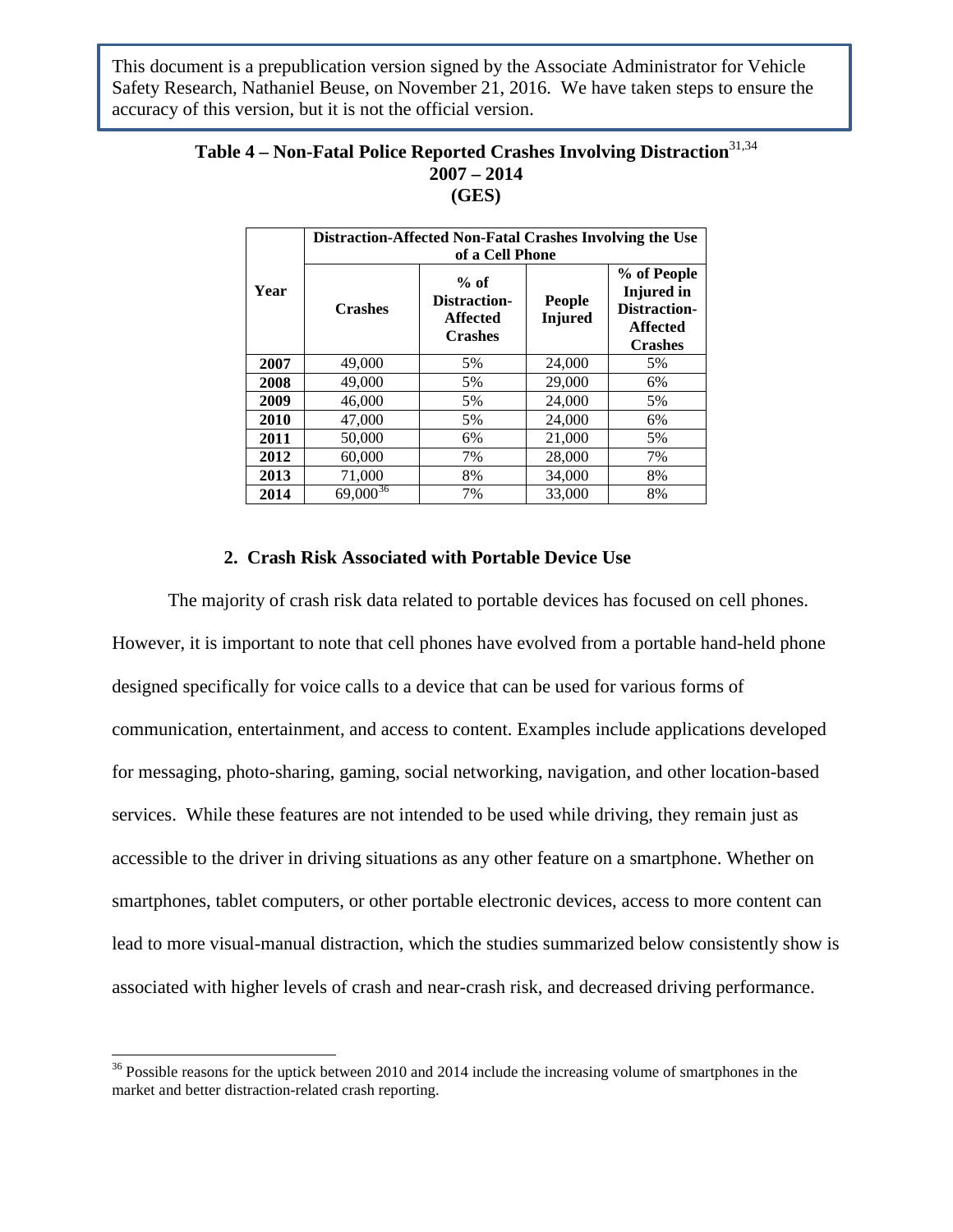This document is a prepublication version signed by the Associate Administrator for Vehicle Safety Research, Nathaniel Beuse, on November 21, 2016. We have taken steps to ensure the accuracy of this version, but it is not the official version.

**Table 4 – Non-Fatal Police Reported Crashes Involving Distraction[31,34]**
**2007 – 2014**
**(GES)**

| Year | Distraction-Affected Non-Fatal Crashes Involving the Use of a Cell Phone | | | |
|---|---|---|---|---|
| | Crashes | % of Distraction-Affected Crashes | People Injured | % of People Injured in Distraction-Affected Crashes |
| **2007** | 49,000 | 5% | 24,000 | 5% |
| **2008** | 49,000 | 5% | 29,000 | 6% |
| **2009** | 46,000 | 5% | 24,000 | 5% |
| **2010** | 47,000 | 5% | 24,000 | 6% |
| **2011** | 50,000 | 6% | 21,000 | 5% |
| **2012** | 60,000 | 7% | 28,000 | 7% |
| **2013** | 71,000 | 8% | 34,000 | 8% |
| **2014** | 69,000[36] | 7% | 33,000 | 8% |

### 2. Crash Risk Associated with Portable Device Use

The majority of crash risk data related to portable devices has focused on cell phones. However, it is important to note that cell phones have evolved from a portable hand-held phone designed specifically for voice calls to a device that can be used for various forms of communication, entertainment, and access to content. Examples include applications developed for messaging, photo-sharing, gaming, social networking, navigation, and other location-based services. While these features are not intended to be used while driving, they remain just as accessible to the driver in driving situations as any other feature on a smartphone. Whether on smartphones, tablet computers, or other portable electronic devices, access to more content can lead to more visual-manual distraction, which the studies summarized below consistently show is associated with higher levels of crash and near-crash risk, and decreased driving performance.

[36] Possible reasons for the uptick between 2010 and 2014 include the increasing volume of smartphones in the market and better distraction-related crash reporting.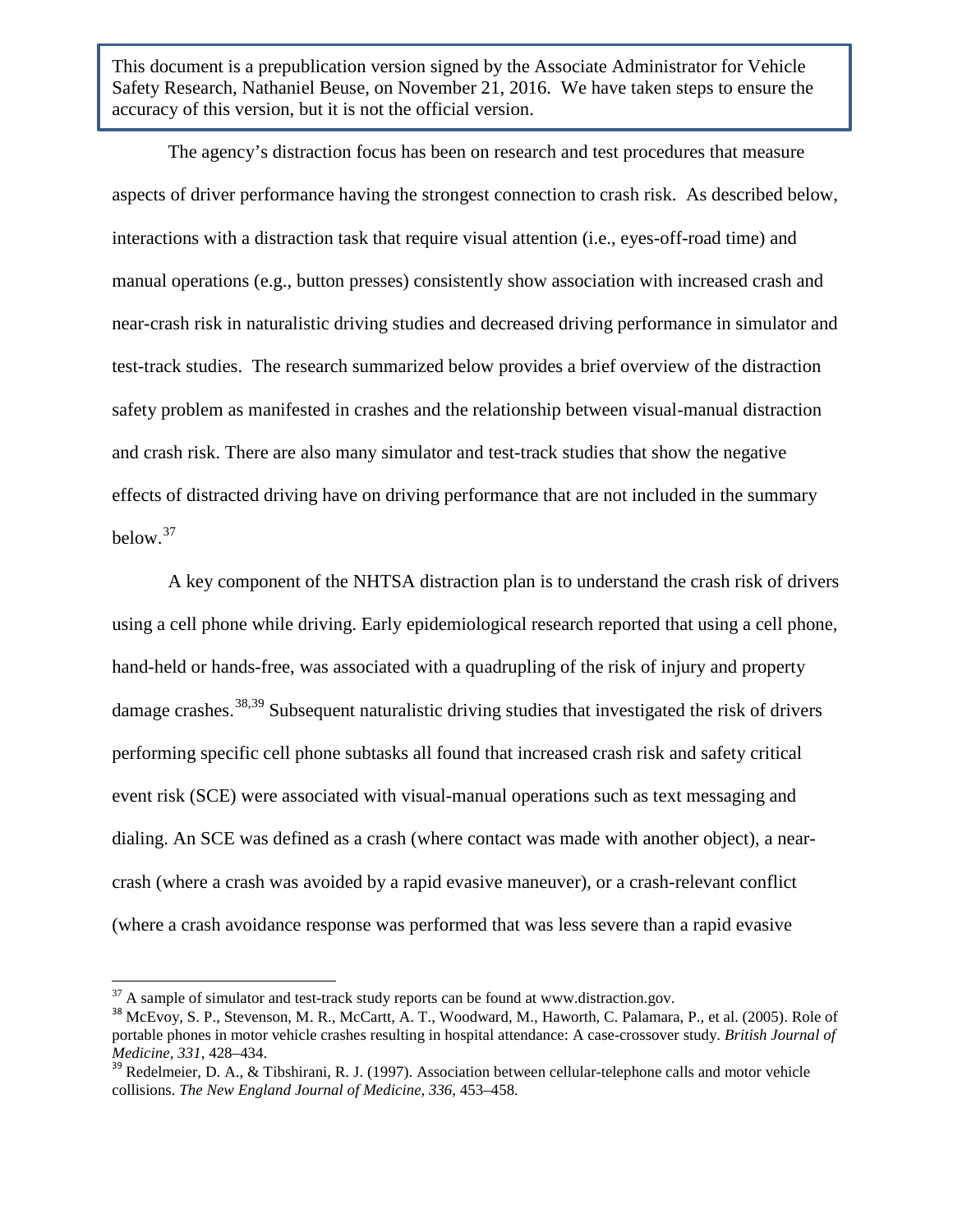This document is a prepublication version signed by the Associate Administrator for Vehicle Safety Research, Nathaniel Beuse, on November 21, 2016. We have taken steps to ensure the accuracy of this version, but it is not the official version.

The agency's distraction focus has been on research and test procedures that measure aspects of driver performance having the strongest connection to crash risk. As described below, interactions with a distraction task that require visual attention (i.e., eyes-off-road time) and manual operations (e.g., button presses) consistently show association with increased crash and near-crash risk in naturalistic driving studies and decreased driving performance in simulator and test-track studies. The research summarized below provides a brief overview of the distraction safety problem as manifested in crashes and the relationship between visual-manual distraction and crash risk. There are also many simulator and test-track studies that show the negative effects of distracted driving have on driving performance that are not included in the summary below.[37]

A key component of the NHTSA distraction plan is to understand the crash risk of drivers using a cell phone while driving. Early epidemiological research reported that using a cell phone, hand-held or hands-free, was associated with a quadrupling of the risk of injury and property damage crashes.[38,39] Subsequent naturalistic driving studies that investigated the risk of drivers performing specific cell phone subtasks all found that increased crash risk and safety critical event risk (SCE) were associated with visual-manual operations such as text messaging and dialing. An SCE was defined as a crash (where contact was made with another object), a near-crash (where a crash was avoided by a rapid evasive maneuver), or a crash-relevant conflict (where a crash avoidance response was performed that was less severe than a rapid evasive

---

[37] A sample of simulator and test-track study reports can be found at www.distraction.gov.

[38] McEvoy, S. P., Stevenson, M. R., McCartt, A. T., Woodward, M., Haworth, C. Palamara, P., et al. (2005). Role of portable phones in motor vehicle crashes resulting in hospital attendance: A case-crossover study. *British Journal of Medicine, 331,* 428–434.

[39] Redelmeier, D. A., & Tibshirani, R. J. (1997). Association between cellular-telephone calls and motor vehicle collisions. *The New England Journal of Medicine, 336,* 453–458.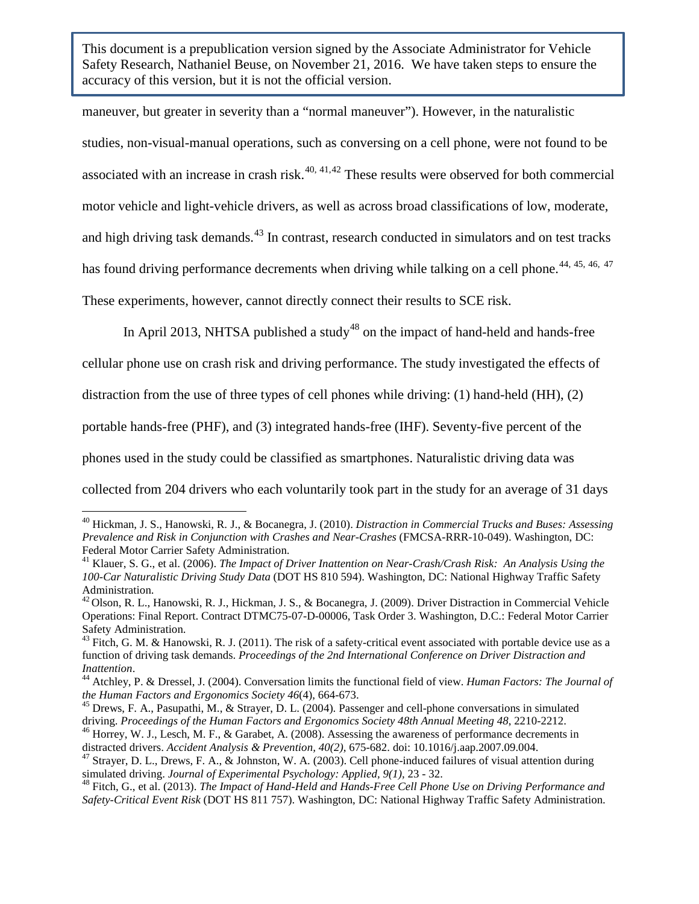maneuver, but greater in severity than a "normal maneuver"). However, in the naturalistic studies, non-visual-manual operations, such as conversing on a cell phone, were not found to be associated with an increase in crash risk.[40, 41,42] These results were observed for both commercial motor vehicle and light-vehicle drivers, as well as across broad classifications of low, moderate, and high driving task demands.[43] In contrast, research conducted in simulators and on test tracks has found driving performance decrements when driving while talking on a cell phone.[44, 45, 46, 47] These experiments, however, cannot directly connect their results to SCE risk.

In April 2013, NHTSA published a study[48] on the impact of hand-held and hands-free cellular phone use on crash risk and driving performance. The study investigated the effects of distraction from the use of three types of cell phones while driving: (1) hand-held (HH), (2) portable hands-free (PHF), and (3) integrated hands-free (IHF). Seventy-five percent of the phones used in the study could be classified as smartphones. Naturalistic driving data was collected from 204 drivers who each voluntarily took part in the study for an average of 31 days

---

[40] Hickman, J. S., Hanowski, R. J., & Bocanegra, J. (2010). *Distraction in Commercial Trucks and Buses: Assessing Prevalence and Risk in Conjunction with Crashes and Near-Crashes* (FMCSA-RRR-10-049). Washington, DC: Federal Motor Carrier Safety Administration.

[41] Klauer, S. G., et al. (2006). *The Impact of Driver Inattention on Near-Crash/Crash Risk: An Analysis Using the 100-Car Naturalistic Driving Study Data* (DOT HS 810 594). Washington, DC: National Highway Traffic Safety Administration.

[42] Olson, R. L., Hanowski, R. J., Hickman, J. S., & Bocanegra, J. (2009). Driver Distraction in Commercial Vehicle Operations: Final Report. Contract DTMC75-07-D-00006, Task Order 3. Washington, D.C.: Federal Motor Carrier Safety Administration.

[43] Fitch, G. M. & Hanowski, R. J. (2011). The risk of a safety-critical event associated with portable device use as a function of driving task demands. *Proceedings of the 2nd International Conference on Driver Distraction and Inattention*.

[44] Atchley, P. & Dressel, J. (2004). Conversation limits the functional field of view. *Human Factors: The Journal of the Human Factors and Ergonomics Society 46*(4), 664-673.

[45] Drews, F. A., Pasupathi, M., & Strayer, D. L. (2004). Passenger and cell-phone conversations in simulated driving. *Proceedings of the Human Factors and Ergonomics Society 48th Annual Meeting 48*, 2210-2212.

[46] Horrey, W. J., Lesch, M. F., & Garabet, A. (2008). Assessing the awareness of performance decrements in distracted drivers. *Accident Analysis & Prevention, 40(2)*, 675-682. doi: 10.1016/j.aap.2007.09.004.

[47] Strayer, D. L., Drews, F. A., & Johnston, W. A. (2003). Cell phone-induced failures of visual attention during simulated driving. *Journal of Experimental Psychology: Applied, 9(1)*, 23 - 32.

[48] Fitch, G., et al. (2013). *The Impact of Hand-Held and Hands-Free Cell Phone Use on Driving Performance and Safety-Critical Event Risk* (DOT HS 811 757). Washington, DC: National Highway Traffic Safety Administration.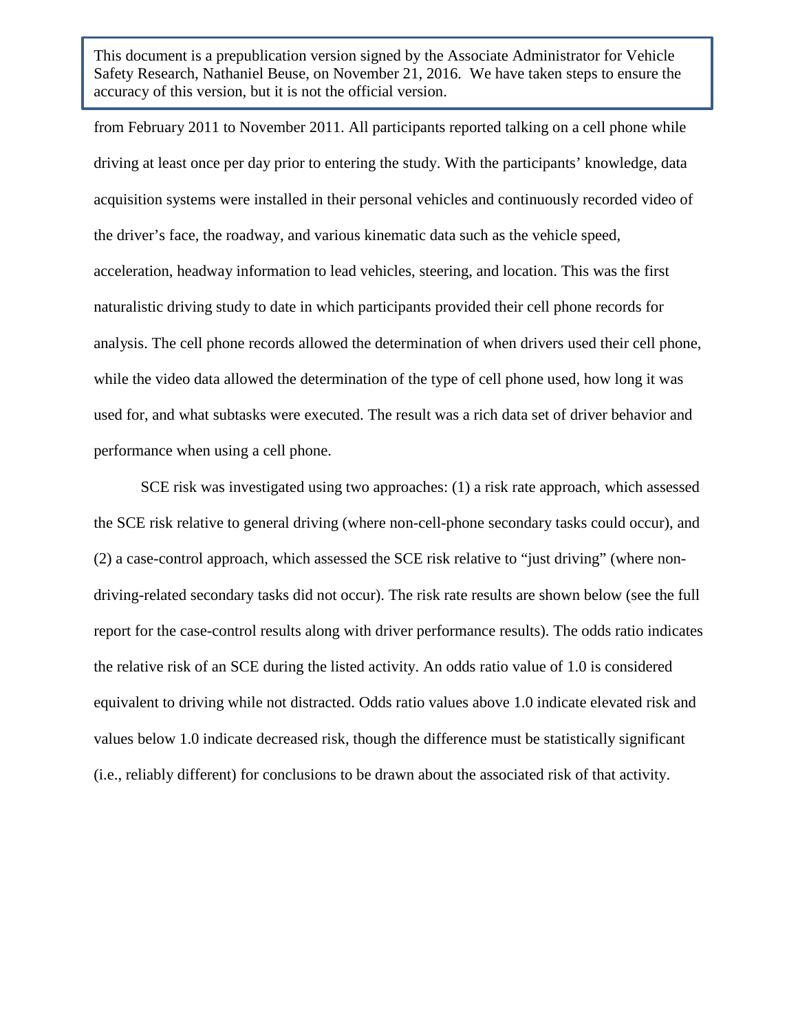This document is a prepublication version signed by the Associate Administrator for Vehicle Safety Research, Nathaniel Beuse, on November 21, 2016. We have taken steps to ensure the accuracy of this version, but it is not the official version.

from February 2011 to November 2011. All participants reported talking on a cell phone while driving at least once per day prior to entering the study. With the participants' knowledge, data acquisition systems were installed in their personal vehicles and continuously recorded video of the driver's face, the roadway, and various kinematic data such as the vehicle speed, acceleration, headway information to lead vehicles, steering, and location. This was the first naturalistic driving study to date in which participants provided their cell phone records for analysis. The cell phone records allowed the determination of when drivers used their cell phone, while the video data allowed the determination of the type of cell phone used, how long it was used for, and what subtasks were executed. The result was a rich data set of driver behavior and performance when using a cell phone.

SCE risk was investigated using two approaches: (1) a risk rate approach, which assessed the SCE risk relative to general driving (where non-cell-phone secondary tasks could occur), and (2) a case-control approach, which assessed the SCE risk relative to "just driving" (where non-driving-related secondary tasks did not occur). The risk rate results are shown below (see the full report for the case-control results along with driver performance results). The odds ratio indicates the relative risk of an SCE during the listed activity. An odds ratio value of 1.0 is considered equivalent to driving while not distracted. Odds ratio values above 1.0 indicate elevated risk and values below 1.0 indicate decreased risk, though the difference must be statistically significant (i.e., reliably different) for conclusions to be drawn about the associated risk of that activity.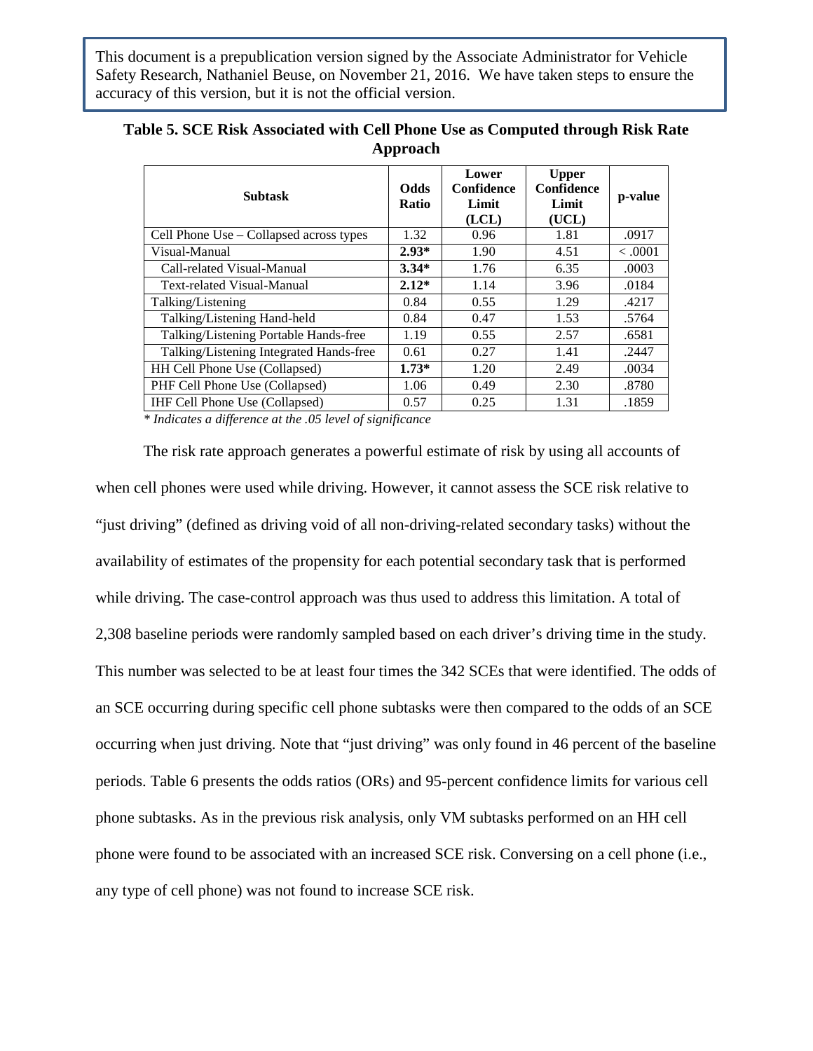This document is a prepublication version signed by the Associate Administrator for Vehicle Safety Research, Nathaniel Beuse, on November 21, 2016. We have taken steps to ensure the accuracy of this version, but it is not the official version.

**Table 5. SCE Risk Associated with Cell Phone Use as Computed through Risk Rate Approach**

| Subtask | Odds Ratio | Lower Confidence Limit (LCL) | Upper Confidence Limit (UCL) | p-value |
|---|---|---|---|---|
| Cell Phone Use – Collapsed across types | 1.32 | 0.96 | 1.81 | .0917 |
| Visual-Manual | **2.93*** | 1.90 | 4.51 | < .0001 |
| Call-related Visual-Manual | **3.34*** | 1.76 | 6.35 | .0003 |
| Text-related Visual-Manual | **2.12*** | 1.14 | 3.96 | .0184 |
| Talking/Listening | 0.84 | 0.55 | 1.29 | .4217 |
| Talking/Listening Hand-held | 0.84 | 0.47 | 1.53 | .5764 |
| Talking/Listening Portable Hands-free | 1.19 | 0.55 | 2.57 | .6581 |
| Talking/Listening Integrated Hands-free | 0.61 | 0.27 | 1.41 | .2447 |
| HH Cell Phone Use (Collapsed) | **1.73*** | 1.20 | 2.49 | .0034 |
| PHF Cell Phone Use (Collapsed) | 1.06 | 0.49 | 2.30 | .8780 |
| IHF Cell Phone Use (Collapsed) | 0.57 | 0.25 | 1.31 | .1859 |

*\* Indicates a difference at the .05 level of significance*

The risk rate approach generates a powerful estimate of risk by using all accounts of when cell phones were used while driving. However, it cannot assess the SCE risk relative to "just driving" (defined as driving void of all non-driving-related secondary tasks) without the availability of estimates of the propensity for each potential secondary task that is performed while driving. The case-control approach was thus used to address this limitation. A total of 2,308 baseline periods were randomly sampled based on each driver's driving time in the study. This number was selected to be at least four times the 342 SCEs that were identified. The odds of an SCE occurring during specific cell phone subtasks were then compared to the odds of an SCE occurring when just driving. Note that "just driving" was only found in 46 percent of the baseline periods. Table 6 presents the odds ratios (ORs) and 95-percent confidence limits for various cell phone subtasks. As in the previous risk analysis, only VM subtasks performed on an HH cell phone were found to be associated with an increased SCE risk. Conversing on a cell phone (i.e., any type of cell phone) was not found to increase SCE risk.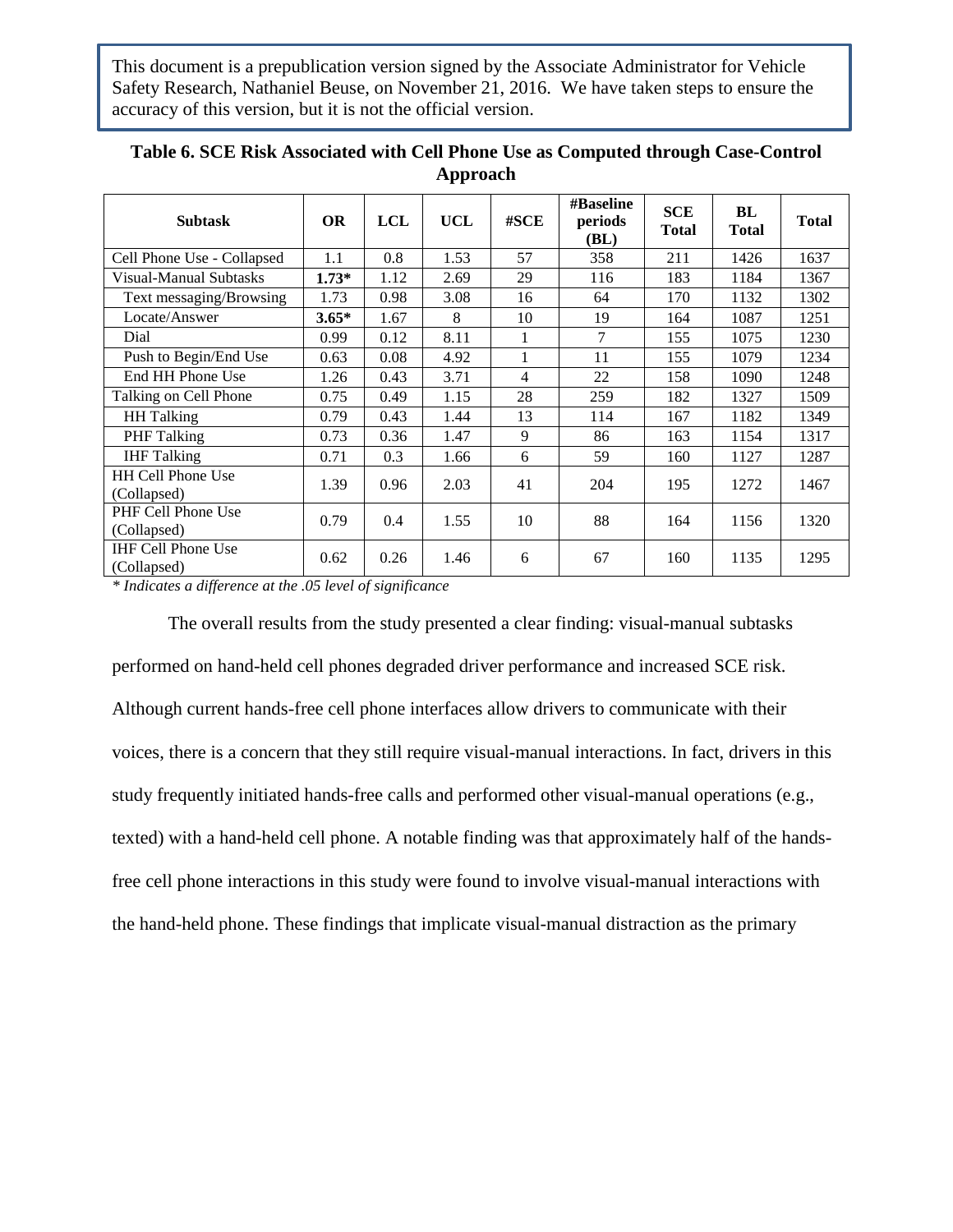This document is a prepublication version signed by the Associate Administrator for Vehicle Safety Research, Nathaniel Beuse, on November 21, 2016. We have taken steps to ensure the accuracy of this version, but it is not the official version.

**Table 6. SCE Risk Associated with Cell Phone Use as Computed through Case-Control Approach**

| Subtask | OR | LCL | UCL | #SCE | #Baseline periods (BL) | SCE Total | BL Total | Total |
|---|---|---|---|---|---|---|---|---|
| Cell Phone Use - Collapsed | 1.1 | 0.8 | 1.53 | 57 | 358 | 211 | 1426 | 1637 |
| Visual-Manual Subtasks | **1.73*** | 1.12 | 2.69 | 29 | 116 | 183 | 1184 | 1367 |
| Text messaging/Browsing | 1.73 | 0.98 | 3.08 | 16 | 64 | 170 | 1132 | 1302 |
| Locate/Answer | **3.65*** | 1.67 | 8 | 10 | 19 | 164 | 1087 | 1251 |
| Dial | 0.99 | 0.12 | 8.11 | 1 | 7 | 155 | 1075 | 1230 |
| Push to Begin/End Use | 0.63 | 0.08 | 4.92 | 1 | 11 | 155 | 1079 | 1234 |
| End HH Phone Use | 1.26 | 0.43 | 3.71 | 4 | 22 | 158 | 1090 | 1248 |
| Talking on Cell Phone | 0.75 | 0.49 | 1.15 | 28 | 259 | 182 | 1327 | 1509 |
| HH Talking | 0.79 | 0.43 | 1.44 | 13 | 114 | 167 | 1182 | 1349 |
| PHF Talking | 0.73 | 0.36 | 1.47 | 9 | 86 | 163 | 1154 | 1317 |
| IHF Talking | 0.71 | 0.3 | 1.66 | 6 | 59 | 160 | 1127 | 1287 |
| HH Cell Phone Use (Collapsed) | 1.39 | 0.96 | 2.03 | 41 | 204 | 195 | 1272 | 1467 |
| PHF Cell Phone Use (Collapsed) | 0.79 | 0.4 | 1.55 | 10 | 88 | 164 | 1156 | 1320 |
| IHF Cell Phone Use (Collapsed) | 0.62 | 0.26 | 1.46 | 6 | 67 | 160 | 1135 | 1295 |

*\* Indicates a difference at the .05 level of significance*

The overall results from the study presented a clear finding: visual-manual subtasks performed on hand-held cell phones degraded driver performance and increased SCE risk. Although current hands-free cell phone interfaces allow drivers to communicate with their voices, there is a concern that they still require visual-manual interactions. In fact, drivers in this study frequently initiated hands-free calls and performed other visual-manual operations (e.g., texted) with a hand-held cell phone. A notable finding was that approximately half of the hands-free cell phone interactions in this study were found to involve visual-manual interactions with the hand-held phone. These findings that implicate visual-manual distraction as the primary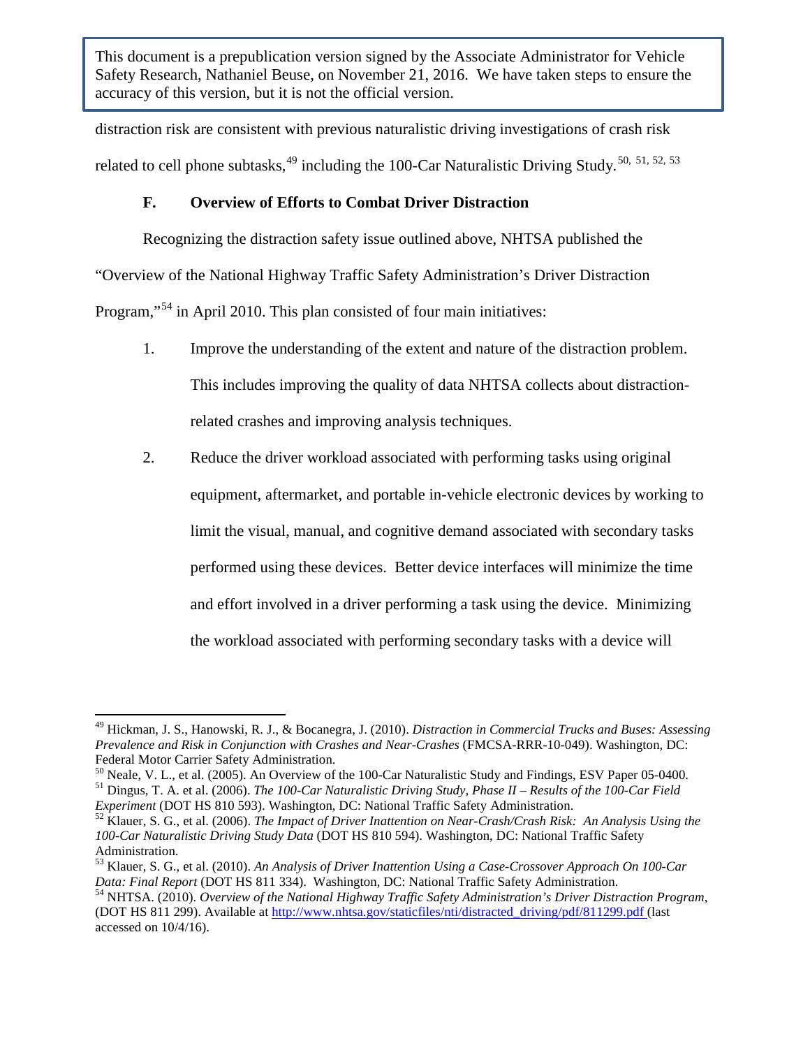distraction risk are consistent with previous naturalistic driving investigations of crash risk related to cell phone subtasks,[49] including the 100-Car Naturalistic Driving Study.[50, 51, 52, 53]

### F. Overview of Efforts to Combat Driver Distraction

Recognizing the distraction safety issue outlined above, NHTSA published the "Overview of the National Highway Traffic Safety Administration's Driver Distraction Program,"[54] in April 2010. This plan consisted of four main initiatives:

1. Improve the understanding of the extent and nature of the distraction problem. This includes improving the quality of data NHTSA collects about distraction-related crashes and improving analysis techniques.

2. Reduce the driver workload associated with performing tasks using original equipment, aftermarket, and portable in-vehicle electronic devices by working to limit the visual, manual, and cognitive demand associated with secondary tasks performed using these devices. Better device interfaces will minimize the time and effort involved in a driver performing a task using the device. Minimizing the workload associated with performing secondary tasks with a device will

---

[49] Hickman, J. S., Hanowski, R. J., & Bocanegra, J. (2010). *Distraction in Commercial Trucks and Buses: Assessing Prevalence and Risk in Conjunction with Crashes and Near-Crashes* (FMCSA-RRR-10-049). Washington, DC: Federal Motor Carrier Safety Administration.

[50] Neale, V. L., et al. (2005). An Overview of the 100-Car Naturalistic Study and Findings, ESV Paper 05-0400.

[51] Dingus, T. A. et al. (2006). *The 100-Car Naturalistic Driving Study, Phase II – Results of the 100-Car Field Experiment* (DOT HS 810 593). Washington, DC: National Traffic Safety Administration.

[52] Klauer, S. G., et al. (2006). *The Impact of Driver Inattention on Near-Crash/Crash Risk: An Analysis Using the 100-Car Naturalistic Driving Study Data* (DOT HS 810 594). Washington, DC: National Traffic Safety Administration.

[53] Klauer, S. G., et al. (2010). *An Analysis of Driver Inattention Using a Case-Crossover Approach On 100-Car Data: Final Report* (DOT HS 811 334). Washington, DC: National Traffic Safety Administration.

[54] NHTSA. (2010). *Overview of the National Highway Traffic Safety Administration's Driver Distraction Program*, (DOT HS 811 299). Available at http://www.nhtsa.gov/staticfiles/nti/distracted_driving/pdf/811299.pdf (last accessed on 10/4/16).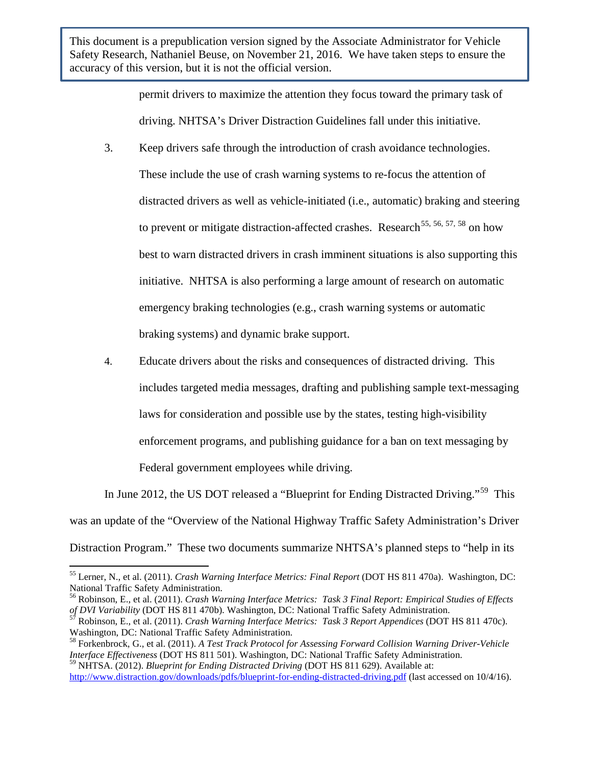permit drivers to maximize the attention they focus toward the primary task of driving. NHTSA's Driver Distraction Guidelines fall under this initiative.

3. Keep drivers safe through the introduction of crash avoidance technologies. These include the use of crash warning systems to re-focus the attention of distracted drivers as well as vehicle-initiated (i.e., automatic) braking and steering to prevent or mitigate distraction-affected crashes. Research[55, 56, 57, 58] on how best to warn distracted drivers in crash imminent situations is also supporting this initiative. NHTSA is also performing a large amount of research on automatic emergency braking technologies (e.g., crash warning systems or automatic braking systems) and dynamic brake support.

4. Educate drivers about the risks and consequences of distracted driving. This includes targeted media messages, drafting and publishing sample text-messaging laws for consideration and possible use by the states, testing high-visibility enforcement programs, and publishing guidance for a ban on text messaging by Federal government employees while driving.

In June 2012, the US DOT released a "Blueprint for Ending Distracted Driving."[59] This was an update of the "Overview of the National Highway Traffic Safety Administration's Driver Distraction Program." These two documents summarize NHTSA's planned steps to "help in its

---

[55] Lerner, N., et al. (2011). *Crash Warning Interface Metrics: Final Report* (DOT HS 811 470a). Washington, DC: National Traffic Safety Administration.

[56] Robinson, E., et al. (2011). *Crash Warning Interface Metrics: Task 3 Final Report: Empirical Studies of Effects of DVI Variability* (DOT HS 811 470b). Washington, DC: National Traffic Safety Administration.

[57] Robinson, E., et al. (2011). *Crash Warning Interface Metrics: Task 3 Report Appendices* (DOT HS 811 470c). Washington, DC: National Traffic Safety Administration.

[58] Forkenbrock, G., et al. (2011). *A Test Track Protocol for Assessing Forward Collision Warning Driver-Vehicle Interface Effectiveness* (DOT HS 811 501). Washington, DC: National Traffic Safety Administration.

[59] NHTSA. (2012). *Blueprint for Ending Distracted Driving* (DOT HS 811 629). Available at: http://www.distraction.gov/downloads/pdfs/blueprint-for-ending-distracted-driving.pdf (last accessed on 10/4/16).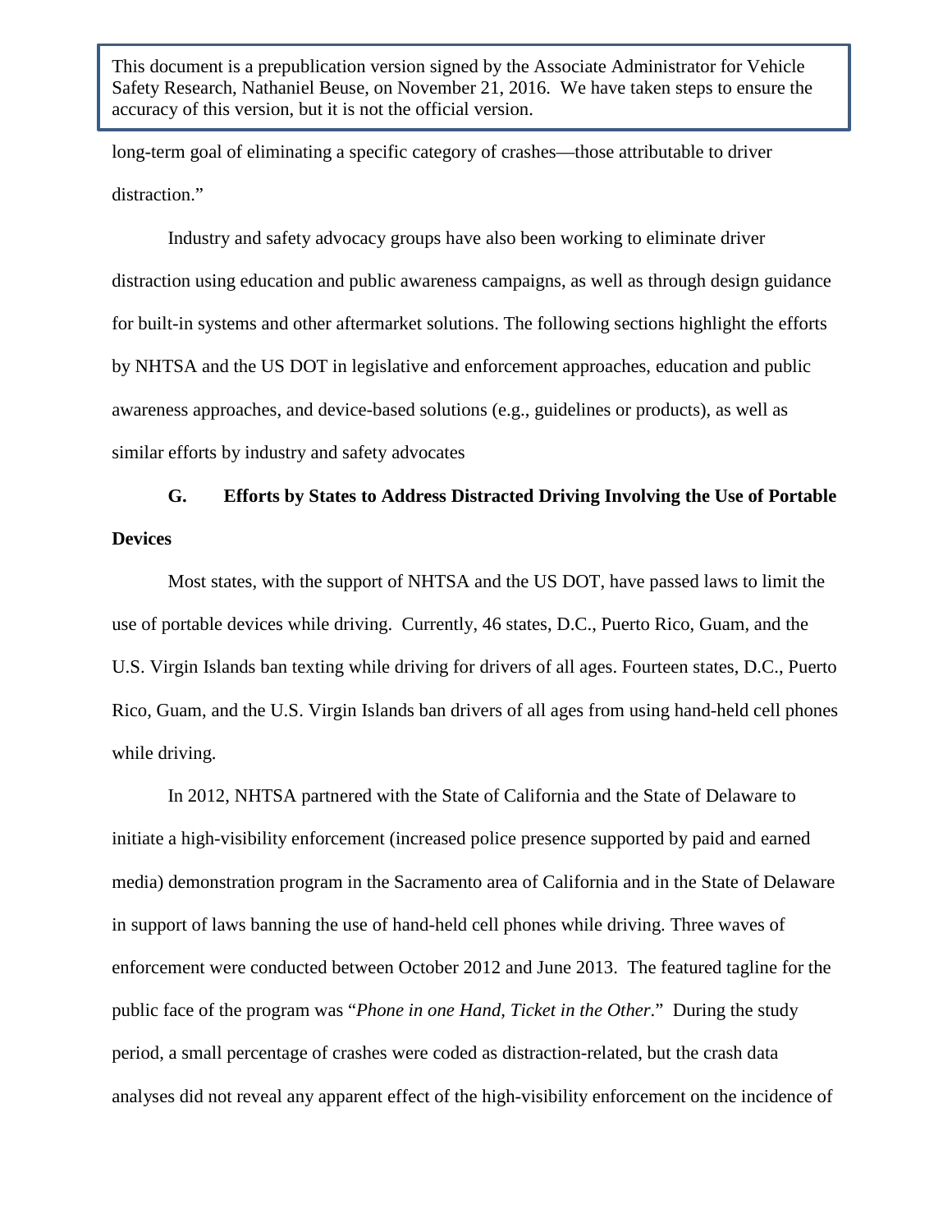long-term goal of eliminating a specific category of crashes—those attributable to driver distraction."

Industry and safety advocacy groups have also been working to eliminate driver distraction using education and public awareness campaigns, as well as through design guidance for built-in systems and other aftermarket solutions. The following sections highlight the efforts by NHTSA and the US DOT in legislative and enforcement approaches, education and public awareness approaches, and device-based solutions (e.g., guidelines or products), as well as similar efforts by industry and safety advocates

**G. Efforts by States to Address Distracted Driving Involving the Use of Portable Devices**

Most states, with the support of NHTSA and the US DOT, have passed laws to limit the use of portable devices while driving. Currently, 46 states, D.C., Puerto Rico, Guam, and the U.S. Virgin Islands ban texting while driving for drivers of all ages. Fourteen states, D.C., Puerto Rico, Guam, and the U.S. Virgin Islands ban drivers of all ages from using hand-held cell phones while driving.

In 2012, NHTSA partnered with the State of California and the State of Delaware to initiate a high-visibility enforcement (increased police presence supported by paid and earned media) demonstration program in the Sacramento area of California and in the State of Delaware in support of laws banning the use of hand-held cell phones while driving. Three waves of enforcement were conducted between October 2012 and June 2013. The featured tagline for the public face of the program was "*Phone in one Hand, Ticket in the Other*." During the study period, a small percentage of crashes were coded as distraction-related, but the crash data analyses did not reveal any apparent effect of the high-visibility enforcement on the incidence of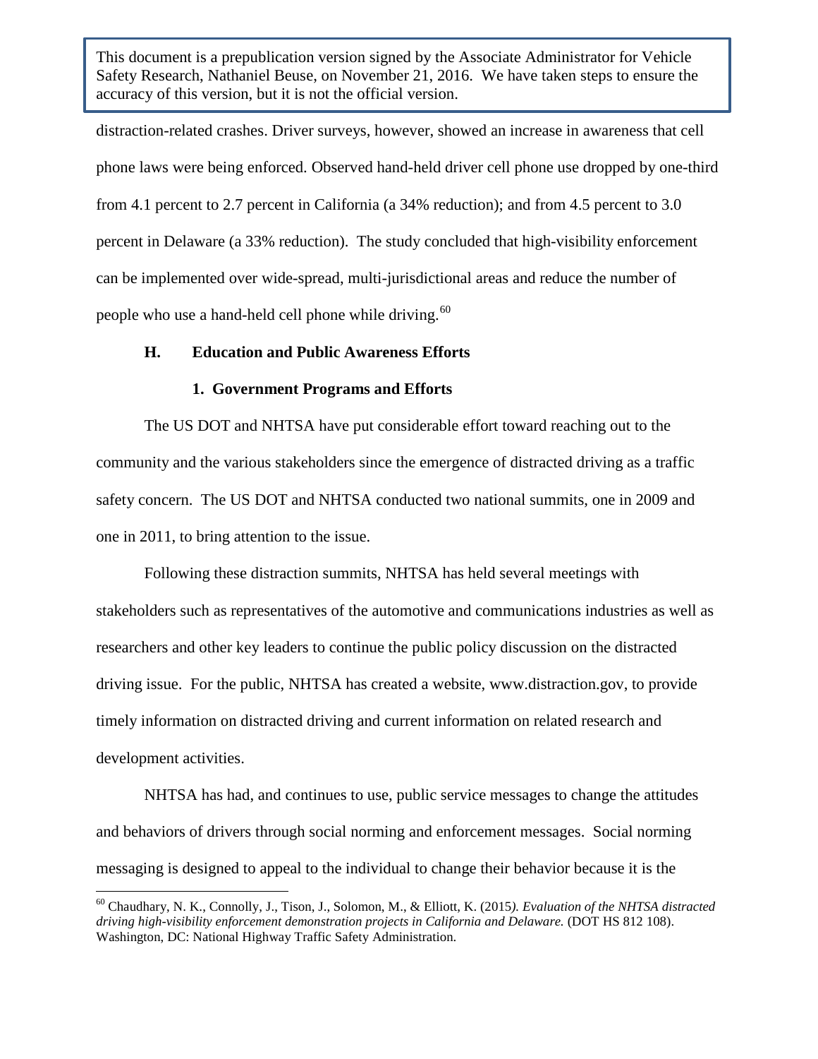distraction-related crashes. Driver surveys, however, showed an increase in awareness that cell phone laws were being enforced. Observed hand-held driver cell phone use dropped by one-third from 4.1 percent to 2.7 percent in California (a 34% reduction); and from 4.5 percent to 3.0 percent in Delaware (a 33% reduction). The study concluded that high-visibility enforcement can be implemented over wide-spread, multi-jurisdictional areas and reduce the number of people who use a hand-held cell phone while driving.[60]

### H. Education and Public Awareness Efforts

#### 1. Government Programs and Efforts

The US DOT and NHTSA have put considerable effort toward reaching out to the community and the various stakeholders since the emergence of distracted driving as a traffic safety concern. The US DOT and NHTSA conducted two national summits, one in 2009 and one in 2011, to bring attention to the issue.

Following these distraction summits, NHTSA has held several meetings with stakeholders such as representatives of the automotive and communications industries as well as researchers and other key leaders to continue the public policy discussion on the distracted driving issue. For the public, NHTSA has created a website, www.distraction.gov, to provide timely information on distracted driving and current information on related research and development activities.

NHTSA has had, and continues to use, public service messages to change the attitudes and behaviors of drivers through social norming and enforcement messages. Social norming messaging is designed to appeal to the individual to change their behavior because it is the

---

[60] Chaudhary, N. K., Connolly, J., Tison, J., Solomon, M., & Elliott, K. (2015). *Evaluation of the NHTSA distracted driving high-visibility enforcement demonstration projects in California and Delaware.* (DOT HS 812 108). Washington, DC: National Highway Traffic Safety Administration.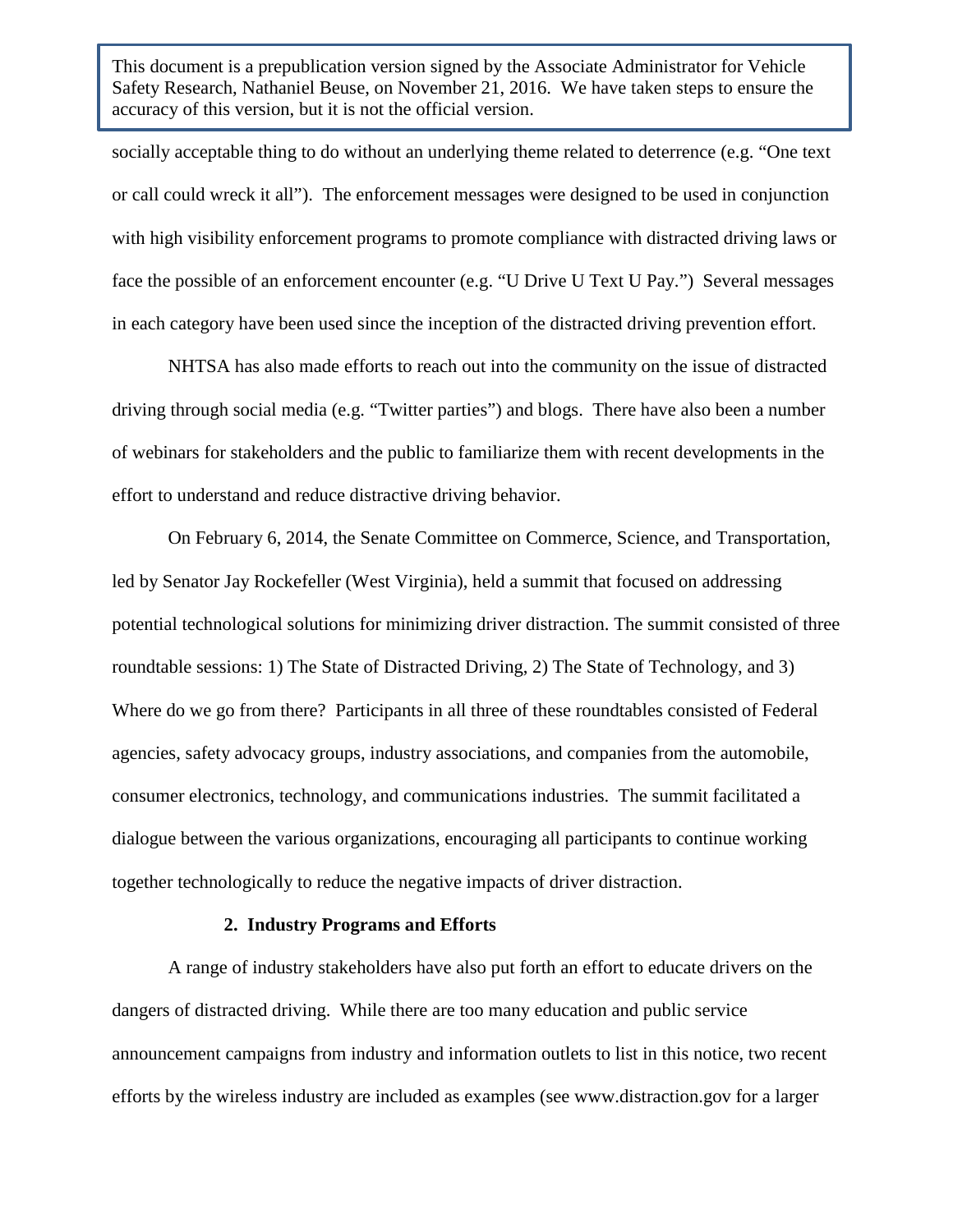socially acceptable thing to do without an underlying theme related to deterrence (e.g. "One text or call could wreck it all"). The enforcement messages were designed to be used in conjunction with high visibility enforcement programs to promote compliance with distracted driving laws or face the possible of an enforcement encounter (e.g. "U Drive U Text U Pay.") Several messages in each category have been used since the inception of the distracted driving prevention effort.

NHTSA has also made efforts to reach out into the community on the issue of distracted driving through social media (e.g. "Twitter parties") and blogs. There have also been a number of webinars for stakeholders and the public to familiarize them with recent developments in the effort to understand and reduce distractive driving behavior.

On February 6, 2014, the Senate Committee on Commerce, Science, and Transportation, led by Senator Jay Rockefeller (West Virginia), held a summit that focused on addressing potential technological solutions for minimizing driver distraction. The summit consisted of three roundtable sessions: 1) The State of Distracted Driving, 2) The State of Technology, and 3) Where do we go from there? Participants in all three of these roundtables consisted of Federal agencies, safety advocacy groups, industry associations, and companies from the automobile, consumer electronics, technology, and communications industries. The summit facilitated a dialogue between the various organizations, encouraging all participants to continue working together technologically to reduce the negative impacts of driver distraction.

**2. Industry Programs and Efforts**

A range of industry stakeholders have also put forth an effort to educate drivers on the dangers of distracted driving. While there are too many education and public service announcement campaigns from industry and information outlets to list in this notice, two recent efforts by the wireless industry are included as examples (see www.distraction.gov for a larger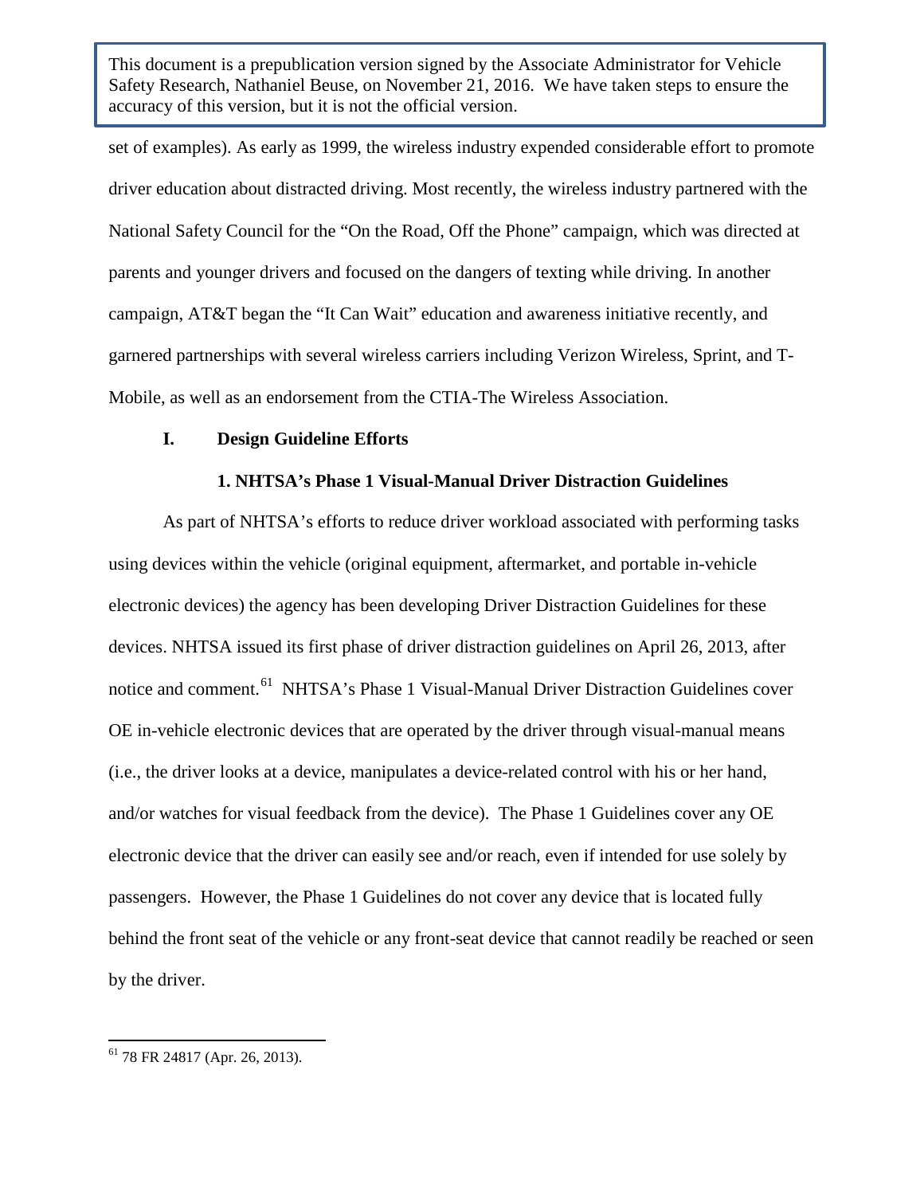This document is a prepublication version signed by the Associate Administrator for Vehicle Safety Research, Nathaniel Beuse, on November 21, 2016. We have taken steps to ensure the accuracy of this version, but it is not the official version.

set of examples). As early as 1999, the wireless industry expended considerable effort to promote driver education about distracted driving. Most recently, the wireless industry partnered with the National Safety Council for the "On the Road, Off the Phone" campaign, which was directed at parents and younger drivers and focused on the dangers of texting while driving. In another campaign, AT&T began the "It Can Wait" education and awareness initiative recently, and garnered partnerships with several wireless carriers including Verizon Wireless, Sprint, and T-Mobile, as well as an endorsement from the CTIA-The Wireless Association.

## I. Design Guideline Efforts

### 1. NHTSA's Phase 1 Visual-Manual Driver Distraction Guidelines

As part of NHTSA's efforts to reduce driver workload associated with performing tasks using devices within the vehicle (original equipment, aftermarket, and portable in-vehicle electronic devices) the agency has been developing Driver Distraction Guidelines for these devices. NHTSA issued its first phase of driver distraction guidelines on April 26, 2013, after notice and comment.[61] NHTSA's Phase 1 Visual-Manual Driver Distraction Guidelines cover OE in-vehicle electronic devices that are operated by the driver through visual-manual means (i.e., the driver looks at a device, manipulates a device-related control with his or her hand, and/or watches for visual feedback from the device). The Phase 1 Guidelines cover any OE electronic device that the driver can easily see and/or reach, even if intended for use solely by passengers. However, the Phase 1 Guidelines do not cover any device that is located fully behind the front seat of the vehicle or any front-seat device that cannot readily be reached or seen by the driver.

[61] 78 FR 24817 (Apr. 26, 2013).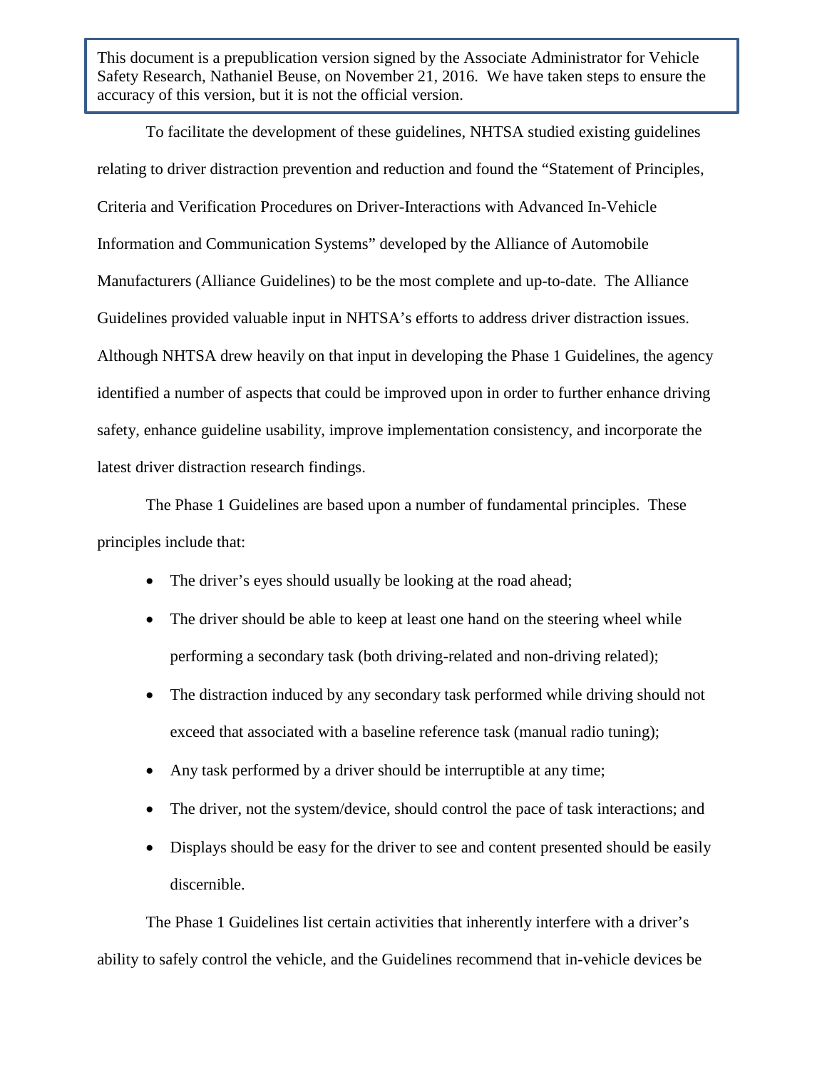This document is a prepublication version signed by the Associate Administrator for Vehicle Safety Research, Nathaniel Beuse, on November 21, 2016. We have taken steps to ensure the accuracy of this version, but it is not the official version.

To facilitate the development of these guidelines, NHTSA studied existing guidelines relating to driver distraction prevention and reduction and found the "Statement of Principles, Criteria and Verification Procedures on Driver-Interactions with Advanced In-Vehicle Information and Communication Systems" developed by the Alliance of Automobile Manufacturers (Alliance Guidelines) to be the most complete and up-to-date. The Alliance Guidelines provided valuable input in NHTSA's efforts to address driver distraction issues. Although NHTSA drew heavily on that input in developing the Phase 1 Guidelines, the agency identified a number of aspects that could be improved upon in order to further enhance driving safety, enhance guideline usability, improve implementation consistency, and incorporate the latest driver distraction research findings.

The Phase 1 Guidelines are based upon a number of fundamental principles. These principles include that:

- The driver's eyes should usually be looking at the road ahead;
- The driver should be able to keep at least one hand on the steering wheel while performing a secondary task (both driving-related and non-driving related);
- The distraction induced by any secondary task performed while driving should not exceed that associated with a baseline reference task (manual radio tuning);
- Any task performed by a driver should be interruptible at any time;
- The driver, not the system/device, should control the pace of task interactions; and
- Displays should be easy for the driver to see and content presented should be easily discernible.

The Phase 1 Guidelines list certain activities that inherently interfere with a driver's ability to safely control the vehicle, and the Guidelines recommend that in-vehicle devices be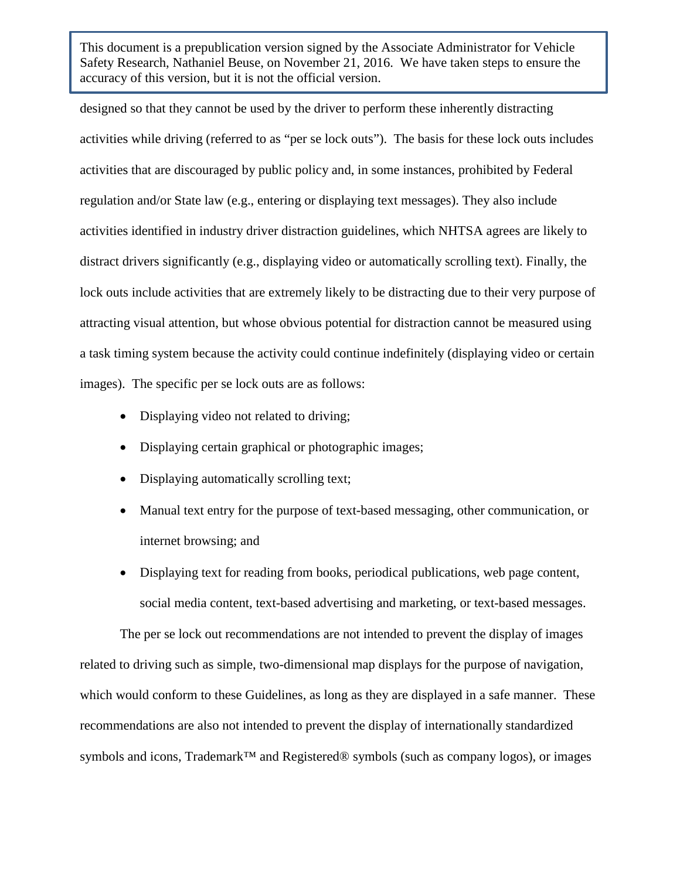designed so that they cannot be used by the driver to perform these inherently distracting activities while driving (referred to as "per se lock outs"). The basis for these lock outs includes activities that are discouraged by public policy and, in some instances, prohibited by Federal regulation and/or State law (e.g., entering or displaying text messages). They also include activities identified in industry driver distraction guidelines, which NHTSA agrees are likely to distract drivers significantly (e.g., displaying video or automatically scrolling text). Finally, the lock outs include activities that are extremely likely to be distracting due to their very purpose of attracting visual attention, but whose obvious potential for distraction cannot be measured using a task timing system because the activity could continue indefinitely (displaying video or certain images). The specific per se lock outs are as follows:

- Displaying video not related to driving;
- Displaying certain graphical or photographic images;
- Displaying automatically scrolling text;
- Manual text entry for the purpose of text-based messaging, other communication, or internet browsing; and
- Displaying text for reading from books, periodical publications, web page content, social media content, text-based advertising and marketing, or text-based messages.

The per se lock out recommendations are not intended to prevent the display of images related to driving such as simple, two-dimensional map displays for the purpose of navigation, which would conform to these Guidelines, as long as they are displayed in a safe manner. These recommendations are also not intended to prevent the display of internationally standardized symbols and icons, Trademark™ and Registered® symbols (such as company logos), or images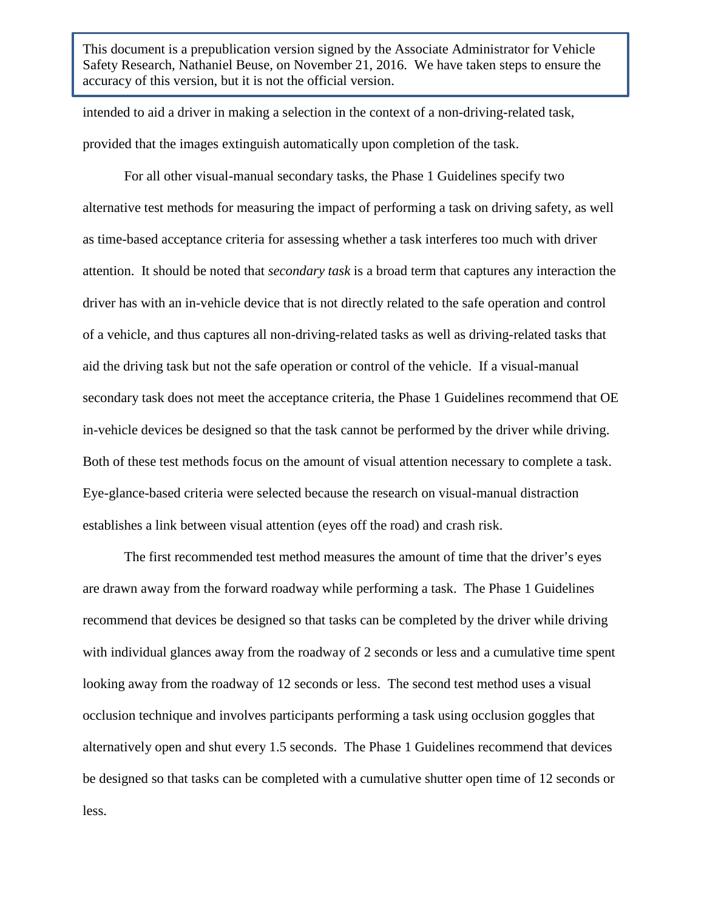intended to aid a driver in making a selection in the context of a non-driving-related task, provided that the images extinguish automatically upon completion of the task.

For all other visual-manual secondary tasks, the Phase 1 Guidelines specify two alternative test methods for measuring the impact of performing a task on driving safety, as well as time-based acceptance criteria for assessing whether a task interferes too much with driver attention. It should be noted that *secondary task* is a broad term that captures any interaction the driver has with an in-vehicle device that is not directly related to the safe operation and control of a vehicle, and thus captures all non-driving-related tasks as well as driving-related tasks that aid the driving task but not the safe operation or control of the vehicle. If a visual-manual secondary task does not meet the acceptance criteria, the Phase 1 Guidelines recommend that OE in-vehicle devices be designed so that the task cannot be performed by the driver while driving. Both of these test methods focus on the amount of visual attention necessary to complete a task. Eye-glance-based criteria were selected because the research on visual-manual distraction establishes a link between visual attention (eyes off the road) and crash risk.

The first recommended test method measures the amount of time that the driver's eyes are drawn away from the forward roadway while performing a task. The Phase 1 Guidelines recommend that devices be designed so that tasks can be completed by the driver while driving with individual glances away from the roadway of 2 seconds or less and a cumulative time spent looking away from the roadway of 12 seconds or less. The second test method uses a visual occlusion technique and involves participants performing a task using occlusion goggles that alternatively open and shut every 1.5 seconds. The Phase 1 Guidelines recommend that devices be designed so that tasks can be completed with a cumulative shutter open time of 12 seconds or less.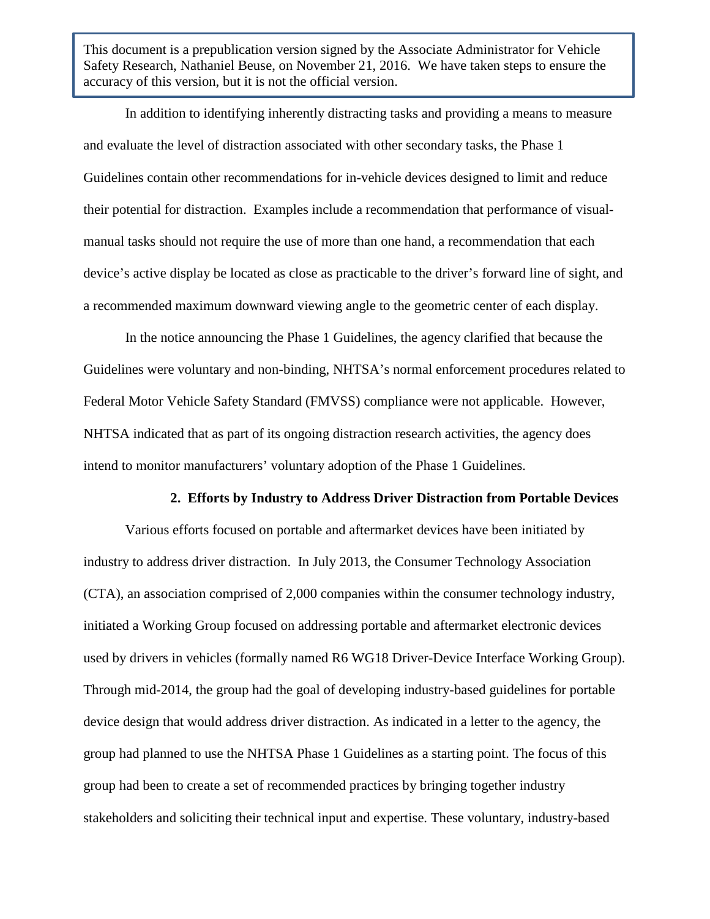This document is a prepublication version signed by the Associate Administrator for Vehicle Safety Research, Nathaniel Beuse, on November 21, 2016. We have taken steps to ensure the accuracy of this version, but it is not the official version.

In addition to identifying inherently distracting tasks and providing a means to measure and evaluate the level of distraction associated with other secondary tasks, the Phase 1 Guidelines contain other recommendations for in-vehicle devices designed to limit and reduce their potential for distraction. Examples include a recommendation that performance of visual-manual tasks should not require the use of more than one hand, a recommendation that each device's active display be located as close as practicable to the driver's forward line of sight, and a recommended maximum downward viewing angle to the geometric center of each display.

In the notice announcing the Phase 1 Guidelines, the agency clarified that because the Guidelines were voluntary and non-binding, NHTSA's normal enforcement procedures related to Federal Motor Vehicle Safety Standard (FMVSS) compliance were not applicable. However, NHTSA indicated that as part of its ongoing distraction research activities, the agency does intend to monitor manufacturers' voluntary adoption of the Phase 1 Guidelines.

### 2. Efforts by Industry to Address Driver Distraction from Portable Devices

Various efforts focused on portable and aftermarket devices have been initiated by industry to address driver distraction. In July 2013, the Consumer Technology Association (CTA), an association comprised of 2,000 companies within the consumer technology industry, initiated a Working Group focused on addressing portable and aftermarket electronic devices used by drivers in vehicles (formally named R6 WG18 Driver-Device Interface Working Group). Through mid-2014, the group had the goal of developing industry-based guidelines for portable device design that would address driver distraction. As indicated in a letter to the agency, the group had planned to use the NHTSA Phase 1 Guidelines as a starting point. The focus of this group had been to create a set of recommended practices by bringing together industry stakeholders and soliciting their technical input and expertise. These voluntary, industry-based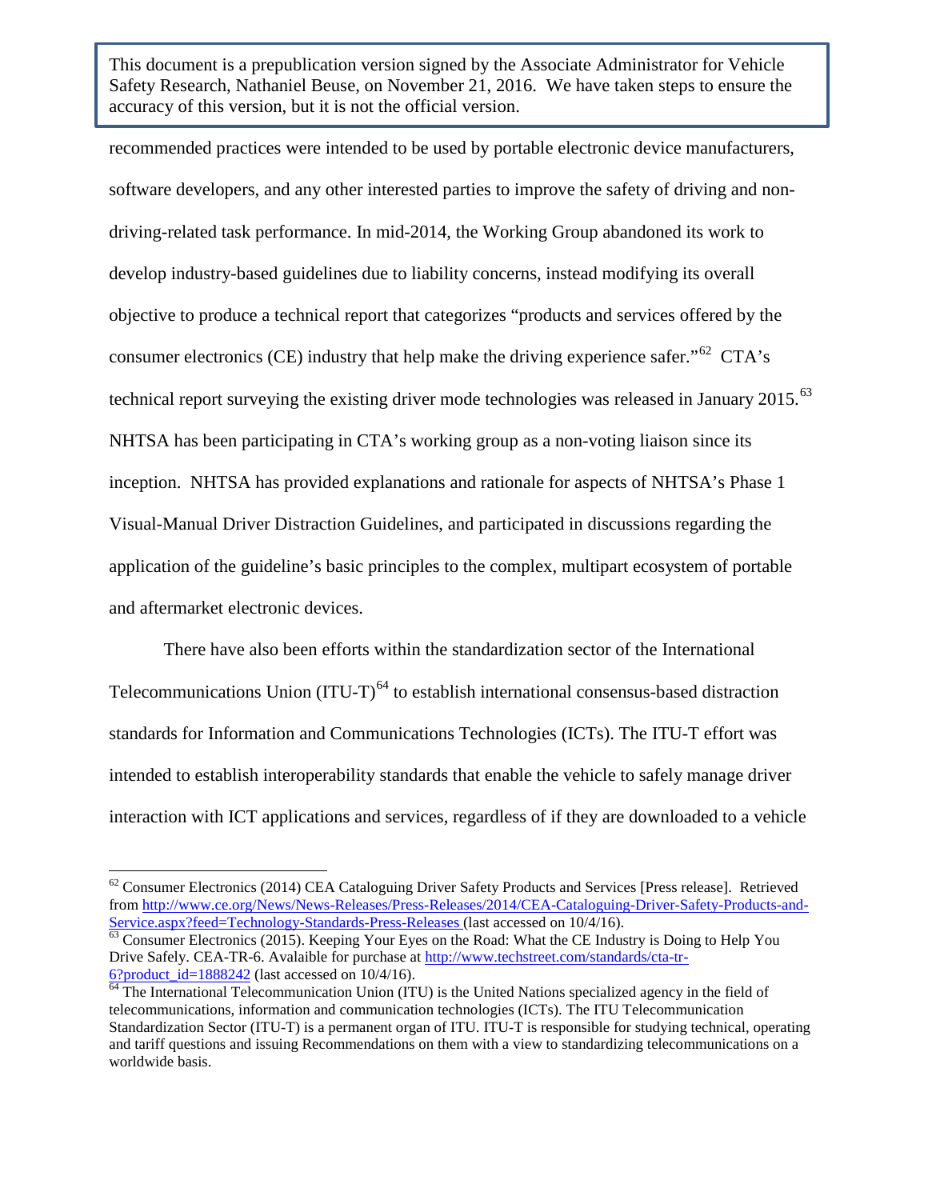recommended practices were intended to be used by portable electronic device manufacturers, software developers, and any other interested parties to improve the safety of driving and non-driving-related task performance. In mid-2014, the Working Group abandoned its work to develop industry-based guidelines due to liability concerns, instead modifying its overall objective to produce a technical report that categorizes "products and services offered by the consumer electronics (CE) industry that help make the driving experience safer."[62] CTA's technical report surveying the existing driver mode technologies was released in January 2015.[63] NHTSA has been participating in CTA's working group as a non-voting liaison since its inception. NHTSA has provided explanations and rationale for aspects of NHTSA's Phase 1 Visual-Manual Driver Distraction Guidelines, and participated in discussions regarding the application of the guideline's basic principles to the complex, multipart ecosystem of portable and aftermarket electronic devices.

There have also been efforts within the standardization sector of the International Telecommunications Union (ITU-T)[64] to establish international consensus-based distraction standards for Information and Communications Technologies (ICTs). The ITU-T effort was intended to establish interoperability standards that enable the vehicle to safely manage driver interaction with ICT applications and services, regardless of if they are downloaded to a vehicle

---

[62] Consumer Electronics (2014) CEA Cataloguing Driver Safety Products and Services [Press release]. Retrieved from http://www.ce.org/News/News-Releases/Press-Releases/2014/CEA-Cataloguing-Driver-Safety-Products-and-Service.aspx?feed=Technology-Standards-Press-Releases (last accessed on 10/4/16).

[63] Consumer Electronics (2015). Keeping Your Eyes on the Road: What the CE Industry is Doing to Help You Drive Safely. CEA-TR-6. Avalaible for purchase at http://www.techstreet.com/standards/cta-tr-6?product_id=1888242 (last accessed on 10/4/16).

[64] The International Telecommunication Union (ITU) is the United Nations specialized agency in the field of telecommunications, information and communication technologies (ICTs). The ITU Telecommunication Standardization Sector (ITU-T) is a permanent organ of ITU. ITU-T is responsible for studying technical, operating and tariff questions and issuing Recommendations on them with a view to standardizing telecommunications on a worldwide basis.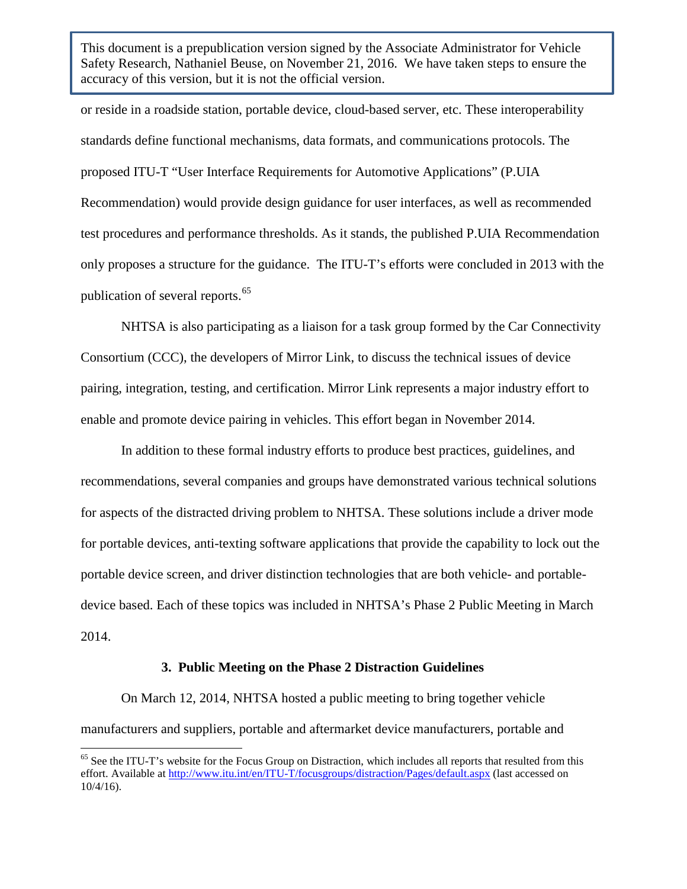This document is a prepublication version signed by the Associate Administrator for Vehicle Safety Research, Nathaniel Beuse, on November 21, 2016. We have taken steps to ensure the accuracy of this version, but it is not the official version.

or reside in a roadside station, portable device, cloud-based server, etc. These interoperability standards define functional mechanisms, data formats, and communications protocols. The proposed ITU-T "User Interface Requirements for Automotive Applications" (P.UIA Recommendation) would provide design guidance for user interfaces, as well as recommended test procedures and performance thresholds. As it stands, the published P.UIA Recommendation only proposes a structure for the guidance. The ITU-T's efforts were concluded in 2013 with the publication of several reports.[65]

NHTSA is also participating as a liaison for a task group formed by the Car Connectivity Consortium (CCC), the developers of Mirror Link, to discuss the technical issues of device pairing, integration, testing, and certification. Mirror Link represents a major industry effort to enable and promote device pairing in vehicles. This effort began in November 2014.

In addition to these formal industry efforts to produce best practices, guidelines, and recommendations, several companies and groups have demonstrated various technical solutions for aspects of the distracted driving problem to NHTSA. These solutions include a driver mode for portable devices, anti-texting software applications that provide the capability to lock out the portable device screen, and driver distinction technologies that are both vehicle- and portable-device based. Each of these topics was included in NHTSA's Phase 2 Public Meeting in March 2014.

### 3. Public Meeting on the Phase 2 Distraction Guidelines

On March 12, 2014, NHTSA hosted a public meeting to bring together vehicle manufacturers and suppliers, portable and aftermarket device manufacturers, portable and

---

[65] See the ITU-T's website for the Focus Group on Distraction, which includes all reports that resulted from this effort. Available at http://www.itu.int/en/ITU-T/focusgroups/distraction/Pages/default.aspx (last accessed on 10/4/16).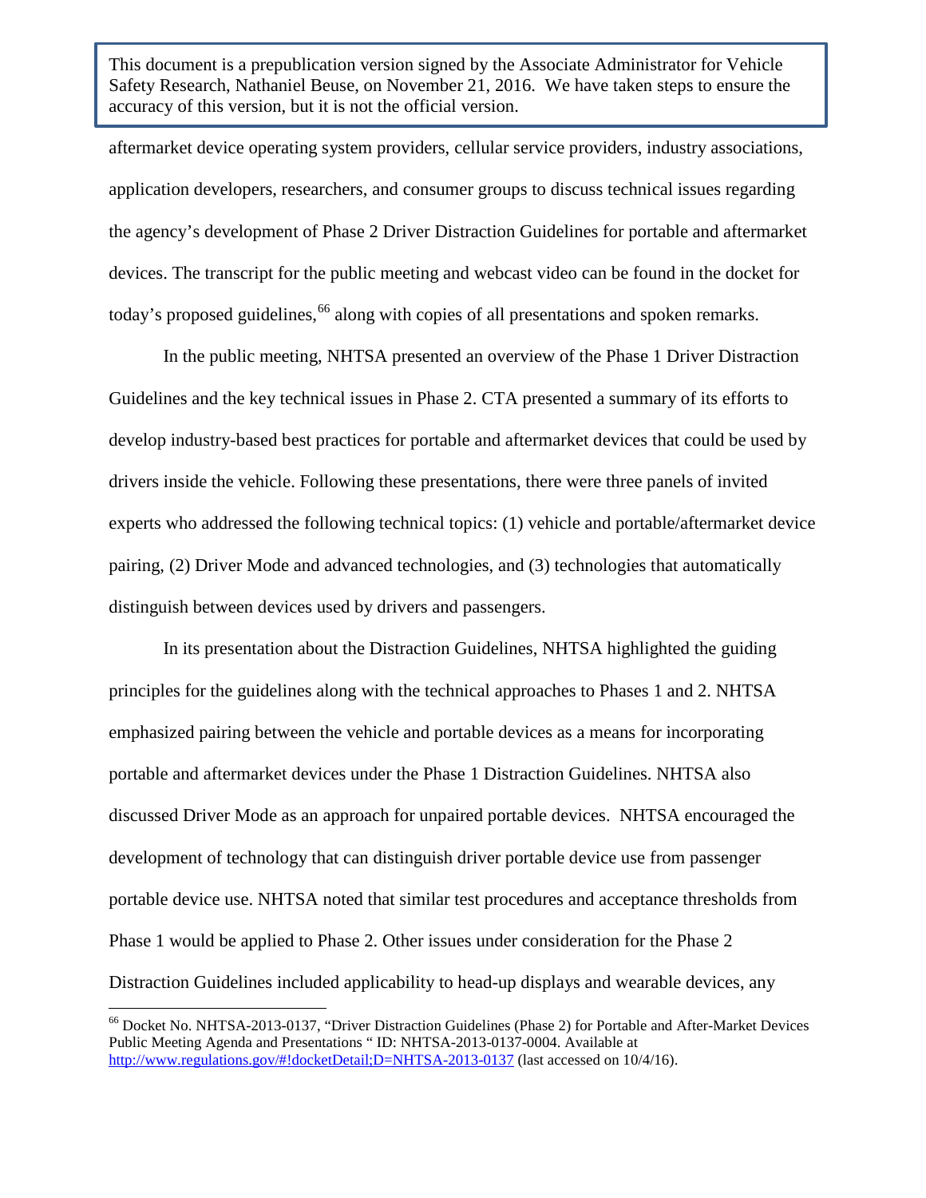aftermarket device operating system providers, cellular service providers, industry associations, application developers, researchers, and consumer groups to discuss technical issues regarding the agency's development of Phase 2 Driver Distraction Guidelines for portable and aftermarket devices. The transcript for the public meeting and webcast video can be found in the docket for today's proposed guidelines,[66] along with copies of all presentations and spoken remarks.

In the public meeting, NHTSA presented an overview of the Phase 1 Driver Distraction Guidelines and the key technical issues in Phase 2. CTA presented a summary of its efforts to develop industry-based best practices for portable and aftermarket devices that could be used by drivers inside the vehicle. Following these presentations, there were three panels of invited experts who addressed the following technical topics: (1) vehicle and portable/aftermarket device pairing, (2) Driver Mode and advanced technologies, and (3) technologies that automatically distinguish between devices used by drivers and passengers.

In its presentation about the Distraction Guidelines, NHTSA highlighted the guiding principles for the guidelines along with the technical approaches to Phases 1 and 2. NHTSA emphasized pairing between the vehicle and portable devices as a means for incorporating portable and aftermarket devices under the Phase 1 Distraction Guidelines. NHTSA also discussed Driver Mode as an approach for unpaired portable devices. NHTSA encouraged the development of technology that can distinguish driver portable device use from passenger portable device use. NHTSA noted that similar test procedures and acceptance thresholds from Phase 1 would be applied to Phase 2. Other issues under consideration for the Phase 2 Distraction Guidelines included applicability to head-up displays and wearable devices, any

[66] Docket No. NHTSA-2013-0137, "Driver Distraction Guidelines (Phase 2) for Portable and After-Market Devices Public Meeting Agenda and Presentations " ID: NHTSA-2013-0137-0004. Available at http://www.regulations.gov/#!docketDetail;D=NHTSA-2013-0137 (last accessed on 10/4/16).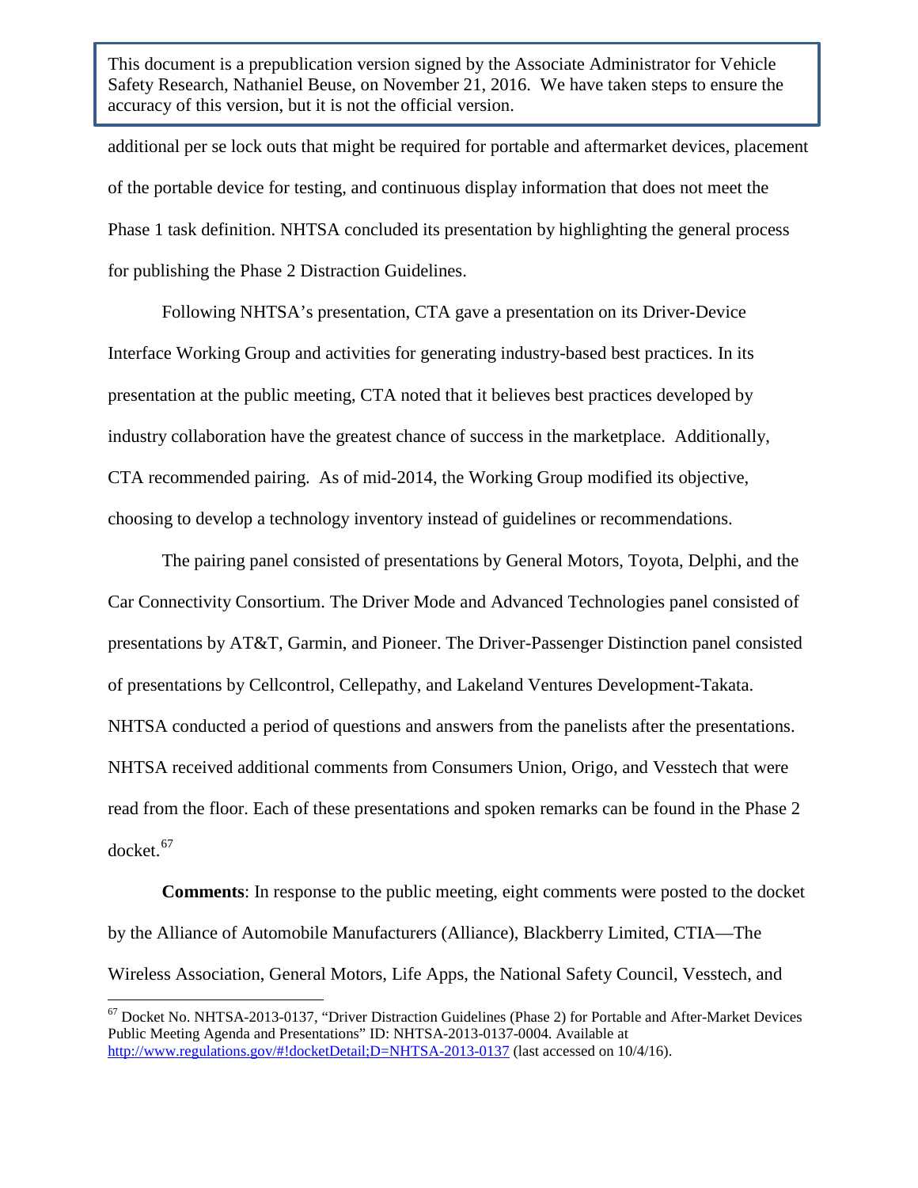> This document is a prepublication version signed by the Associate Administrator for Vehicle Safety Research, Nathaniel Beuse, on November 21, 2016. We have taken steps to ensure the accuracy of this version, but it is not the official version.

additional per se lock outs that might be required for portable and aftermarket devices, placement of the portable device for testing, and continuous display information that does not meet the Phase 1 task definition. NHTSA concluded its presentation by highlighting the general process for publishing the Phase 2 Distraction Guidelines.

Following NHTSA's presentation, CTA gave a presentation on its Driver-Device Interface Working Group and activities for generating industry-based best practices. In its presentation at the public meeting, CTA noted that it believes best practices developed by industry collaboration have the greatest chance of success in the marketplace. Additionally, CTA recommended pairing. As of mid-2014, the Working Group modified its objective, choosing to develop a technology inventory instead of guidelines or recommendations.

The pairing panel consisted of presentations by General Motors, Toyota, Delphi, and the Car Connectivity Consortium. The Driver Mode and Advanced Technologies panel consisted of presentations by AT&T, Garmin, and Pioneer. The Driver-Passenger Distinction panel consisted of presentations by Cellcontrol, Cellepathy, and Lakeland Ventures Development-Takata. NHTSA conducted a period of questions and answers from the panelists after the presentations. NHTSA received additional comments from Consumers Union, Origo, and Vesstech that were read from the floor. Each of these presentations and spoken remarks can be found in the Phase 2 docket.[67]

**Comments**: In response to the public meeting, eight comments were posted to the docket by the Alliance of Automobile Manufacturers (Alliance), Blackberry Limited, CTIA—The Wireless Association, General Motors, Life Apps, the National Safety Council, Vesstech, and

---

[67] Docket No. NHTSA-2013-0137, "Driver Distraction Guidelines (Phase 2) for Portable and After-Market Devices Public Meeting Agenda and Presentations" ID: NHTSA-2013-0137-0004. Available at http://www.regulations.gov/#!docketDetail;D=NHTSA-2013-0137 (last accessed on 10/4/16).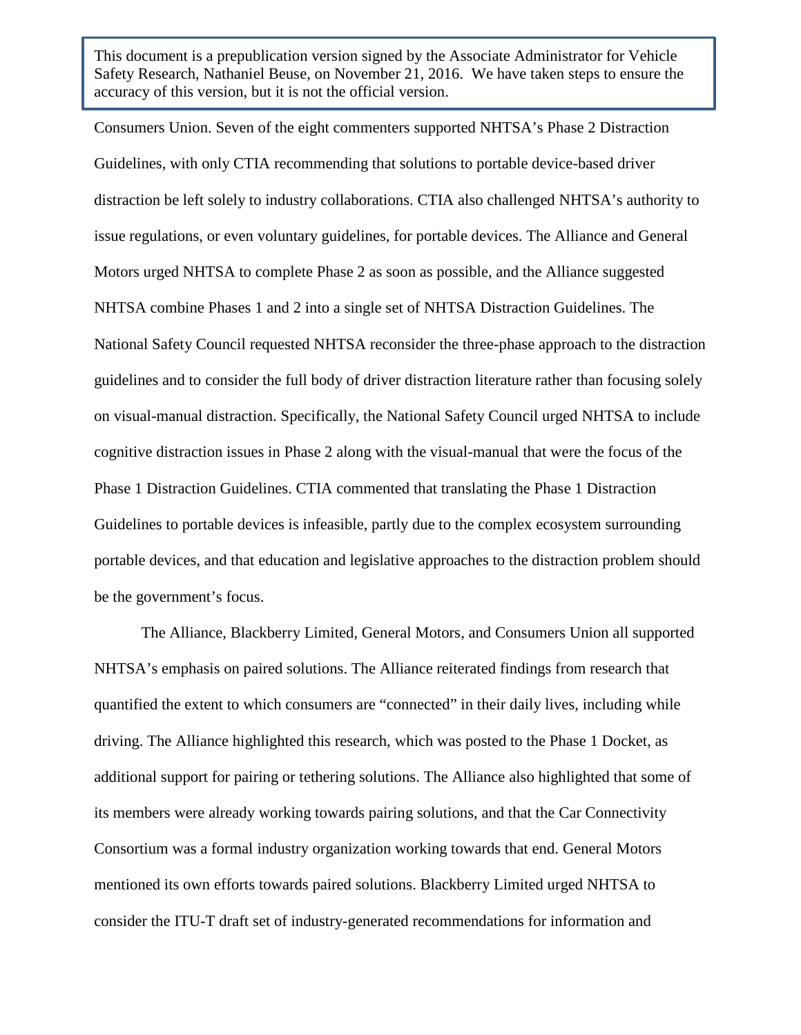This document is a prepublication version signed by the Associate Administrator for Vehicle Safety Research, Nathaniel Beuse, on November 21, 2016. We have taken steps to ensure the accuracy of this version, but it is not the official version.

Consumers Union. Seven of the eight commenters supported NHTSA's Phase 2 Distraction Guidelines, with only CTIA recommending that solutions to portable device-based driver distraction be left solely to industry collaborations. CTIA also challenged NHTSA's authority to issue regulations, or even voluntary guidelines, for portable devices. The Alliance and General Motors urged NHTSA to complete Phase 2 as soon as possible, and the Alliance suggested NHTSA combine Phases 1 and 2 into a single set of NHTSA Distraction Guidelines. The National Safety Council requested NHTSA reconsider the three-phase approach to the distraction guidelines and to consider the full body of driver distraction literature rather than focusing solely on visual-manual distraction. Specifically, the National Safety Council urged NHTSA to include cognitive distraction issues in Phase 2 along with the visual-manual that were the focus of the Phase 1 Distraction Guidelines. CTIA commented that translating the Phase 1 Distraction Guidelines to portable devices is infeasible, partly due to the complex ecosystem surrounding portable devices, and that education and legislative approaches to the distraction problem should be the government's focus.

The Alliance, Blackberry Limited, General Motors, and Consumers Union all supported NHTSA's emphasis on paired solutions. The Alliance reiterated findings from research that quantified the extent to which consumers are "connected" in their daily lives, including while driving. The Alliance highlighted this research, which was posted to the Phase 1 Docket, as additional support for pairing or tethering solutions. The Alliance also highlighted that some of its members were already working towards pairing solutions, and that the Car Connectivity Consortium was a formal industry organization working towards that end. General Motors mentioned its own efforts towards paired solutions. Blackberry Limited urged NHTSA to consider the ITU-T draft set of industry-generated recommendations for information and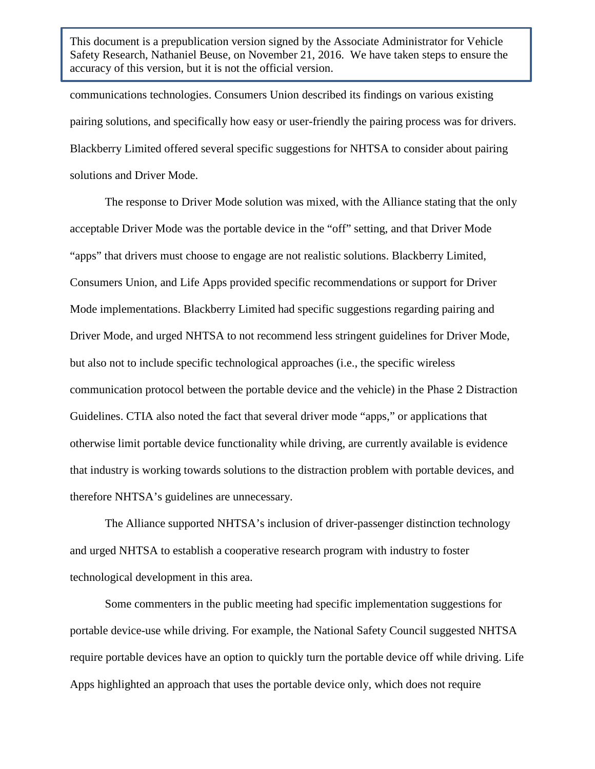> This document is a prepublication version signed by the Associate Administrator for Vehicle Safety Research, Nathaniel Beuse, on November 21, 2016. We have taken steps to ensure the accuracy of this version, but it is not the official version.

communications technologies. Consumers Union described its findings on various existing pairing solutions, and specifically how easy or user-friendly the pairing process was for drivers. Blackberry Limited offered several specific suggestions for NHTSA to consider about pairing solutions and Driver Mode.

The response to Driver Mode solution was mixed, with the Alliance stating that the only acceptable Driver Mode was the portable device in the "off" setting, and that Driver Mode "apps" that drivers must choose to engage are not realistic solutions. Blackberry Limited, Consumers Union, and Life Apps provided specific recommendations or support for Driver Mode implementations. Blackberry Limited had specific suggestions regarding pairing and Driver Mode, and urged NHTSA to not recommend less stringent guidelines for Driver Mode, but also not to include specific technological approaches (i.e., the specific wireless communication protocol between the portable device and the vehicle) in the Phase 2 Distraction Guidelines. CTIA also noted the fact that several driver mode "apps," or applications that otherwise limit portable device functionality while driving, are currently available is evidence that industry is working towards solutions to the distraction problem with portable devices, and therefore NHTSA's guidelines are unnecessary.

The Alliance supported NHTSA's inclusion of driver-passenger distinction technology and urged NHTSA to establish a cooperative research program with industry to foster technological development in this area.

Some commenters in the public meeting had specific implementation suggestions for portable device-use while driving. For example, the National Safety Council suggested NHTSA require portable devices have an option to quickly turn the portable device off while driving. Life Apps highlighted an approach that uses the portable device only, which does not require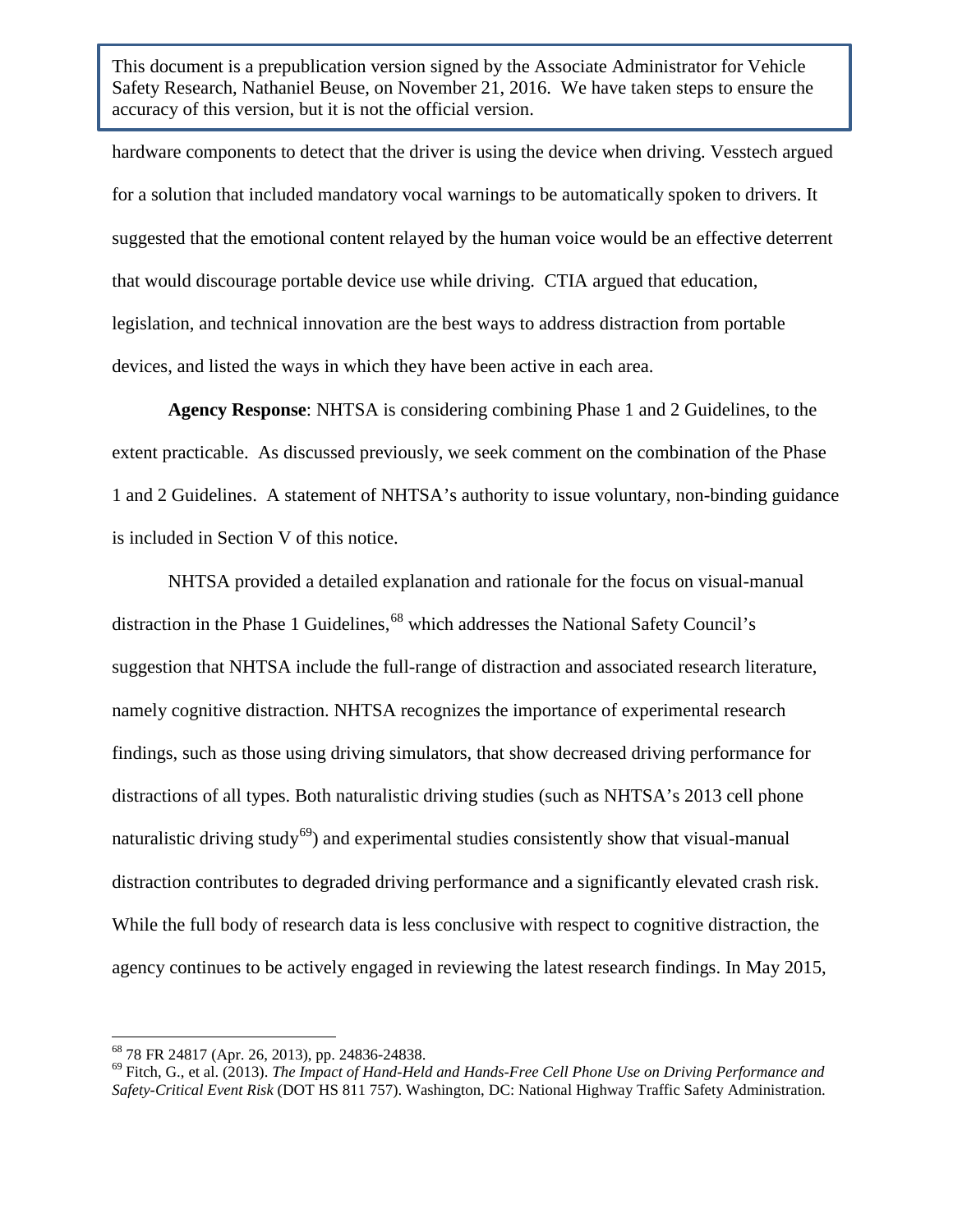hardware components to detect that the driver is using the device when driving. Vesstech argued for a solution that included mandatory vocal warnings to be automatically spoken to drivers. It suggested that the emotional content relayed by the human voice would be an effective deterrent that would discourage portable device use while driving. CTIA argued that education, legislation, and technical innovation are the best ways to address distraction from portable devices, and listed the ways in which they have been active in each area.

**Agency Response**: NHTSA is considering combining Phase 1 and 2 Guidelines, to the extent practicable. As discussed previously, we seek comment on the combination of the Phase 1 and 2 Guidelines. A statement of NHTSA's authority to issue voluntary, non-binding guidance is included in Section V of this notice.

NHTSA provided a detailed explanation and rationale for the focus on visual-manual distraction in the Phase 1 Guidelines,[68] which addresses the National Safety Council's suggestion that NHTSA include the full-range of distraction and associated research literature, namely cognitive distraction. NHTSA recognizes the importance of experimental research findings, such as those using driving simulators, that show decreased driving performance for distractions of all types. Both naturalistic driving studies (such as NHTSA's 2013 cell phone naturalistic driving study[69]) and experimental studies consistently show that visual-manual distraction contributes to degraded driving performance and a significantly elevated crash risk. While the full body of research data is less conclusive with respect to cognitive distraction, the agency continues to be actively engaged in reviewing the latest research findings. In May 2015,

---

[68] 78 FR 24817 (Apr. 26, 2013), pp. 24836-24838.

[69] Fitch, G., et al. (2013). *The Impact of Hand-Held and Hands-Free Cell Phone Use on Driving Performance and Safety-Critical Event Risk* (DOT HS 811 757). Washington, DC: National Highway Traffic Safety Administration.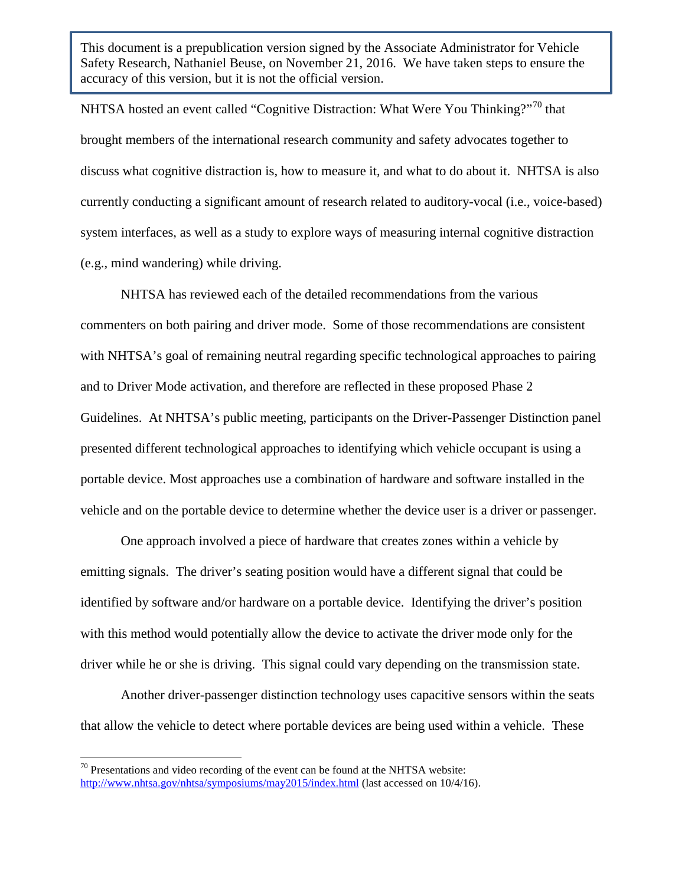This document is a prepublication version signed by the Associate Administrator for Vehicle Safety Research, Nathaniel Beuse, on November 21, 2016. We have taken steps to ensure the accuracy of this version, but it is not the official version.

NHTSA hosted an event called "Cognitive Distraction: What Were You Thinking?"[70] that brought members of the international research community and safety advocates together to discuss what cognitive distraction is, how to measure it, and what to do about it. NHTSA is also currently conducting a significant amount of research related to auditory-vocal (i.e., voice-based) system interfaces, as well as a study to explore ways of measuring internal cognitive distraction (e.g., mind wandering) while driving.

NHTSA has reviewed each of the detailed recommendations from the various commenters on both pairing and driver mode. Some of those recommendations are consistent with NHTSA's goal of remaining neutral regarding specific technological approaches to pairing and to Driver Mode activation, and therefore are reflected in these proposed Phase 2 Guidelines. At NHTSA's public meeting, participants on the Driver-Passenger Distinction panel presented different technological approaches to identifying which vehicle occupant is using a portable device. Most approaches use a combination of hardware and software installed in the vehicle and on the portable device to determine whether the device user is a driver or passenger.

One approach involved a piece of hardware that creates zones within a vehicle by emitting signals. The driver's seating position would have a different signal that could be identified by software and/or hardware on a portable device. Identifying the driver's position with this method would potentially allow the device to activate the driver mode only for the driver while he or she is driving. This signal could vary depending on the transmission state.

Another driver-passenger distinction technology uses capacitive sensors within the seats that allow the vehicle to detect where portable devices are being used within a vehicle. These

[70] Presentations and video recording of the event can be found at the NHTSA website: http://www.nhtsa.gov/nhtsa/symposiums/may2015/index.html (last accessed on 10/4/16).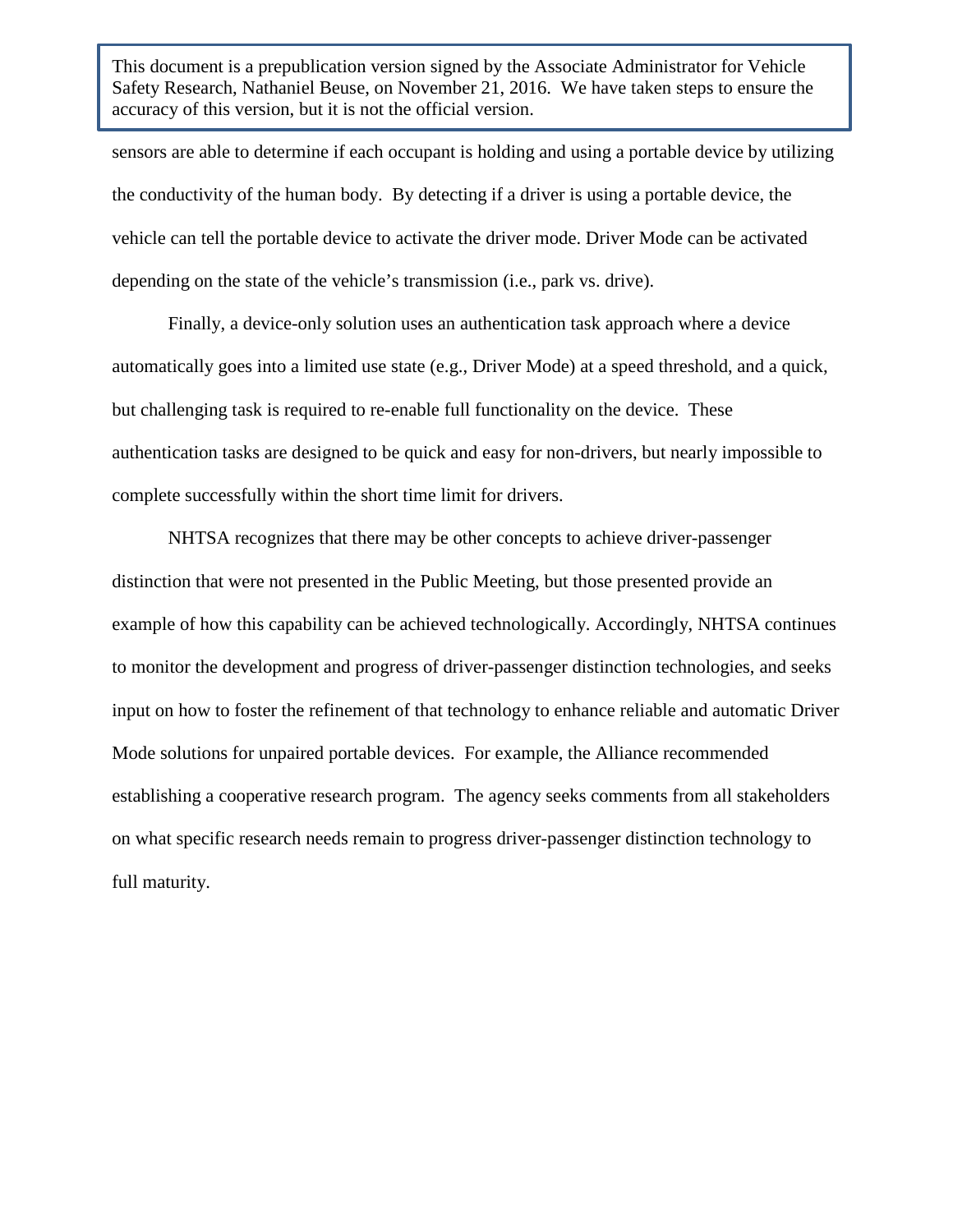sensors are able to determine if each occupant is holding and using a portable device by utilizing the conductivity of the human body. By detecting if a driver is using a portable device, the vehicle can tell the portable device to activate the driver mode. Driver Mode can be activated depending on the state of the vehicle's transmission (i.e., park vs. drive).

Finally, a device-only solution uses an authentication task approach where a device automatically goes into a limited use state (e.g., Driver Mode) at a speed threshold, and a quick, but challenging task is required to re-enable full functionality on the device. These authentication tasks are designed to be quick and easy for non-drivers, but nearly impossible to complete successfully within the short time limit for drivers.

NHTSA recognizes that there may be other concepts to achieve driver-passenger distinction that were not presented in the Public Meeting, but those presented provide an example of how this capability can be achieved technologically. Accordingly, NHTSA continues to monitor the development and progress of driver-passenger distinction technologies, and seeks input on how to foster the refinement of that technology to enhance reliable and automatic Driver Mode solutions for unpaired portable devices. For example, the Alliance recommended establishing a cooperative research program. The agency seeks comments from all stakeholders on what specific research needs remain to progress driver-passenger distinction technology to full maturity.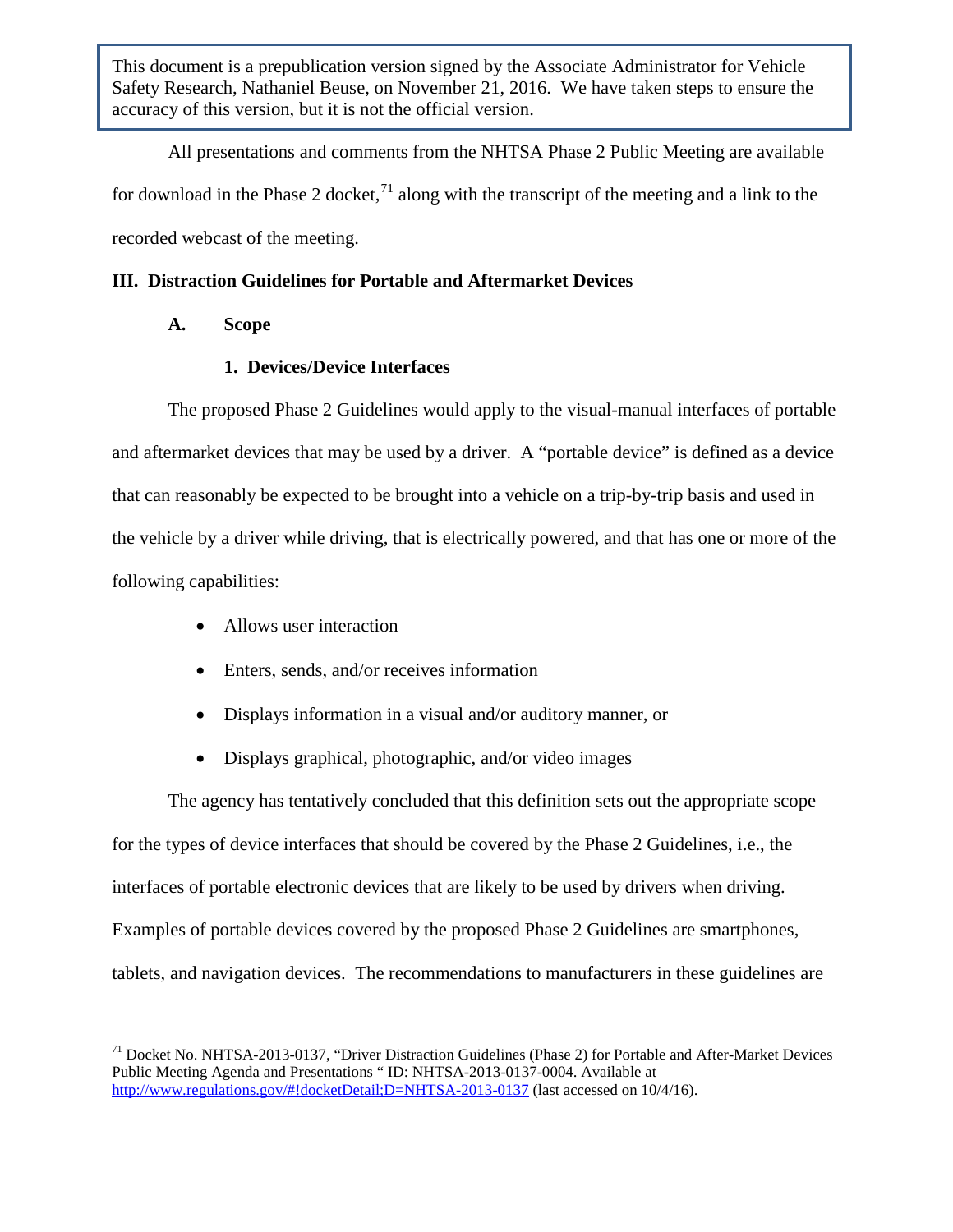This document is a prepublication version signed by the Associate Administrator for Vehicle Safety Research, Nathaniel Beuse, on November 21, 2016. We have taken steps to ensure the accuracy of this version, but it is not the official version.

All presentations and comments from the NHTSA Phase 2 Public Meeting are available for download in the Phase 2 docket,[71] along with the transcript of the meeting and a link to the recorded webcast of the meeting.

## III. Distraction Guidelines for Portable and Aftermarket Devices

### A. Scope

#### 1. Devices/Device Interfaces

The proposed Phase 2 Guidelines would apply to the visual-manual interfaces of portable and aftermarket devices that may be used by a driver. A "portable device" is defined as a device that can reasonably be expected to be brought into a vehicle on a trip-by-trip basis and used in the vehicle by a driver while driving, that is electrically powered, and that has one or more of the following capabilities:

- Allows user interaction
- Enters, sends, and/or receives information
- Displays information in a visual and/or auditory manner, or
- Displays graphical, photographic, and/or video images

The agency has tentatively concluded that this definition sets out the appropriate scope for the types of device interfaces that should be covered by the Phase 2 Guidelines, i.e., the interfaces of portable electronic devices that are likely to be used by drivers when driving. Examples of portable devices covered by the proposed Phase 2 Guidelines are smartphones, tablets, and navigation devices. The recommendations to manufacturers in these guidelines are

[71] Docket No. NHTSA-2013-0137, "Driver Distraction Guidelines (Phase 2) for Portable and After-Market Devices Public Meeting Agenda and Presentations " ID: NHTSA-2013-0137-0004. Available at http://www.regulations.gov/#!docketDetail;D=NHTSA-2013-0137 (last accessed on 10/4/16).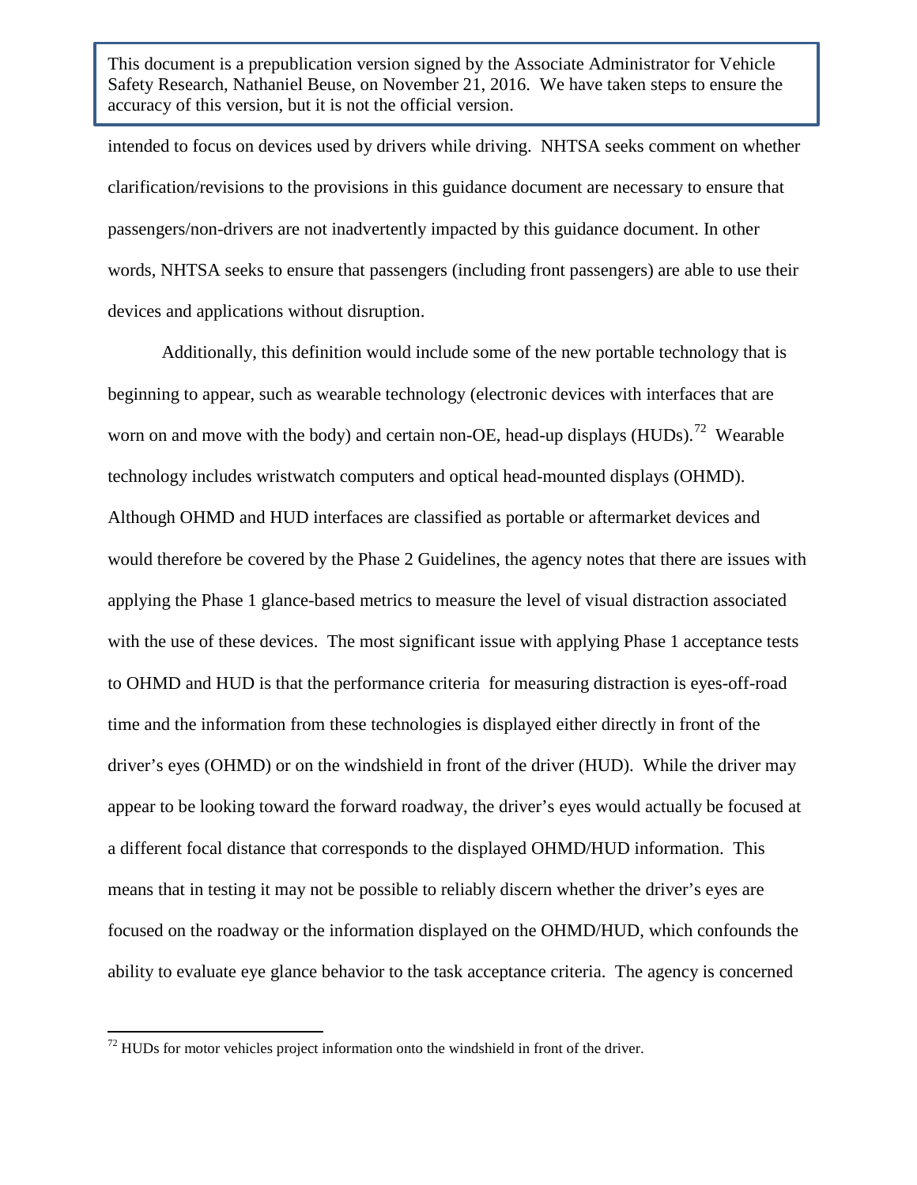intended to focus on devices used by drivers while driving. NHTSA seeks comment on whether clarification/revisions to the provisions in this guidance document are necessary to ensure that passengers/non-drivers are not inadvertently impacted by this guidance document. In other words, NHTSA seeks to ensure that passengers (including front passengers) are able to use their devices and applications without disruption.

Additionally, this definition would include some of the new portable technology that is beginning to appear, such as wearable technology (electronic devices with interfaces that are worn on and move with the body) and certain non-OE, head-up displays (HUDs).[72] Wearable technology includes wristwatch computers and optical head-mounted displays (OHMD). Although OHMD and HUD interfaces are classified as portable or aftermarket devices and would therefore be covered by the Phase 2 Guidelines, the agency notes that there are issues with applying the Phase 1 glance-based metrics to measure the level of visual distraction associated with the use of these devices. The most significant issue with applying Phase 1 acceptance tests to OHMD and HUD is that the performance criteria for measuring distraction is eyes-off-road time and the information from these technologies is displayed either directly in front of the driver's eyes (OHMD) or on the windshield in front of the driver (HUD). While the driver may appear to be looking toward the forward roadway, the driver's eyes would actually be focused at a different focal distance that corresponds to the displayed OHMD/HUD information. This means that in testing it may not be possible to reliably discern whether the driver's eyes are focused on the roadway or the information displayed on the OHMD/HUD, which confounds the ability to evaluate eye glance behavior to the task acceptance criteria. The agency is concerned

[72] HUDs for motor vehicles project information onto the windshield in front of the driver.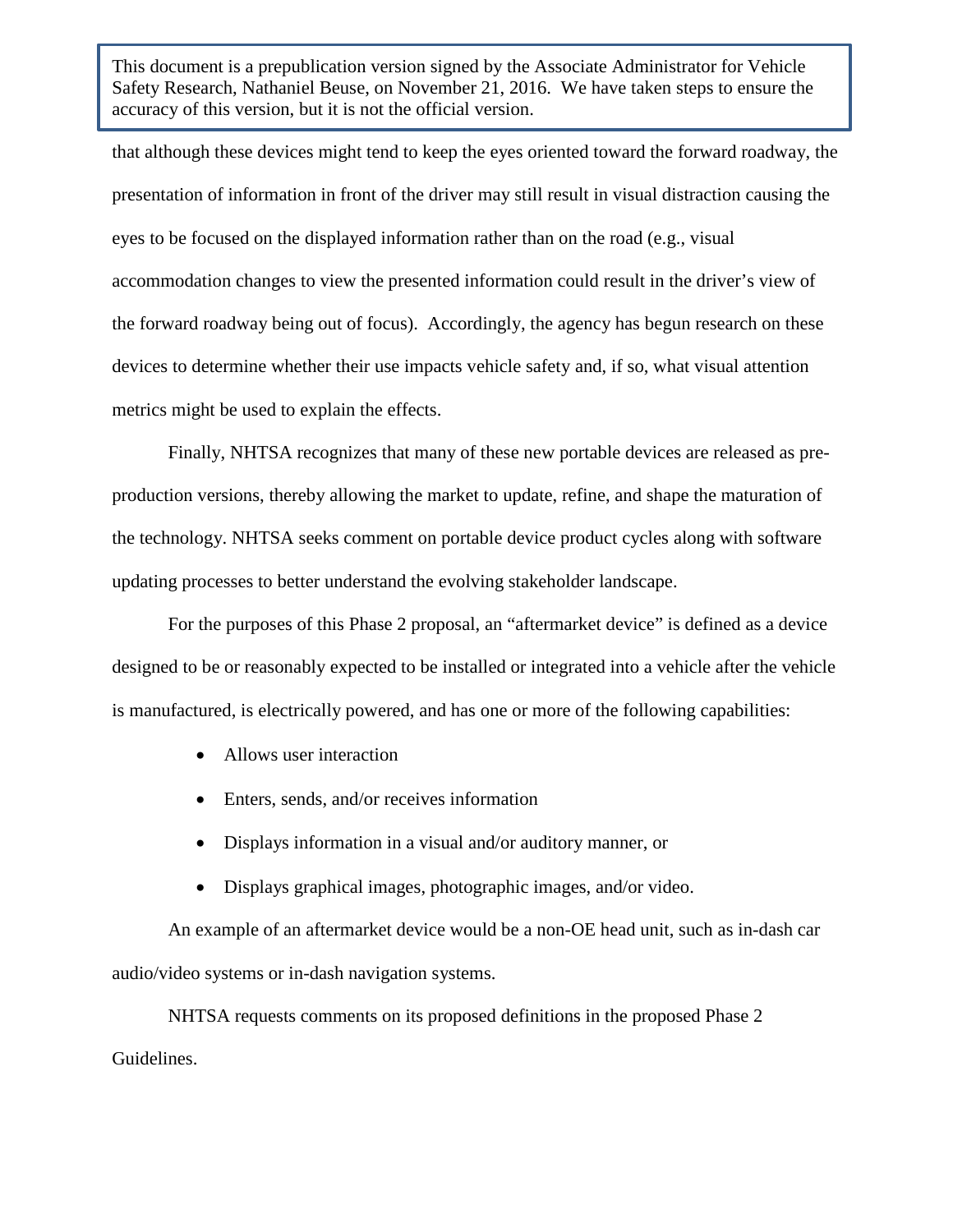that although these devices might tend to keep the eyes oriented toward the forward roadway, the presentation of information in front of the driver may still result in visual distraction causing the eyes to be focused on the displayed information rather than on the road (e.g., visual accommodation changes to view the presented information could result in the driver's view of the forward roadway being out of focus). Accordingly, the agency has begun research on these devices to determine whether their use impacts vehicle safety and, if so, what visual attention metrics might be used to explain the effects.

Finally, NHTSA recognizes that many of these new portable devices are released as pre-production versions, thereby allowing the market to update, refine, and shape the maturation of the technology. NHTSA seeks comment on portable device product cycles along with software updating processes to better understand the evolving stakeholder landscape.

For the purposes of this Phase 2 proposal, an "aftermarket device" is defined as a device designed to be or reasonably expected to be installed or integrated into a vehicle after the vehicle is manufactured, is electrically powered, and has one or more of the following capabilities:

- Allows user interaction
- Enters, sends, and/or receives information
- Displays information in a visual and/or auditory manner, or
- Displays graphical images, photographic images, and/or video.

An example of an aftermarket device would be a non-OE head unit, such as in-dash car audio/video systems or in-dash navigation systems.

NHTSA requests comments on its proposed definitions in the proposed Phase 2 Guidelines.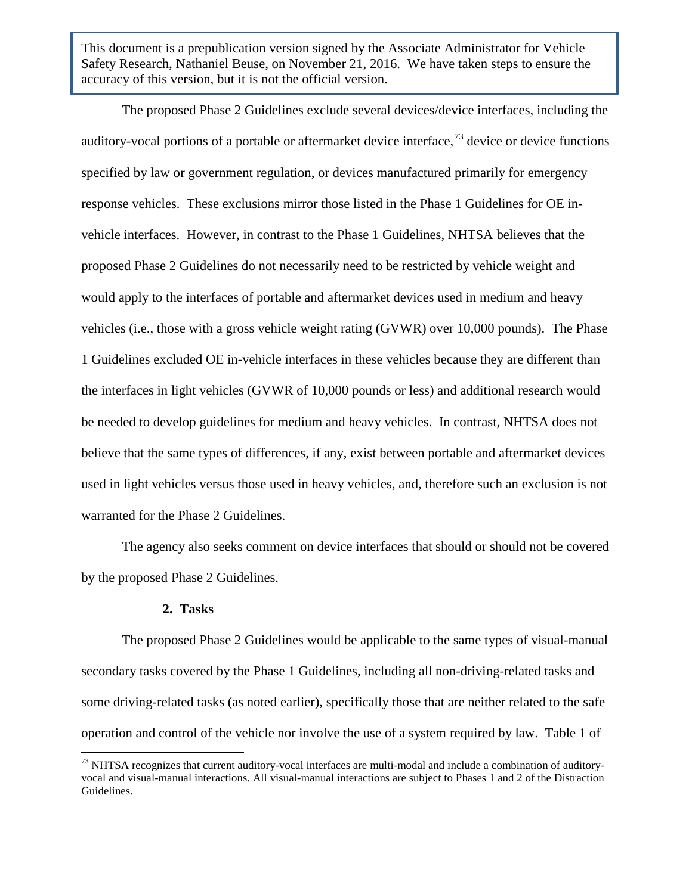The proposed Phase 2 Guidelines exclude several devices/device interfaces, including the auditory-vocal portions of a portable or aftermarket device interface,[73] device or device functions specified by law or government regulation, or devices manufactured primarily for emergency response vehicles. These exclusions mirror those listed in the Phase 1 Guidelines for OE in-vehicle interfaces. However, in contrast to the Phase 1 Guidelines, NHTSA believes that the proposed Phase 2 Guidelines do not necessarily need to be restricted by vehicle weight and would apply to the interfaces of portable and aftermarket devices used in medium and heavy vehicles (i.e., those with a gross vehicle weight rating (GVWR) over 10,000 pounds). The Phase 1 Guidelines excluded OE in-vehicle interfaces in these vehicles because they are different than the interfaces in light vehicles (GVWR of 10,000 pounds or less) and additional research would be needed to develop guidelines for medium and heavy vehicles. In contrast, NHTSA does not believe that the same types of differences, if any, exist between portable and aftermarket devices used in light vehicles versus those used in heavy vehicles, and, therefore such an exclusion is not warranted for the Phase 2 Guidelines.

The agency also seeks comment on device interfaces that should or should not be covered by the proposed Phase 2 Guidelines.

**2. Tasks**

The proposed Phase 2 Guidelines would be applicable to the same types of visual-manual secondary tasks covered by the Phase 1 Guidelines, including all non-driving-related tasks and some driving-related tasks (as noted earlier), specifically those that are neither related to the safe operation and control of the vehicle nor involve the use of a system required by law. Table 1 of

[73] NHTSA recognizes that current auditory-vocal interfaces are multi-modal and include a combination of auditory-vocal and visual-manual interactions. All visual-manual interactions are subject to Phases 1 and 2 of the Distraction Guidelines.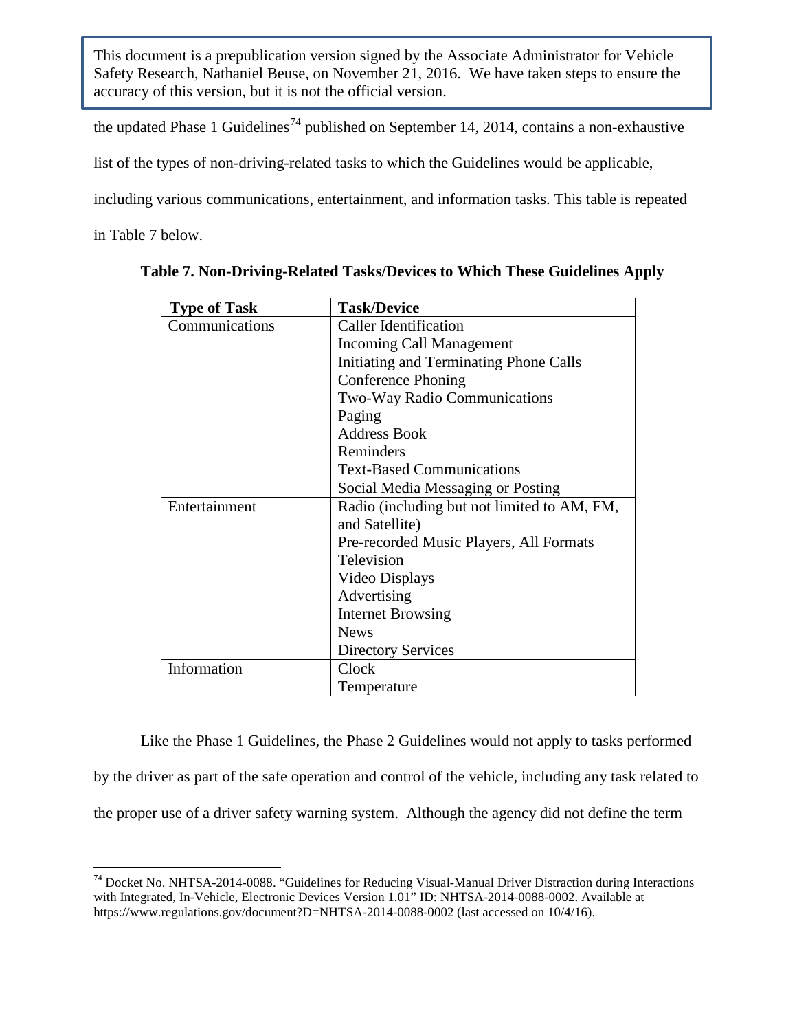the updated Phase 1 Guidelines[74] published on September 14, 2014, contains a non-exhaustive list of the types of non-driving-related tasks to which the Guidelines would be applicable, including various communications, entertainment, and information tasks. This table is repeated in Table 7 below.

**Table 7. Non-Driving-Related Tasks/Devices to Which These Guidelines Apply**

| Type of Task | Task/Device |
|---|---|
| Communications | Caller Identification |
| | Incoming Call Management |
| | Initiating and Terminating Phone Calls |
| | Conference Phoning |
| | Two-Way Radio Communications |
| | Paging |
| | Address Book |
| | Reminders |
| | Text-Based Communications |
| | Social Media Messaging or Posting |
| Entertainment | Radio (including but not limited to AM, FM, and Satellite) |
| | Pre-recorded Music Players, All Formats |
| | Television |
| | Video Displays |
| | Advertising |
| | Internet Browsing |
| | News |
| | Directory Services |
| Information | Clock |
| | Temperature |

Like the Phase 1 Guidelines, the Phase 2 Guidelines would not apply to tasks performed by the driver as part of the safe operation and control of the vehicle, including any task related to the proper use of a driver safety warning system. Although the agency did not define the term

---

[74] Docket No. NHTSA-2014-0088. "Guidelines for Reducing Visual-Manual Driver Distraction during Interactions with Integrated, In-Vehicle, Electronic Devices Version 1.01" ID: NHTSA-2014-0088-0002. Available at https://www.regulations.gov/document?D=NHTSA-2014-0088-0002 (last accessed on 10/4/16).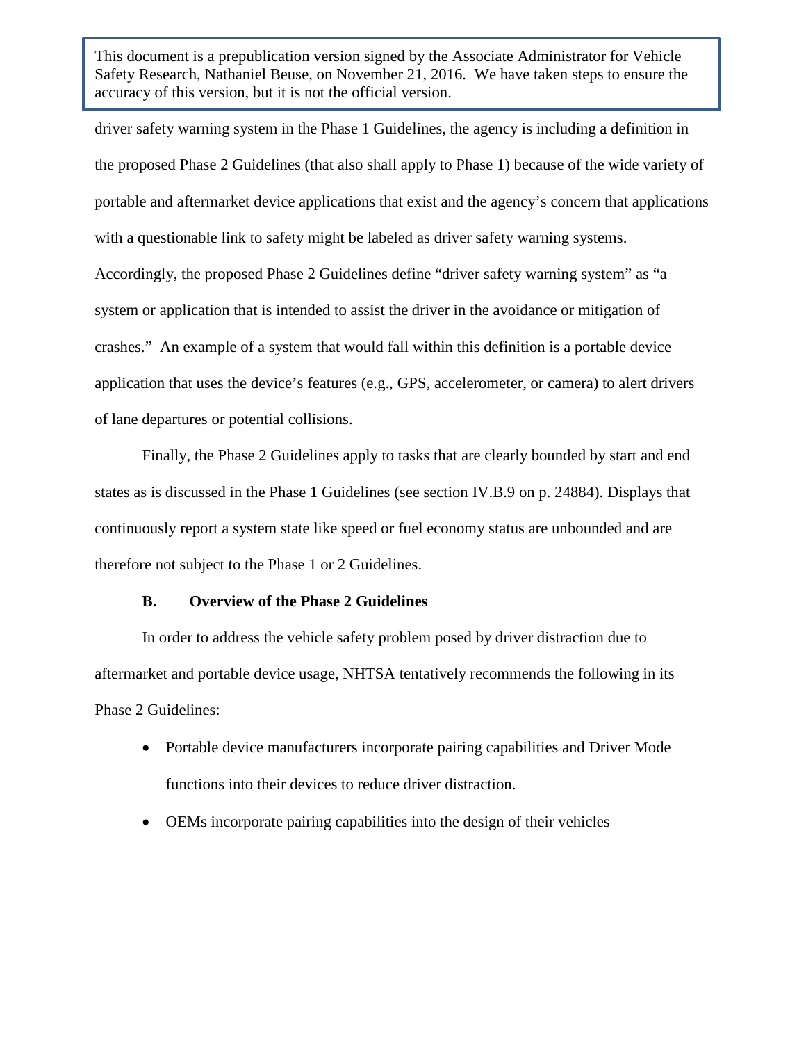driver safety warning system in the Phase 1 Guidelines, the agency is including a definition in the proposed Phase 2 Guidelines (that also shall apply to Phase 1) because of the wide variety of portable and aftermarket device applications that exist and the agency's concern that applications with a questionable link to safety might be labeled as driver safety warning systems. Accordingly, the proposed Phase 2 Guidelines define "driver safety warning system" as "a system or application that is intended to assist the driver in the avoidance or mitigation of crashes." An example of a system that would fall within this definition is a portable device application that uses the device's features (e.g., GPS, accelerometer, or camera) to alert drivers of lane departures or potential collisions.

Finally, the Phase 2 Guidelines apply to tasks that are clearly bounded by start and end states as is discussed in the Phase 1 Guidelines (see section IV.B.9 on p. 24884). Displays that continuously report a system state like speed or fuel economy status are unbounded and are therefore not subject to the Phase 1 or 2 Guidelines.

### B. Overview of the Phase 2 Guidelines

In order to address the vehicle safety problem posed by driver distraction due to aftermarket and portable device usage, NHTSA tentatively recommends the following in its Phase 2 Guidelines:

- Portable device manufacturers incorporate pairing capabilities and Driver Mode functions into their devices to reduce driver distraction.
- OEMs incorporate pairing capabilities into the design of their vehicles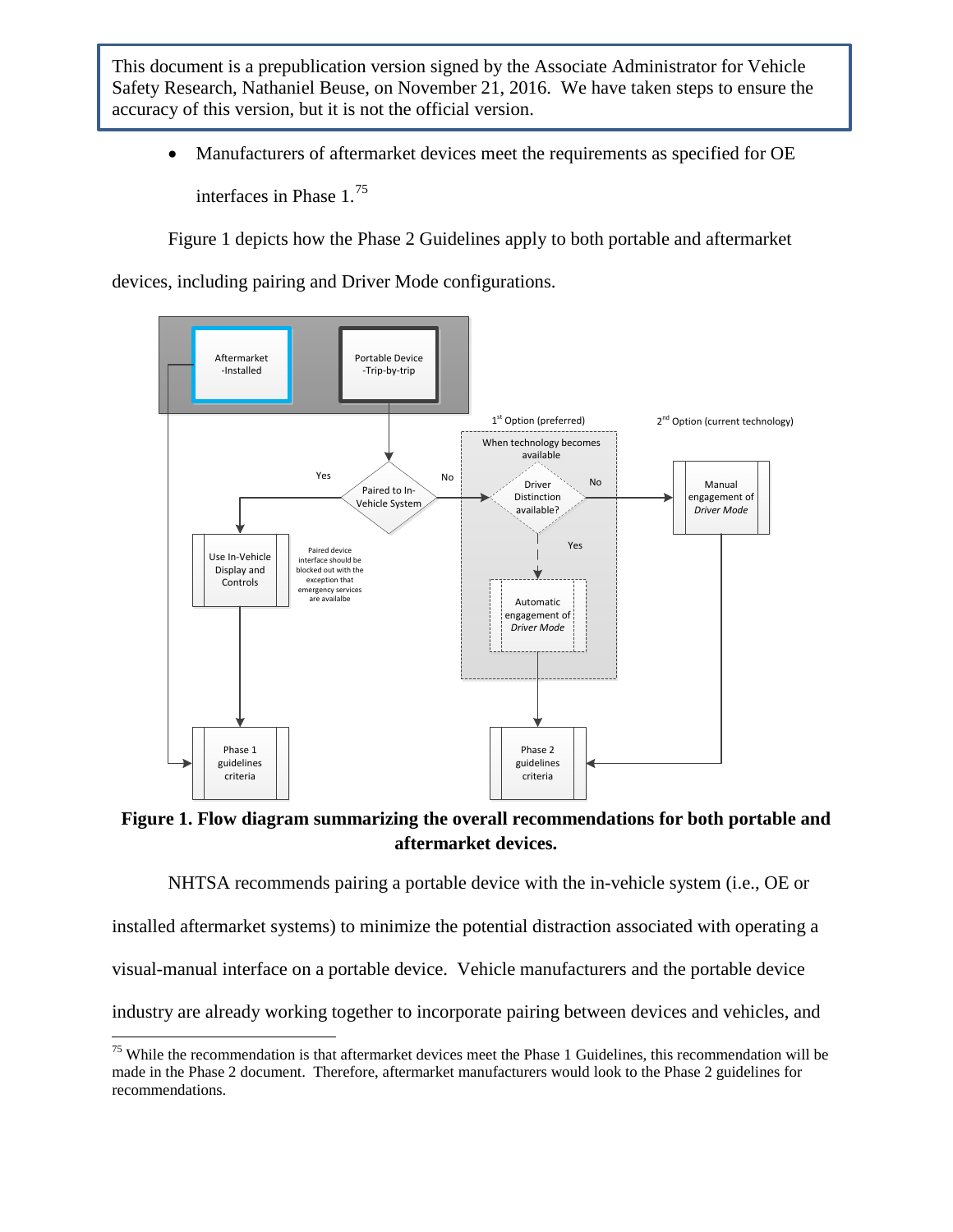- Manufacturers of aftermarket devices meet the requirements as specified for OE interfaces in Phase 1.[75]

Figure 1 depicts how the Phase 2 Guidelines apply to both portable and aftermarket devices, including pairing and Driver Mode configurations.

**Figure 1. Flow diagram summarizing the overall recommendations for both portable and aftermarket devices.**

NHTSA recommends pairing a portable device with the in-vehicle system (i.e., OE or installed aftermarket systems) to minimize the potential distraction associated with operating a visual-manual interface on a portable device. Vehicle manufacturers and the portable device industry are already working together to incorporate pairing between devices and vehicles, and

---

[75] While the recommendation is that aftermarket devices meet the Phase 1 Guidelines, this recommendation will be made in the Phase 2 document. Therefore, aftermarket manufacturers would look to the Phase 2 guidelines for recommendations.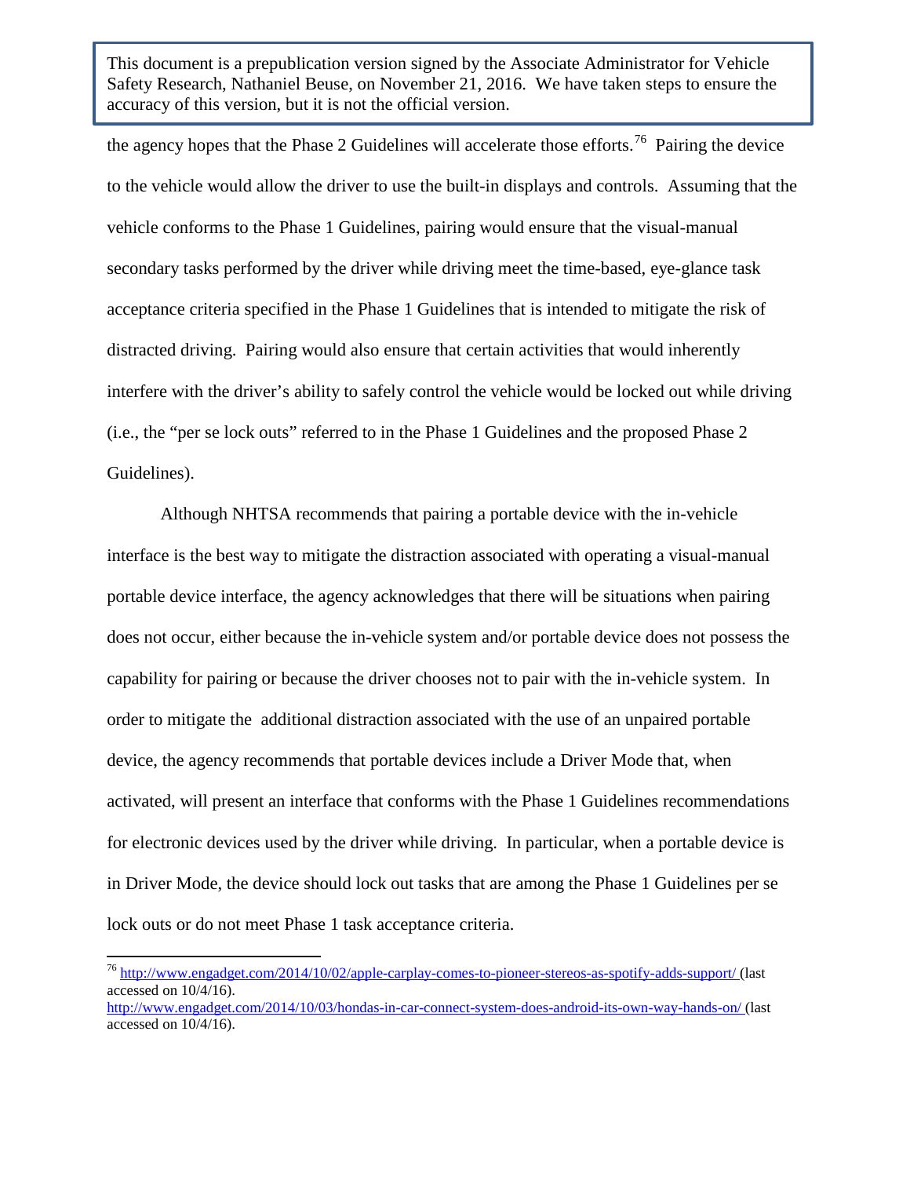the agency hopes that the Phase 2 Guidelines will accelerate those efforts.[76] Pairing the device to the vehicle would allow the driver to use the built-in displays and controls. Assuming that the vehicle conforms to the Phase 1 Guidelines, pairing would ensure that the visual-manual secondary tasks performed by the driver while driving meet the time-based, eye-glance task acceptance criteria specified in the Phase 1 Guidelines that is intended to mitigate the risk of distracted driving. Pairing would also ensure that certain activities that would inherently interfere with the driver's ability to safely control the vehicle would be locked out while driving (i.e., the "per se lock outs" referred to in the Phase 1 Guidelines and the proposed Phase 2 Guidelines).

Although NHTSA recommends that pairing a portable device with the in-vehicle interface is the best way to mitigate the distraction associated with operating a visual-manual portable device interface, the agency acknowledges that there will be situations when pairing does not occur, either because the in-vehicle system and/or portable device does not possess the capability for pairing or because the driver chooses not to pair with the in-vehicle system. In order to mitigate the additional distraction associated with the use of an unpaired portable device, the agency recommends that portable devices include a Driver Mode that, when activated, will present an interface that conforms with the Phase 1 Guidelines recommendations for electronic devices used by the driver while driving. In particular, when a portable device is in Driver Mode, the device should lock out tasks that are among the Phase 1 Guidelines per se lock outs or do not meet Phase 1 task acceptance criteria.

---

[76] http://www.engadget.com/2014/10/02/apple-carplay-comes-to-pioneer-stereos-as-spotify-adds-support/ (last accessed on 10/4/16).
http://www.engadget.com/2014/10/03/hondas-in-car-connect-system-does-android-its-own-way-hands-on/ (last accessed on 10/4/16).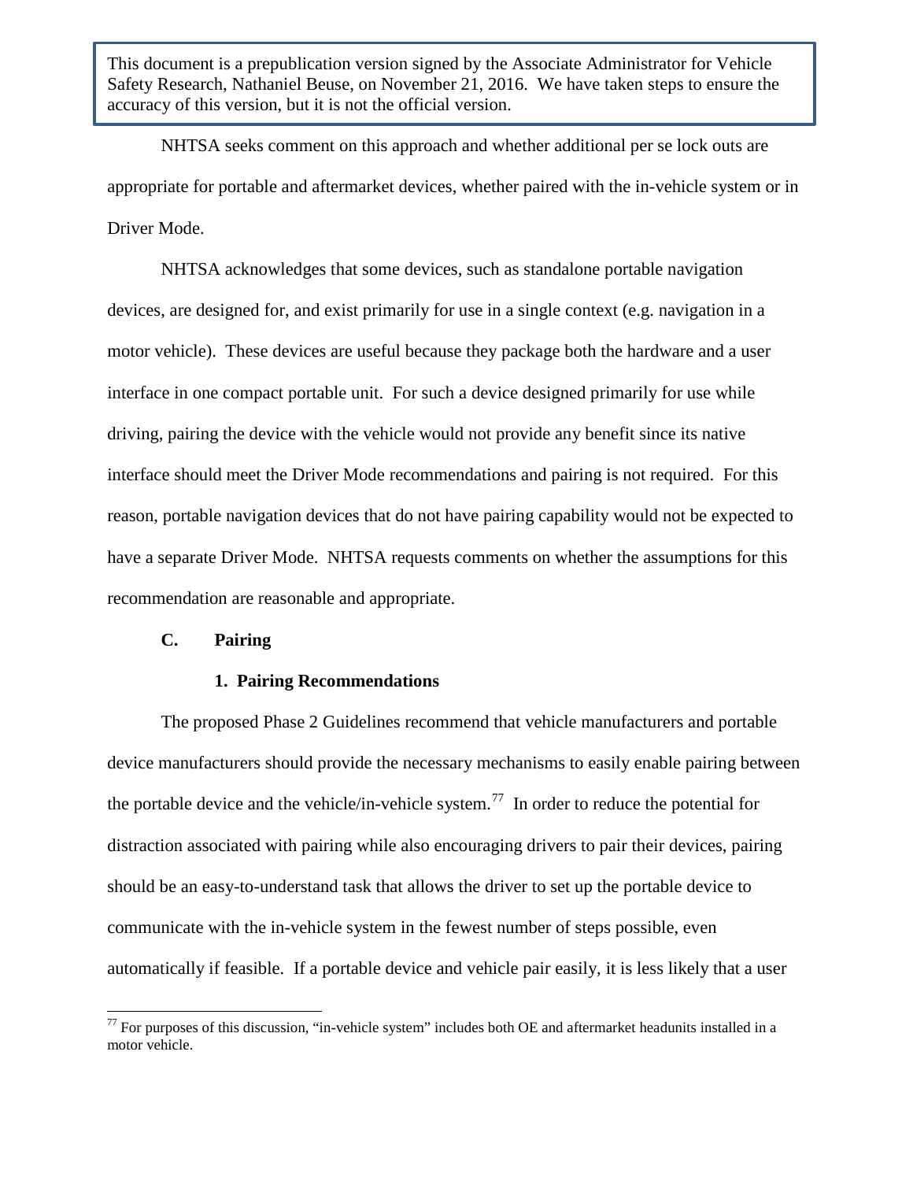This document is a prepublication version signed by the Associate Administrator for Vehicle Safety Research, Nathaniel Beuse, on November 21, 2016. We have taken steps to ensure the accuracy of this version, but it is not the official version.

NHTSA seeks comment on this approach and whether additional per se lock outs are appropriate for portable and aftermarket devices, whether paired with the in-vehicle system or in Driver Mode.

NHTSA acknowledges that some devices, such as standalone portable navigation devices, are designed for, and exist primarily for use in a single context (e.g. navigation in a motor vehicle). These devices are useful because they package both the hardware and a user interface in one compact portable unit. For such a device designed primarily for use while driving, pairing the device with the vehicle would not provide any benefit since its native interface should meet the Driver Mode recommendations and pairing is not required. For this reason, portable navigation devices that do not have pairing capability would not be expected to have a separate Driver Mode. NHTSA requests comments on whether the assumptions for this recommendation are reasonable and appropriate.

## C. Pairing

### 1. Pairing Recommendations

The proposed Phase 2 Guidelines recommend that vehicle manufacturers and portable device manufacturers should provide the necessary mechanisms to easily enable pairing between the portable device and the vehicle/in-vehicle system.[77] In order to reduce the potential for distraction associated with pairing while also encouraging drivers to pair their devices, pairing should be an easy-to-understand task that allows the driver to set up the portable device to communicate with the in-vehicle system in the fewest number of steps possible, even automatically if feasible. If a portable device and vehicle pair easily, it is less likely that a user

[77] For purposes of this discussion, "in-vehicle system" includes both OE and aftermarket headunits installed in a motor vehicle.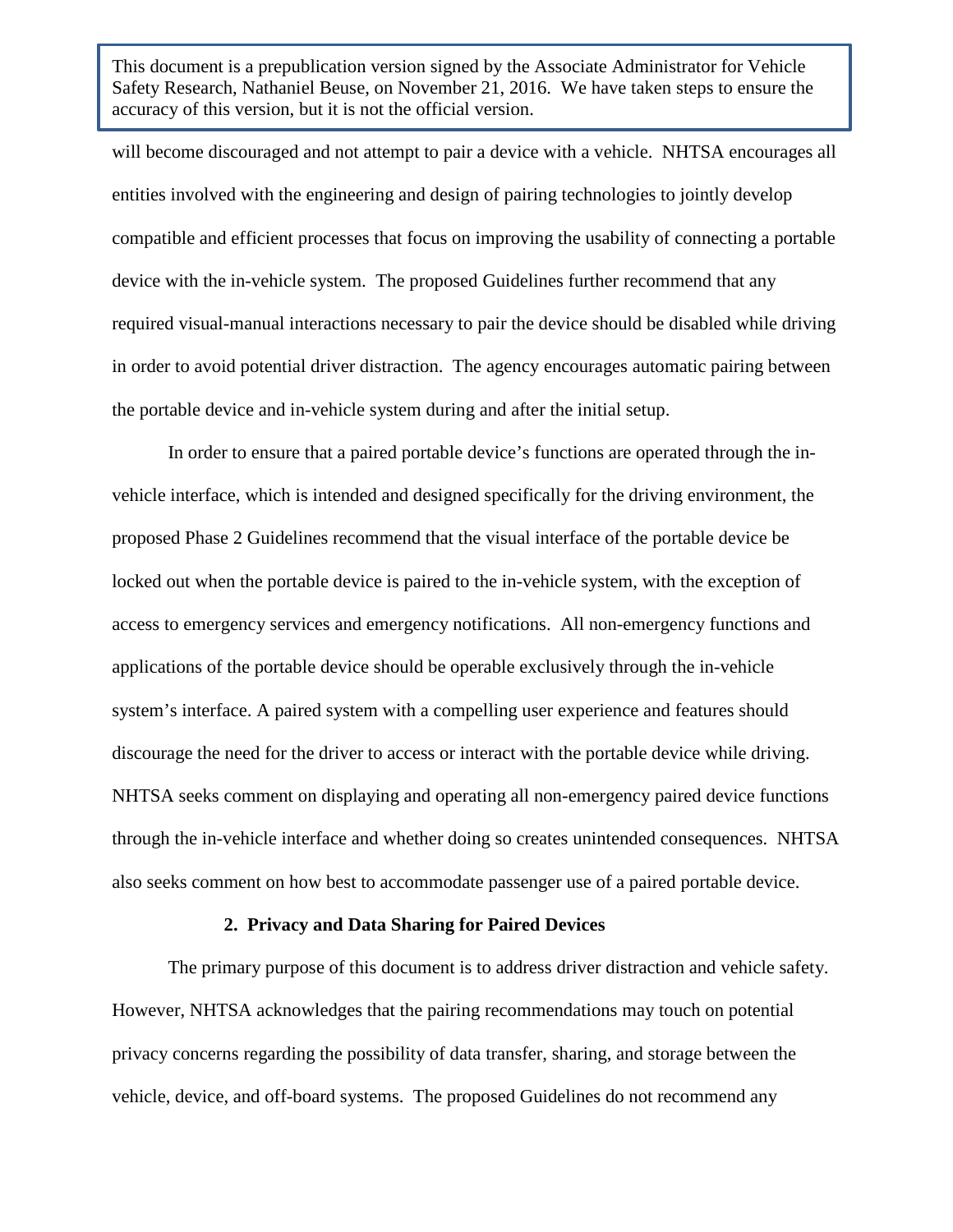will become discouraged and not attempt to pair a device with a vehicle. NHTSA encourages all entities involved with the engineering and design of pairing technologies to jointly develop compatible and efficient processes that focus on improving the usability of connecting a portable device with the in-vehicle system. The proposed Guidelines further recommend that any required visual-manual interactions necessary to pair the device should be disabled while driving in order to avoid potential driver distraction. The agency encourages automatic pairing between the portable device and in-vehicle system during and after the initial setup.

In order to ensure that a paired portable device's functions are operated through the in-vehicle interface, which is intended and designed specifically for the driving environment, the proposed Phase 2 Guidelines recommend that the visual interface of the portable device be locked out when the portable device is paired to the in-vehicle system, with the exception of access to emergency services and emergency notifications. All non-emergency functions and applications of the portable device should be operable exclusively through the in-vehicle system's interface. A paired system with a compelling user experience and features should discourage the need for the driver to access or interact with the portable device while driving. NHTSA seeks comment on displaying and operating all non-emergency paired device functions through the in-vehicle interface and whether doing so creates unintended consequences. NHTSA also seeks comment on how best to accommodate passenger use of a paired portable device.

### 2. Privacy and Data Sharing for Paired Devices

The primary purpose of this document is to address driver distraction and vehicle safety. However, NHTSA acknowledges that the pairing recommendations may touch on potential privacy concerns regarding the possibility of data transfer, sharing, and storage between the vehicle, device, and off-board systems. The proposed Guidelines do not recommend any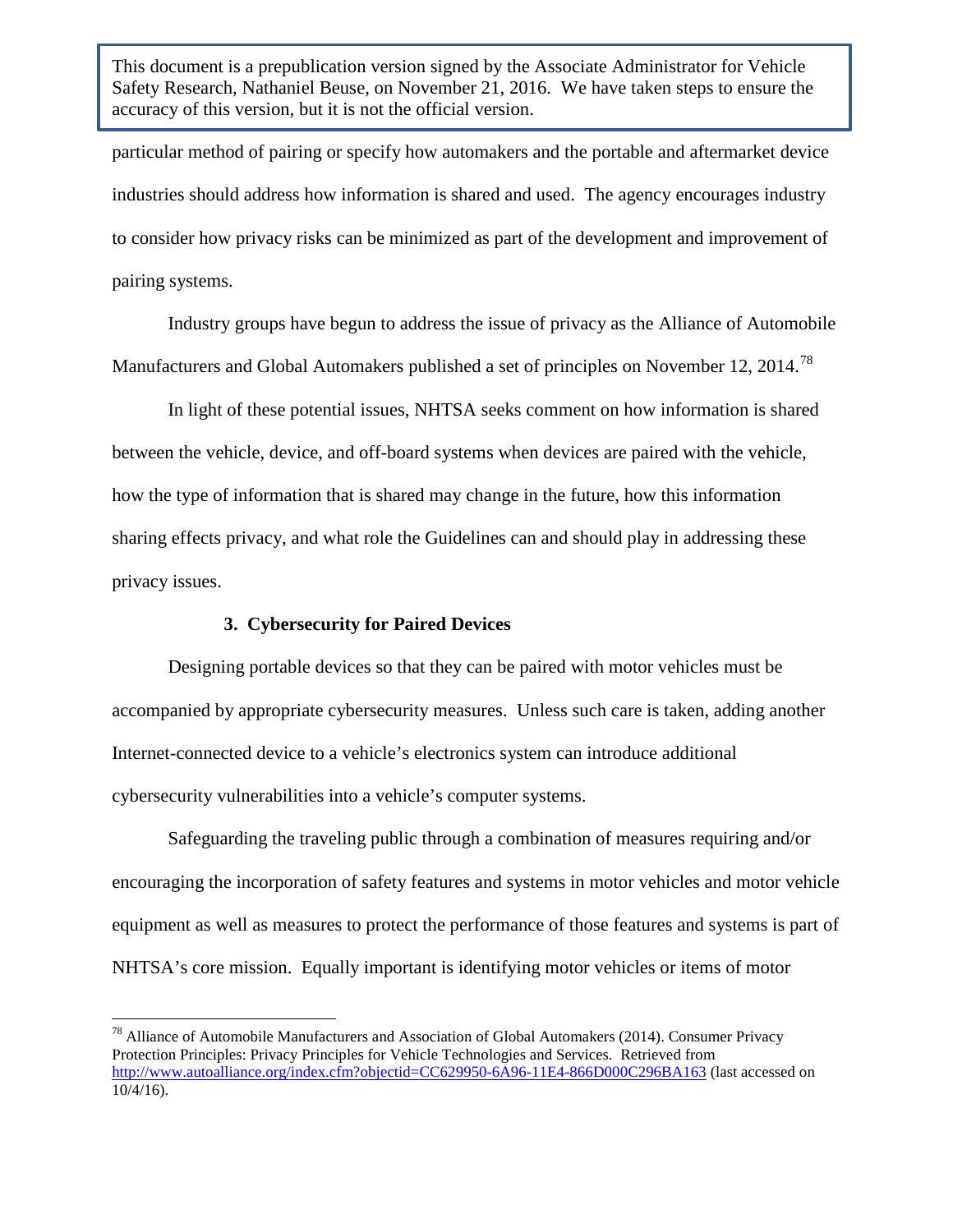particular method of pairing or specify how automakers and the portable and aftermarket device industries should address how information is shared and used. The agency encourages industry to consider how privacy risks can be minimized as part of the development and improvement of pairing systems.

Industry groups have begun to address the issue of privacy as the Alliance of Automobile Manufacturers and Global Automakers published a set of principles on November 12, 2014.[78]

In light of these potential issues, NHTSA seeks comment on how information is shared between the vehicle, device, and off-board systems when devices are paired with the vehicle, how the type of information that is shared may change in the future, how this information sharing effects privacy, and what role the Guidelines can and should play in addressing these privacy issues.

### 3. Cybersecurity for Paired Devices

Designing portable devices so that they can be paired with motor vehicles must be accompanied by appropriate cybersecurity measures. Unless such care is taken, adding another Internet-connected device to a vehicle's electronics system can introduce additional cybersecurity vulnerabilities into a vehicle's computer systems.

Safeguarding the traveling public through a combination of measures requiring and/or encouraging the incorporation of safety features and systems in motor vehicles and motor vehicle equipment as well as measures to protect the performance of those features and systems is part of NHTSA's core mission. Equally important is identifying motor vehicles or items of motor

---

[78] Alliance of Automobile Manufacturers and Association of Global Automakers (2014). Consumer Privacy Protection Principles: Privacy Principles for Vehicle Technologies and Services. Retrieved from http://www.autoalliance.org/index.cfm?objectid=CC629950-6A96-11E4-866D000C296BA163 (last accessed on 10/4/16).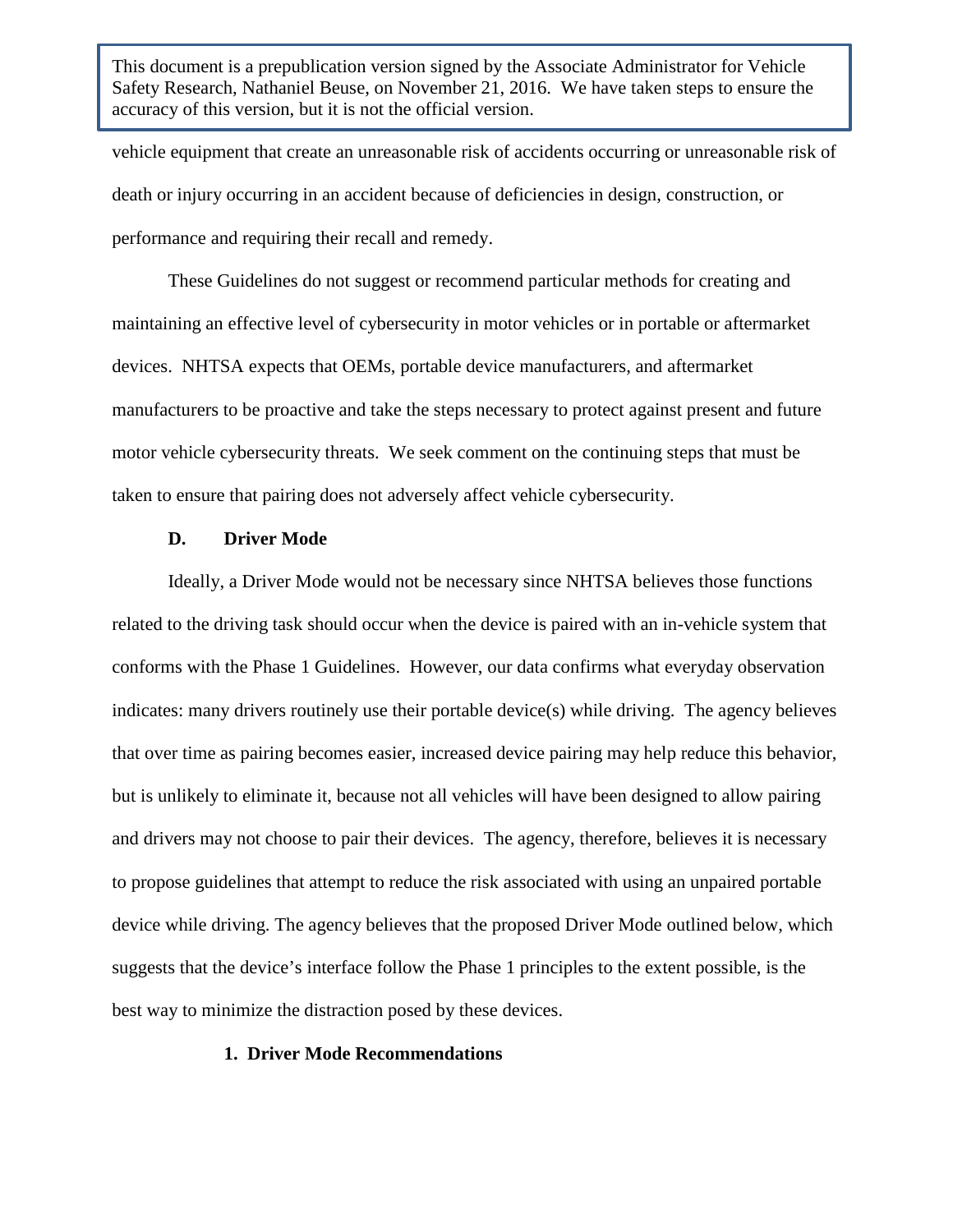vehicle equipment that create an unreasonable risk of accidents occurring or unreasonable risk of death or injury occurring in an accident because of deficiencies in design, construction, or performance and requiring their recall and remedy.

These Guidelines do not suggest or recommend particular methods for creating and maintaining an effective level of cybersecurity in motor vehicles or in portable or aftermarket devices. NHTSA expects that OEMs, portable device manufacturers, and aftermarket manufacturers to be proactive and take the steps necessary to protect against present and future motor vehicle cybersecurity threats. We seek comment on the continuing steps that must be taken to ensure that pairing does not adversely affect vehicle cybersecurity.

### D. Driver Mode

Ideally, a Driver Mode would not be necessary since NHTSA believes those functions related to the driving task should occur when the device is paired with an in-vehicle system that conforms with the Phase 1 Guidelines. However, our data confirms what everyday observation indicates: many drivers routinely use their portable device(s) while driving. The agency believes that over time as pairing becomes easier, increased device pairing may help reduce this behavior, but is unlikely to eliminate it, because not all vehicles will have been designed to allow pairing and drivers may not choose to pair their devices. The agency, therefore, believes it is necessary to propose guidelines that attempt to reduce the risk associated with using an unpaired portable device while driving. The agency believes that the proposed Driver Mode outlined below, which suggests that the device's interface follow the Phase 1 principles to the extent possible, is the best way to minimize the distraction posed by these devices.

#### 1. Driver Mode Recommendations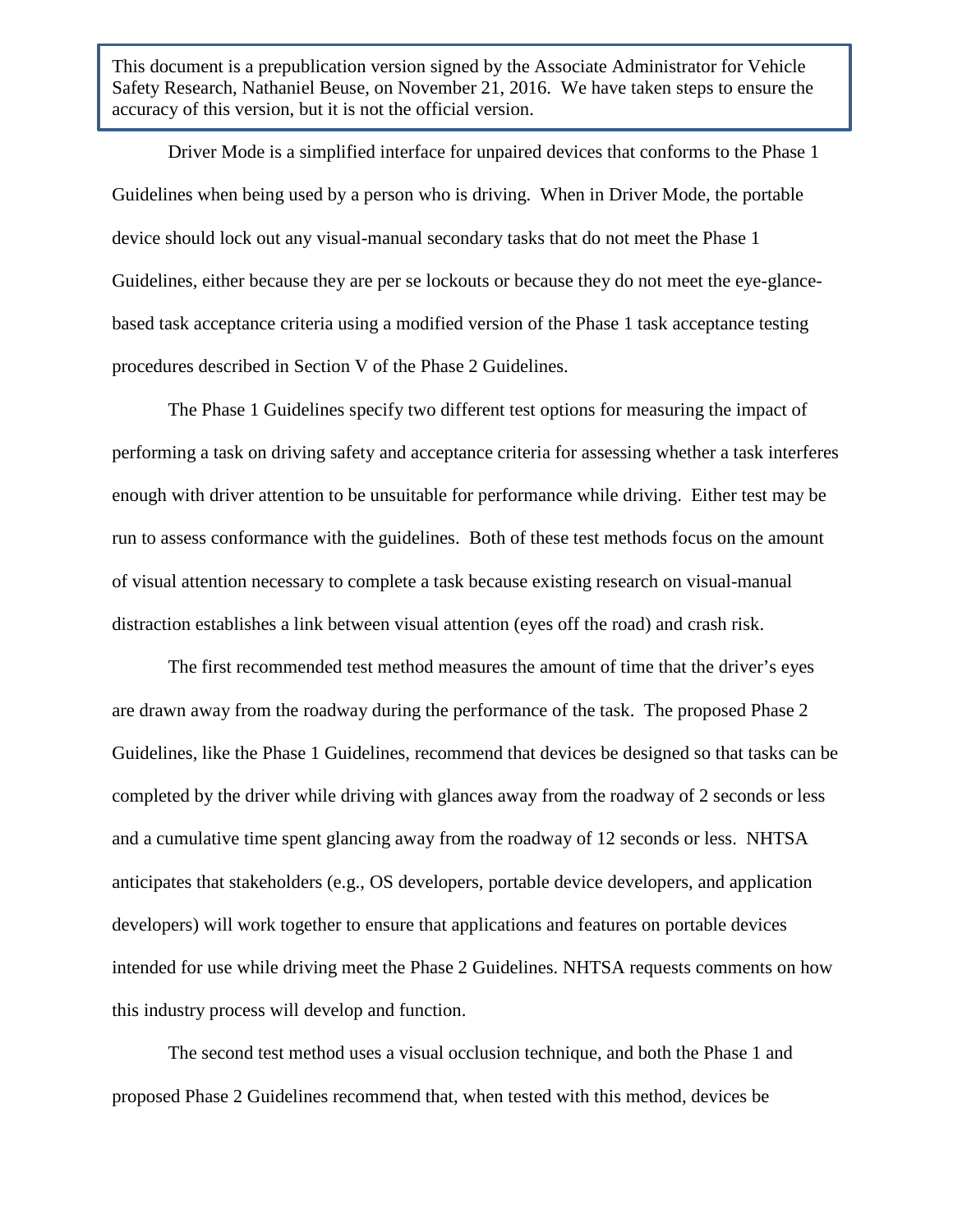> This document is a prepublication version signed by the Associate Administrator for Vehicle Safety Research, Nathaniel Beuse, on November 21, 2016. We have taken steps to ensure the accuracy of this version, but it is not the official version.

Driver Mode is a simplified interface for unpaired devices that conforms to the Phase 1 Guidelines when being used by a person who is driving. When in Driver Mode, the portable device should lock out any visual-manual secondary tasks that do not meet the Phase 1 Guidelines, either because they are per se lockouts or because they do not meet the eye-glance-based task acceptance criteria using a modified version of the Phase 1 task acceptance testing procedures described in Section V of the Phase 2 Guidelines.

The Phase 1 Guidelines specify two different test options for measuring the impact of performing a task on driving safety and acceptance criteria for assessing whether a task interferes enough with driver attention to be unsuitable for performance while driving. Either test may be run to assess conformance with the guidelines. Both of these test methods focus on the amount of visual attention necessary to complete a task because existing research on visual-manual distraction establishes a link between visual attention (eyes off the road) and crash risk.

The first recommended test method measures the amount of time that the driver's eyes are drawn away from the roadway during the performance of the task. The proposed Phase 2 Guidelines, like the Phase 1 Guidelines, recommend that devices be designed so that tasks can be completed by the driver while driving with glances away from the roadway of 2 seconds or less and a cumulative time spent glancing away from the roadway of 12 seconds or less. NHTSA anticipates that stakeholders (e.g., OS developers, portable device developers, and application developers) will work together to ensure that applications and features on portable devices intended for use while driving meet the Phase 2 Guidelines. NHTSA requests comments on how this industry process will develop and function.

The second test method uses a visual occlusion technique, and both the Phase 1 and proposed Phase 2 Guidelines recommend that, when tested with this method, devices be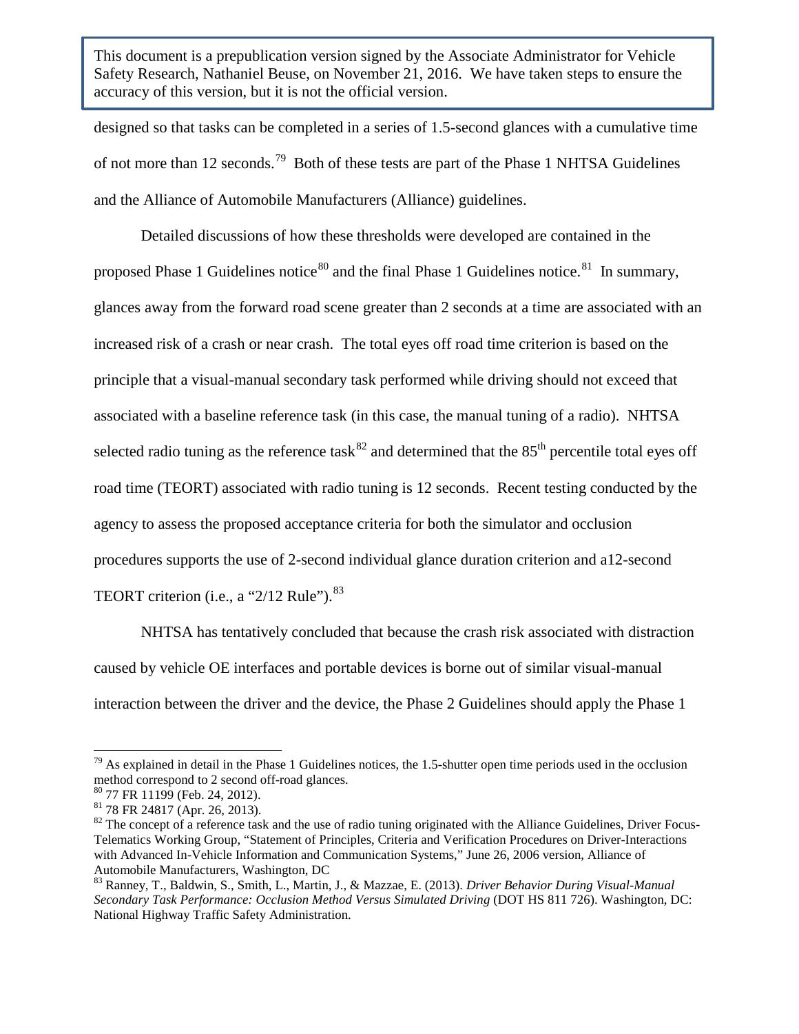designed so that tasks can be completed in a series of 1.5-second glances with a cumulative time of not more than 12 seconds.[79] Both of these tests are part of the Phase 1 NHTSA Guidelines and the Alliance of Automobile Manufacturers (Alliance) guidelines.

Detailed discussions of how these thresholds were developed are contained in the proposed Phase 1 Guidelines notice[80] and the final Phase 1 Guidelines notice.[81] In summary, glances away from the forward road scene greater than 2 seconds at a time are associated with an increased risk of a crash or near crash. The total eyes off road time criterion is based on the principle that a visual-manual secondary task performed while driving should not exceed that associated with a baseline reference task (in this case, the manual tuning of a radio). NHTSA selected radio tuning as the reference task[82] and determined that the 85th percentile total eyes off road time (TEORT) associated with radio tuning is 12 seconds. Recent testing conducted by the agency to assess the proposed acceptance criteria for both the simulator and occlusion procedures supports the use of 2-second individual glance duration criterion and a12-second TEORT criterion (i.e., a "2/12 Rule").[83]

NHTSA has tentatively concluded that because the crash risk associated with distraction caused by vehicle OE interfaces and portable devices is borne out of similar visual-manual interaction between the driver and the device, the Phase 2 Guidelines should apply the Phase 1

---

[79] As explained in detail in the Phase 1 Guidelines notices, the 1.5-shutter open time periods used in the occlusion method correspond to 2 second off-road glances.

[80] 77 FR 11199 (Feb. 24, 2012).

[81] 78 FR 24817 (Apr. 26, 2013).

[82] The concept of a reference task and the use of radio tuning originated with the Alliance Guidelines, Driver Focus-Telematics Working Group, "Statement of Principles, Criteria and Verification Procedures on Driver-Interactions with Advanced In-Vehicle Information and Communication Systems," June 26, 2006 version, Alliance of Automobile Manufacturers, Washington, DC

[83] Ranney, T., Baldwin, S., Smith, L., Martin, J., & Mazzae, E. (2013). *Driver Behavior During Visual-Manual Secondary Task Performance: Occlusion Method Versus Simulated Driving* (DOT HS 811 726). Washington, DC: National Highway Traffic Safety Administration.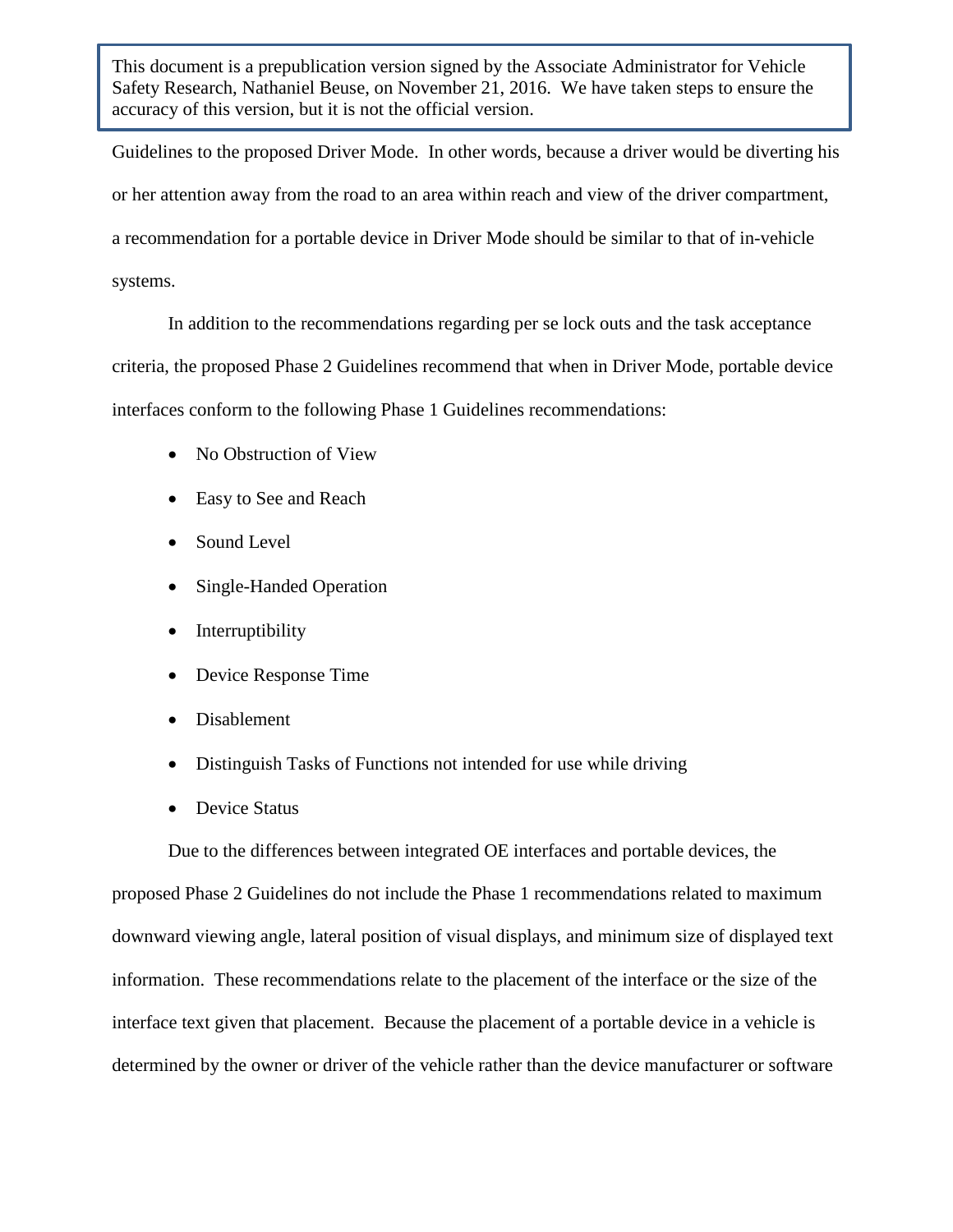Guidelines to the proposed Driver Mode.  In other words, because a driver would be diverting his or her attention away from the road to an area within reach and view of the driver compartment, a recommendation for a portable device in Driver Mode should be similar to that of in-vehicle systems.

In addition to the recommendations regarding per se lock outs and the task acceptance criteria, the proposed Phase 2 Guidelines recommend that when in Driver Mode, portable device interfaces conform to the following Phase 1 Guidelines recommendations:

- No Obstruction of View
- Easy to See and Reach
- Sound Level
- Single-Handed Operation
- Interruptibility
- Device Response Time
- Disablement
- Distinguish Tasks of Functions not intended for use while driving
- Device Status

Due to the differences between integrated OE interfaces and portable devices, the proposed Phase 2 Guidelines do not include the Phase 1 recommendations related to maximum downward viewing angle, lateral position of visual displays, and minimum size of displayed text information.  These recommendations relate to the placement of the interface or the size of the interface text given that placement.  Because the placement of a portable device in a vehicle is determined by the owner or driver of the vehicle rather than the device manufacturer or software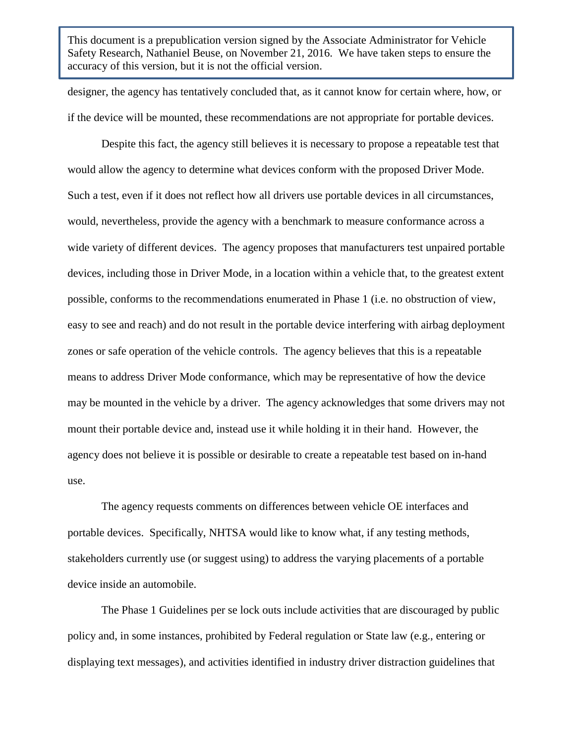designer, the agency has tentatively concluded that, as it cannot know for certain where, how, or if the device will be mounted, these recommendations are not appropriate for portable devices.

Despite this fact, the agency still believes it is necessary to propose a repeatable test that would allow the agency to determine what devices conform with the proposed Driver Mode. Such a test, even if it does not reflect how all drivers use portable devices in all circumstances, would, nevertheless, provide the agency with a benchmark to measure conformance across a wide variety of different devices. The agency proposes that manufacturers test unpaired portable devices, including those in Driver Mode, in a location within a vehicle that, to the greatest extent possible, conforms to the recommendations enumerated in Phase 1 (i.e. no obstruction of view, easy to see and reach) and do not result in the portable device interfering with airbag deployment zones or safe operation of the vehicle controls. The agency believes that this is a repeatable means to address Driver Mode conformance, which may be representative of how the device may be mounted in the vehicle by a driver. The agency acknowledges that some drivers may not mount their portable device and, instead use it while holding it in their hand. However, the agency does not believe it is possible or desirable to create a repeatable test based on in-hand use.

The agency requests comments on differences between vehicle OE interfaces and portable devices. Specifically, NHTSA would like to know what, if any testing methods, stakeholders currently use (or suggest using) to address the varying placements of a portable device inside an automobile.

The Phase 1 Guidelines per se lock outs include activities that are discouraged by public policy and, in some instances, prohibited by Federal regulation or State law (e.g., entering or displaying text messages), and activities identified in industry driver distraction guidelines that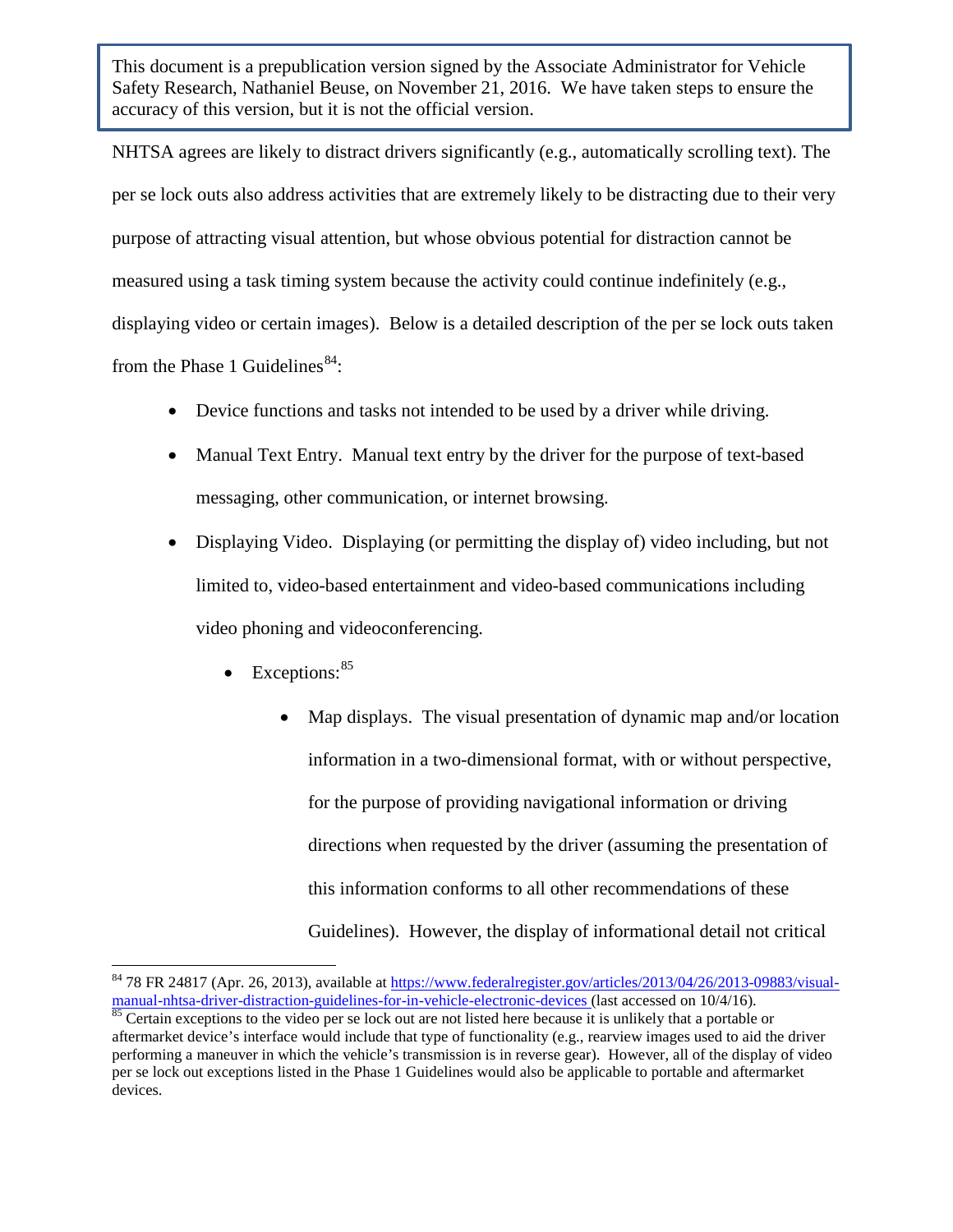> This document is a prepublication version signed by the Associate Administrator for Vehicle Safety Research, Nathaniel Beuse, on November 21, 2016. We have taken steps to ensure the accuracy of this version, but it is not the official version.

NHTSA agrees are likely to distract drivers significantly (e.g., automatically scrolling text). The per se lock outs also address activities that are extremely likely to be distracting due to their very purpose of attracting visual attention, but whose obvious potential for distraction cannot be measured using a task timing system because the activity could continue indefinitely (e.g., displaying video or certain images). Below is a detailed description of the per se lock outs taken from the Phase 1 Guidelines[84]:

- Device functions and tasks not intended to be used by a driver while driving.
- Manual Text Entry. Manual text entry by the driver for the purpose of text-based messaging, other communication, or internet browsing.
- Displaying Video. Displaying (or permitting the display of) video including, but not limited to, video-based entertainment and video-based communications including video phoning and videoconferencing.
  - Exceptions:[85]
    - Map displays. The visual presentation of dynamic map and/or location information in a two-dimensional format, with or without perspective, for the purpose of providing navigational information or driving directions when requested by the driver (assuming the presentation of this information conforms to all other recommendations of these Guidelines). However, the display of informational detail not critical

---

[84] 78 FR 24817 (Apr. 26, 2013), available at https://www.federalregister.gov/articles/2013/04/26/2013-09883/visual-manual-nhtsa-driver-distraction-guidelines-for-in-vehicle-electronic-devices (last accessed on 10/4/16).

[85] Certain exceptions to the video per se lock out are not listed here because it is unlikely that a portable or aftermarket device's interface would include that type of functionality (e.g., rearview images used to aid the driver performing a maneuver in which the vehicle's transmission is in reverse gear). However, all of the display of video per se lock out exceptions listed in the Phase 1 Guidelines would also be applicable to portable and aftermarket devices.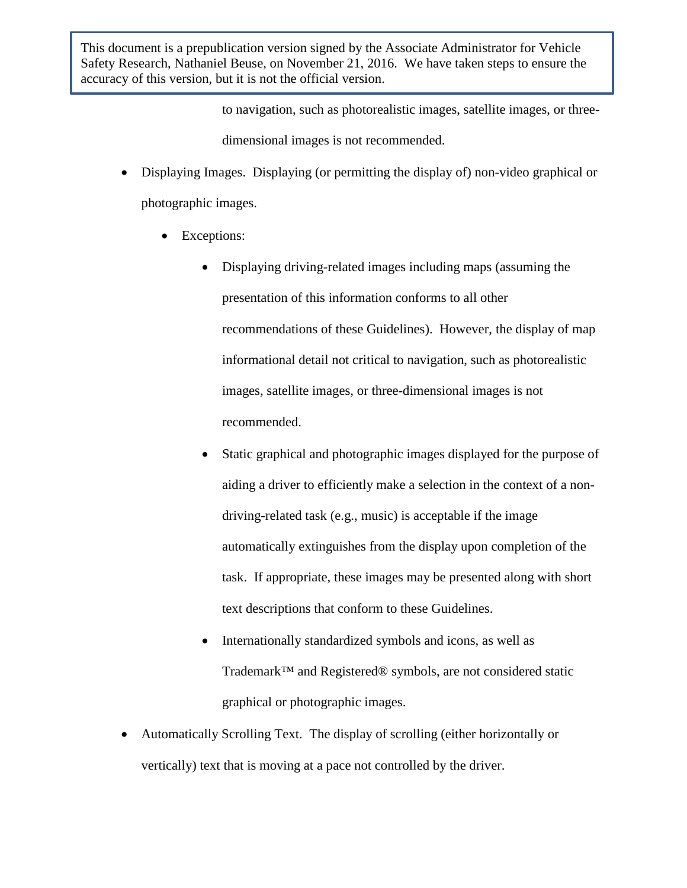This document is a prepublication version signed by the Associate Administrator for Vehicle Safety Research, Nathaniel Beuse, on November 21, 2016. We have taken steps to ensure the accuracy of this version, but it is not the official version.

to navigation, such as photorealistic images, satellite images, or three-dimensional images is not recommended.

- Displaying Images. Displaying (or permitting the display of) non-video graphical or photographic images.
  - Exceptions:
    - Displaying driving-related images including maps (assuming the presentation of this information conforms to all other recommendations of these Guidelines). However, the display of map informational detail not critical to navigation, such as photorealistic images, satellite images, or three-dimensional images is not recommended.
    - Static graphical and photographic images displayed for the purpose of aiding a driver to efficiently make a selection in the context of a non-driving-related task (e.g., music) is acceptable if the image automatically extinguishes from the display upon completion of the task. If appropriate, these images may be presented along with short text descriptions that conform to these Guidelines.
    - Internationally standardized symbols and icons, as well as Trademark™ and Registered® symbols, are not considered static graphical or photographic images.
- Automatically Scrolling Text. The display of scrolling (either horizontally or vertically) text that is moving at a pace not controlled by the driver.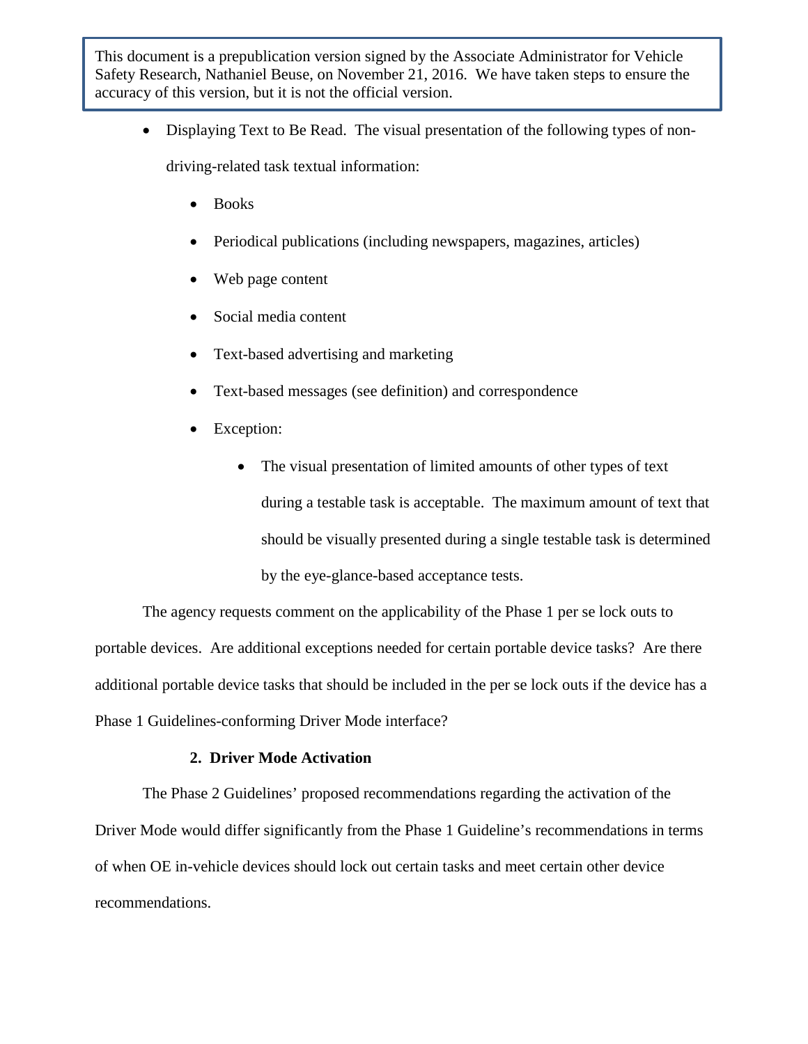This document is a prepublication version signed by the Associate Administrator for Vehicle Safety Research, Nathaniel Beuse, on November 21, 2016. We have taken steps to ensure the accuracy of this version, but it is not the official version.

- Displaying Text to Be Read. The visual presentation of the following types of non-driving-related task textual information:
  - Books
  - Periodical publications (including newspapers, magazines, articles)
  - Web page content
  - Social media content
  - Text-based advertising and marketing
  - Text-based messages (see definition) and correspondence
  - Exception:
    - The visual presentation of limited amounts of other types of text during a testable task is acceptable. The maximum amount of text that should be visually presented during a single testable task is determined by the eye-glance-based acceptance tests.

The agency requests comment on the applicability of the Phase 1 per se lock outs to portable devices. Are additional exceptions needed for certain portable device tasks? Are there additional portable device tasks that should be included in the per se lock outs if the device has a Phase 1 Guidelines-conforming Driver Mode interface?

### 2. Driver Mode Activation

The Phase 2 Guidelines' proposed recommendations regarding the activation of the Driver Mode would differ significantly from the Phase 1 Guideline's recommendations in terms of when OE in-vehicle devices should lock out certain tasks and meet certain other device recommendations.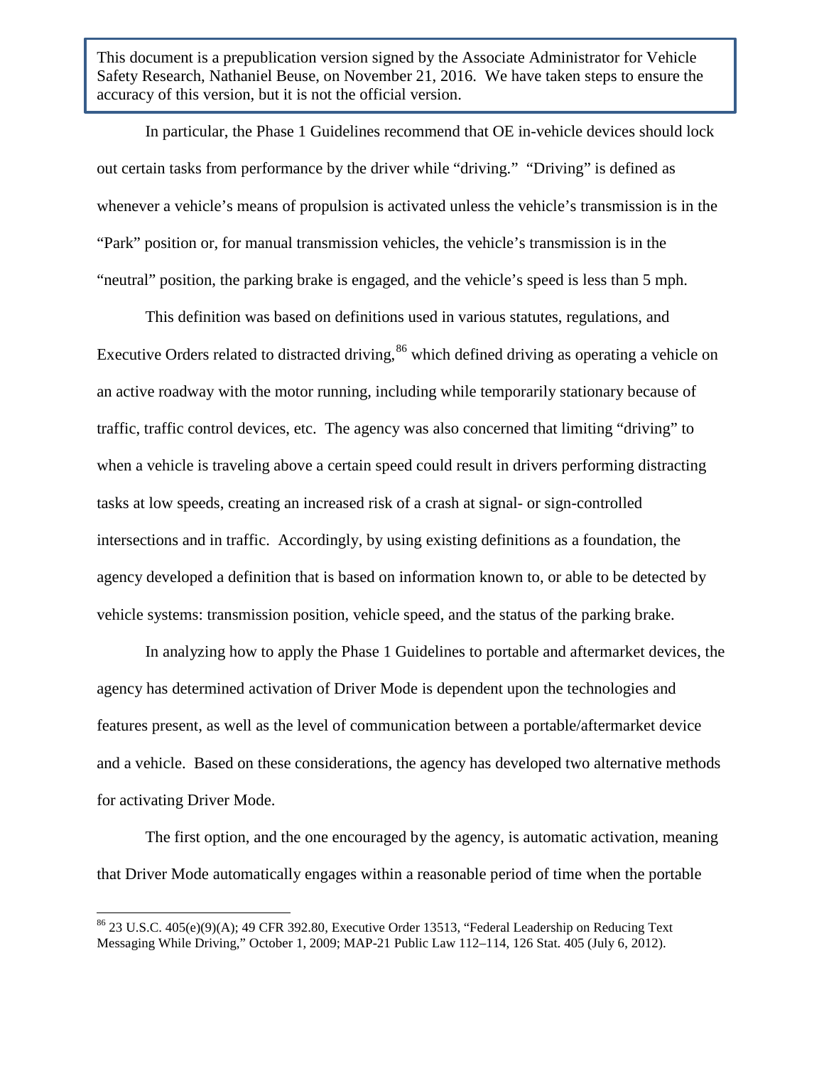In particular, the Phase 1 Guidelines recommend that OE in-vehicle devices should lock out certain tasks from performance by the driver while "driving." "Driving" is defined as whenever a vehicle's means of propulsion is activated unless the vehicle's transmission is in the "Park" position or, for manual transmission vehicles, the vehicle's transmission is in the "neutral" position, the parking brake is engaged, and the vehicle's speed is less than 5 mph.

This definition was based on definitions used in various statutes, regulations, and Executive Orders related to distracted driving,[86] which defined driving as operating a vehicle on an active roadway with the motor running, including while temporarily stationary because of traffic, traffic control devices, etc. The agency was also concerned that limiting "driving" to when a vehicle is traveling above a certain speed could result in drivers performing distracting tasks at low speeds, creating an increased risk of a crash at signal- or sign-controlled intersections and in traffic. Accordingly, by using existing definitions as a foundation, the agency developed a definition that is based on information known to, or able to be detected by vehicle systems: transmission position, vehicle speed, and the status of the parking brake.

In analyzing how to apply the Phase 1 Guidelines to portable and aftermarket devices, the agency has determined activation of Driver Mode is dependent upon the technologies and features present, as well as the level of communication between a portable/aftermarket device and a vehicle. Based on these considerations, the agency has developed two alternative methods for activating Driver Mode.

The first option, and the one encouraged by the agency, is automatic activation, meaning that Driver Mode automatically engages within a reasonable period of time when the portable

---

[86] 23 U.S.C. 405(e)(9)(A); 49 CFR 392.80, Executive Order 13513, "Federal Leadership on Reducing Text Messaging While Driving," October 1, 2009; MAP-21 Public Law 112–114, 126 Stat. 405 (July 6, 2012).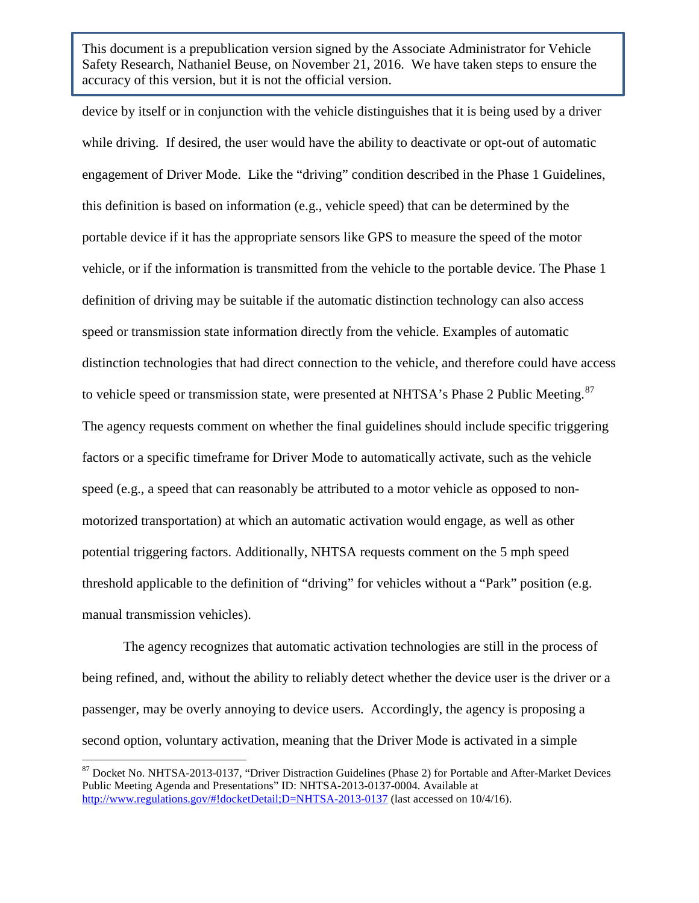device by itself or in conjunction with the vehicle distinguishes that it is being used by a driver while driving. If desired, the user would have the ability to deactivate or opt-out of automatic engagement of Driver Mode. Like the "driving" condition described in the Phase 1 Guidelines, this definition is based on information (e.g., vehicle speed) that can be determined by the portable device if it has the appropriate sensors like GPS to measure the speed of the motor vehicle, or if the information is transmitted from the vehicle to the portable device. The Phase 1 definition of driving may be suitable if the automatic distinction technology can also access speed or transmission state information directly from the vehicle. Examples of automatic distinction technologies that had direct connection to the vehicle, and therefore could have access to vehicle speed or transmission state, were presented at NHTSA's Phase 2 Public Meeting.[87] The agency requests comment on whether the final guidelines should include specific triggering factors or a specific timeframe for Driver Mode to automatically activate, such as the vehicle speed (e.g., a speed that can reasonably be attributed to a motor vehicle as opposed to non-motorized transportation) at which an automatic activation would engage, as well as other potential triggering factors. Additionally, NHTSA requests comment on the 5 mph speed threshold applicable to the definition of "driving" for vehicles without a "Park" position (e.g. manual transmission vehicles).

The agency recognizes that automatic activation technologies are still in the process of being refined, and, without the ability to reliably detect whether the device user is the driver or a passenger, may be overly annoying to device users. Accordingly, the agency is proposing a second option, voluntary activation, meaning that the Driver Mode is activated in a simple

---

[87] Docket No. NHTSA-2013-0137, "Driver Distraction Guidelines (Phase 2) for Portable and After-Market Devices Public Meeting Agenda and Presentations" ID: NHTSA-2013-0137-0004. Available at http://www.regulations.gov/#!docketDetail;D=NHTSA-2013-0137 (last accessed on 10/4/16).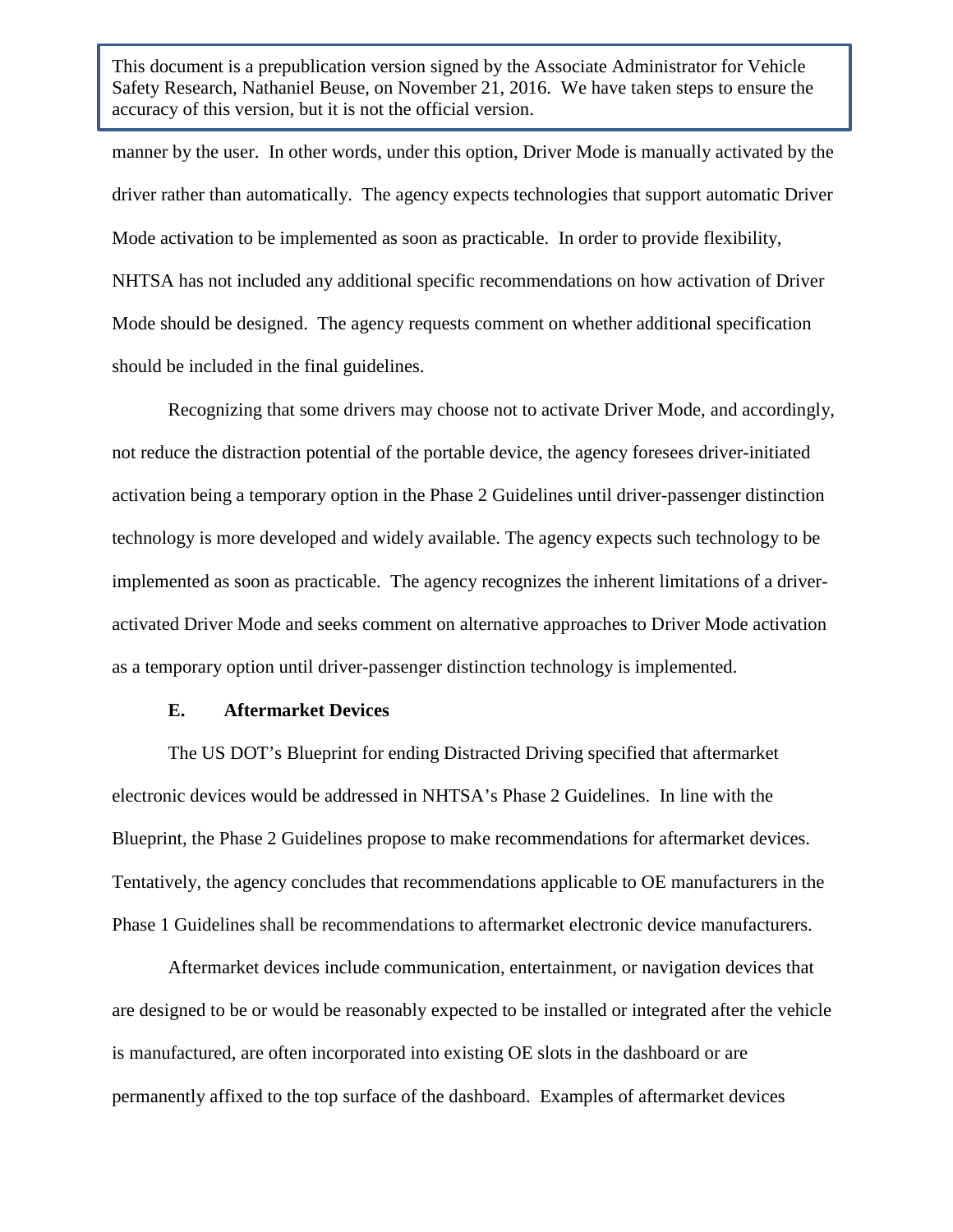manner by the user. In other words, under this option, Driver Mode is manually activated by the driver rather than automatically. The agency expects technologies that support automatic Driver Mode activation to be implemented as soon as practicable. In order to provide flexibility, NHTSA has not included any additional specific recommendations on how activation of Driver Mode should be designed. The agency requests comment on whether additional specification should be included in the final guidelines.

Recognizing that some drivers may choose not to activate Driver Mode, and accordingly, not reduce the distraction potential of the portable device, the agency foresees driver-initiated activation being a temporary option in the Phase 2 Guidelines until driver-passenger distinction technology is more developed and widely available. The agency expects such technology to be implemented as soon as practicable. The agency recognizes the inherent limitations of a driver-activated Driver Mode and seeks comment on alternative approaches to Driver Mode activation as a temporary option until driver-passenger distinction technology is implemented.

### E. Aftermarket Devices

The US DOT's Blueprint for ending Distracted Driving specified that aftermarket electronic devices would be addressed in NHTSA's Phase 2 Guidelines. In line with the Blueprint, the Phase 2 Guidelines propose to make recommendations for aftermarket devices. Tentatively, the agency concludes that recommendations applicable to OE manufacturers in the Phase 1 Guidelines shall be recommendations to aftermarket electronic device manufacturers.

Aftermarket devices include communication, entertainment, or navigation devices that are designed to be or would be reasonably expected to be installed or integrated after the vehicle is manufactured, are often incorporated into existing OE slots in the dashboard or are permanently affixed to the top surface of the dashboard. Examples of aftermarket devices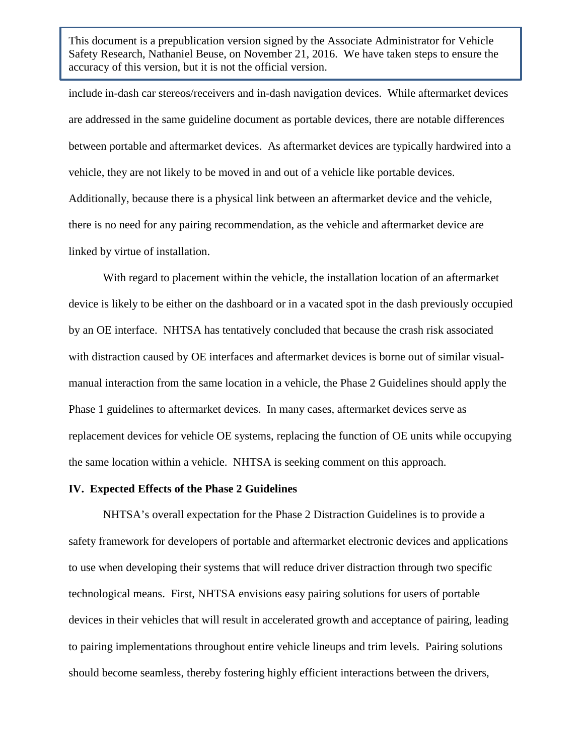include in-dash car stereos/receivers and in-dash navigation devices. While aftermarket devices are addressed in the same guideline document as portable devices, there are notable differences between portable and aftermarket devices. As aftermarket devices are typically hardwired into a vehicle, they are not likely to be moved in and out of a vehicle like portable devices. Additionally, because there is a physical link between an aftermarket device and the vehicle, there is no need for any pairing recommendation, as the vehicle and aftermarket device are linked by virtue of installation.

With regard to placement within the vehicle, the installation location of an aftermarket device is likely to be either on the dashboard or in a vacated spot in the dash previously occupied by an OE interface. NHTSA has tentatively concluded that because the crash risk associated with distraction caused by OE interfaces and aftermarket devices is borne out of similar visual-manual interaction from the same location in a vehicle, the Phase 2 Guidelines should apply the Phase 1 guidelines to aftermarket devices. In many cases, aftermarket devices serve as replacement devices for vehicle OE systems, replacing the function of OE units while occupying the same location within a vehicle. NHTSA is seeking comment on this approach.

## IV. Expected Effects of the Phase 2 Guidelines

NHTSA's overall expectation for the Phase 2 Distraction Guidelines is to provide a safety framework for developers of portable and aftermarket electronic devices and applications to use when developing their systems that will reduce driver distraction through two specific technological means. First, NHTSA envisions easy pairing solutions for users of portable devices in their vehicles that will result in accelerated growth and acceptance of pairing, leading to pairing implementations throughout entire vehicle lineups and trim levels. Pairing solutions should become seamless, thereby fostering highly efficient interactions between the drivers,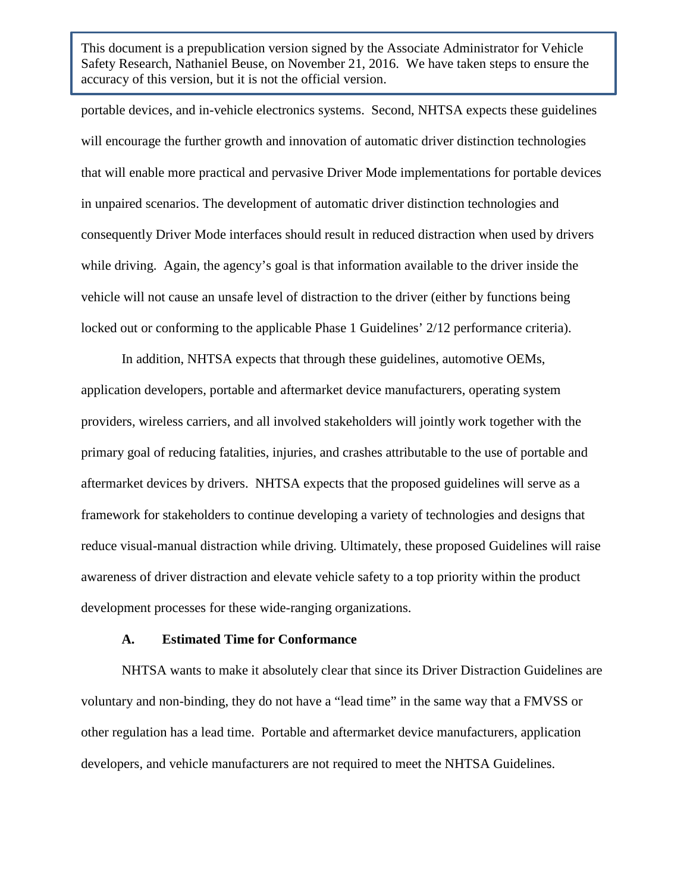portable devices, and in-vehicle electronics systems. Second, NHTSA expects these guidelines will encourage the further growth and innovation of automatic driver distinction technologies that will enable more practical and pervasive Driver Mode implementations for portable devices in unpaired scenarios. The development of automatic driver distinction technologies and consequently Driver Mode interfaces should result in reduced distraction when used by drivers while driving. Again, the agency's goal is that information available to the driver inside the vehicle will not cause an unsafe level of distraction to the driver (either by functions being locked out or conforming to the applicable Phase 1 Guidelines' 2/12 performance criteria).

In addition, NHTSA expects that through these guidelines, automotive OEMs, application developers, portable and aftermarket device manufacturers, operating system providers, wireless carriers, and all involved stakeholders will jointly work together with the primary goal of reducing fatalities, injuries, and crashes attributable to the use of portable and aftermarket devices by drivers. NHTSA expects that the proposed guidelines will serve as a framework for stakeholders to continue developing a variety of technologies and designs that reduce visual-manual distraction while driving. Ultimately, these proposed Guidelines will raise awareness of driver distraction and elevate vehicle safety to a top priority within the product development processes for these wide-ranging organizations.

### A. Estimated Time for Conformance

NHTSA wants to make it absolutely clear that since its Driver Distraction Guidelines are voluntary and non-binding, they do not have a "lead time" in the same way that a FMVSS or other regulation has a lead time. Portable and aftermarket device manufacturers, application developers, and vehicle manufacturers are not required to meet the NHTSA Guidelines.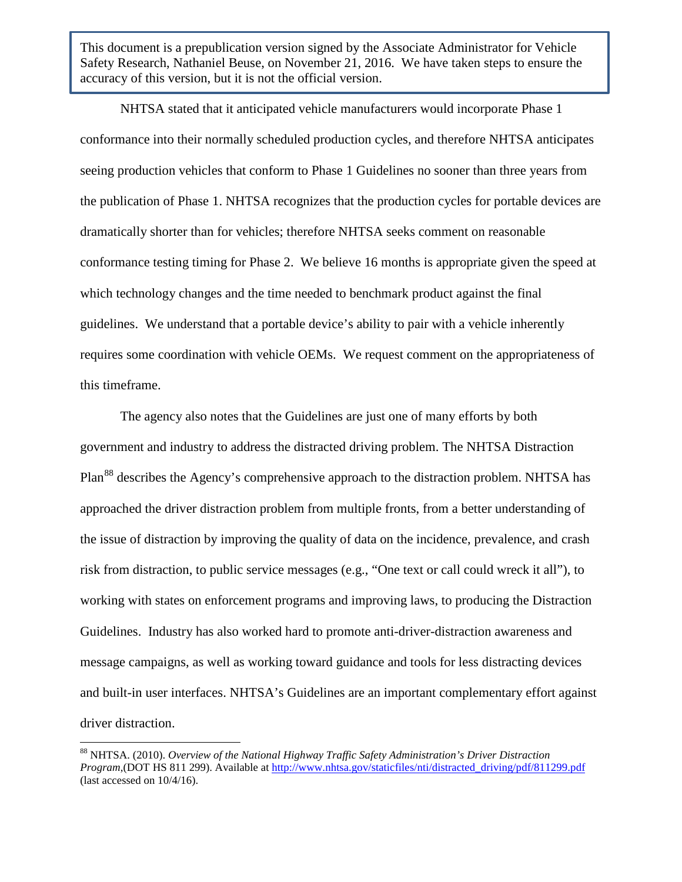This document is a prepublication version signed by the Associate Administrator for Vehicle Safety Research, Nathaniel Beuse, on November 21, 2016. We have taken steps to ensure the accuracy of this version, but it is not the official version.

NHTSA stated that it anticipated vehicle manufacturers would incorporate Phase 1 conformance into their normally scheduled production cycles, and therefore NHTSA anticipates seeing production vehicles that conform to Phase 1 Guidelines no sooner than three years from the publication of Phase 1. NHTSA recognizes that the production cycles for portable devices are dramatically shorter than for vehicles; therefore NHTSA seeks comment on reasonable conformance testing timing for Phase 2. We believe 16 months is appropriate given the speed at which technology changes and the time needed to benchmark product against the final guidelines. We understand that a portable device's ability to pair with a vehicle inherently requires some coordination with vehicle OEMs. We request comment on the appropriateness of this timeframe.

The agency also notes that the Guidelines are just one of many efforts by both government and industry to address the distracted driving problem. The NHTSA Distraction Plan[88] describes the Agency's comprehensive approach to the distraction problem. NHTSA has approached the driver distraction problem from multiple fronts, from a better understanding of the issue of distraction by improving the quality of data on the incidence, prevalence, and crash risk from distraction, to public service messages (e.g., "One text or call could wreck it all"), to working with states on enforcement programs and improving laws, to producing the Distraction Guidelines. Industry has also worked hard to promote anti-driver-distraction awareness and message campaigns, as well as working toward guidance and tools for less distracting devices and built-in user interfaces. NHTSA's Guidelines are an important complementary effort against driver distraction.

---

[88] NHTSA. (2010). *Overview of the National Highway Traffic Safety Administration's Driver Distraction Program*,(DOT HS 811 299). Available at http://www.nhtsa.gov/staticfiles/nti/distracted_driving/pdf/811299.pdf (last accessed on 10/4/16).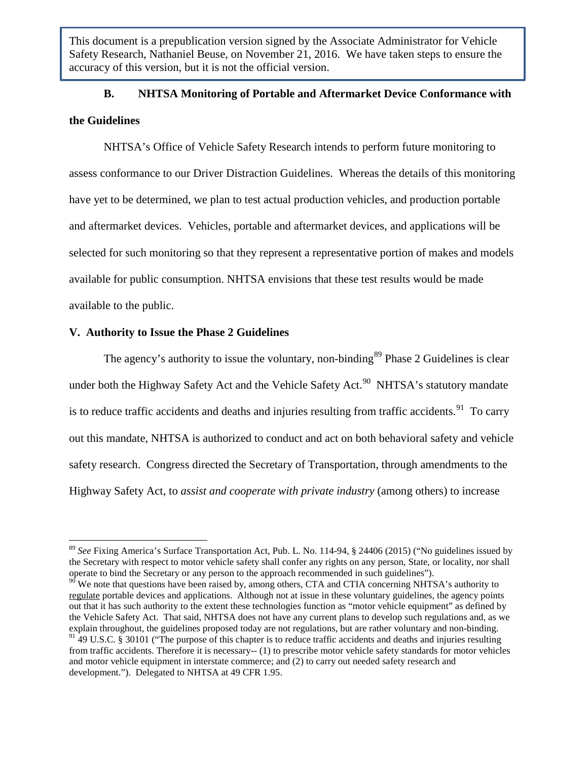This document is a prepublication version signed by the Associate Administrator for Vehicle Safety Research, Nathaniel Beuse, on November 21, 2016. We have taken steps to ensure the accuracy of this version, but it is not the official version.

### B. NHTSA Monitoring of Portable and Aftermarket Device Conformance with the Guidelines

NHTSA's Office of Vehicle Safety Research intends to perform future monitoring to assess conformance to our Driver Distraction Guidelines. Whereas the details of this monitoring have yet to be determined, we plan to test actual production vehicles, and production portable and aftermarket devices. Vehicles, portable and aftermarket devices, and applications will be selected for such monitoring so that they represent a representative portion of makes and models available for public consumption. NHTSA envisions that these test results would be made available to the public.

## V. Authority to Issue the Phase 2 Guidelines

The agency's authority to issue the voluntary, non-binding[89] Phase 2 Guidelines is clear under both the Highway Safety Act and the Vehicle Safety Act.[90] NHTSA's statutory mandate is to reduce traffic accidents and deaths and injuries resulting from traffic accidents.[91] To carry out this mandate, NHTSA is authorized to conduct and act on both behavioral safety and vehicle safety research. Congress directed the Secretary of Transportation, through amendments to the Highway Safety Act, to *assist and cooperate with private industry* (among others) to increase

---

[89] *See* Fixing America's Surface Transportation Act, Pub. L. No. 114-94, § 24406 (2015) ("No guidelines issued by the Secretary with respect to motor vehicle safety shall confer any rights on any person, State, or locality, nor shall operate to bind the Secretary or any person to the approach recommended in such guidelines").

[90] We note that questions have been raised by, among others, CTA and CTIA concerning NHTSA's authority to regulate portable devices and applications. Although not at issue in these voluntary guidelines, the agency points out that it has such authority to the extent these technologies function as "motor vehicle equipment" as defined by the Vehicle Safety Act. That said, NHTSA does not have any current plans to develop such regulations and, as we explain throughout, the guidelines proposed today are not regulations, but are rather voluntary and non-binding.

[91] 49 U.S.C. § 30101 ("The purpose of this chapter is to reduce traffic accidents and deaths and injuries resulting from traffic accidents. Therefore it is necessary-- (1) to prescribe motor vehicle safety standards for motor vehicles and motor vehicle equipment in interstate commerce; and (2) to carry out needed safety research and development."). Delegated to NHTSA at 49 CFR 1.95.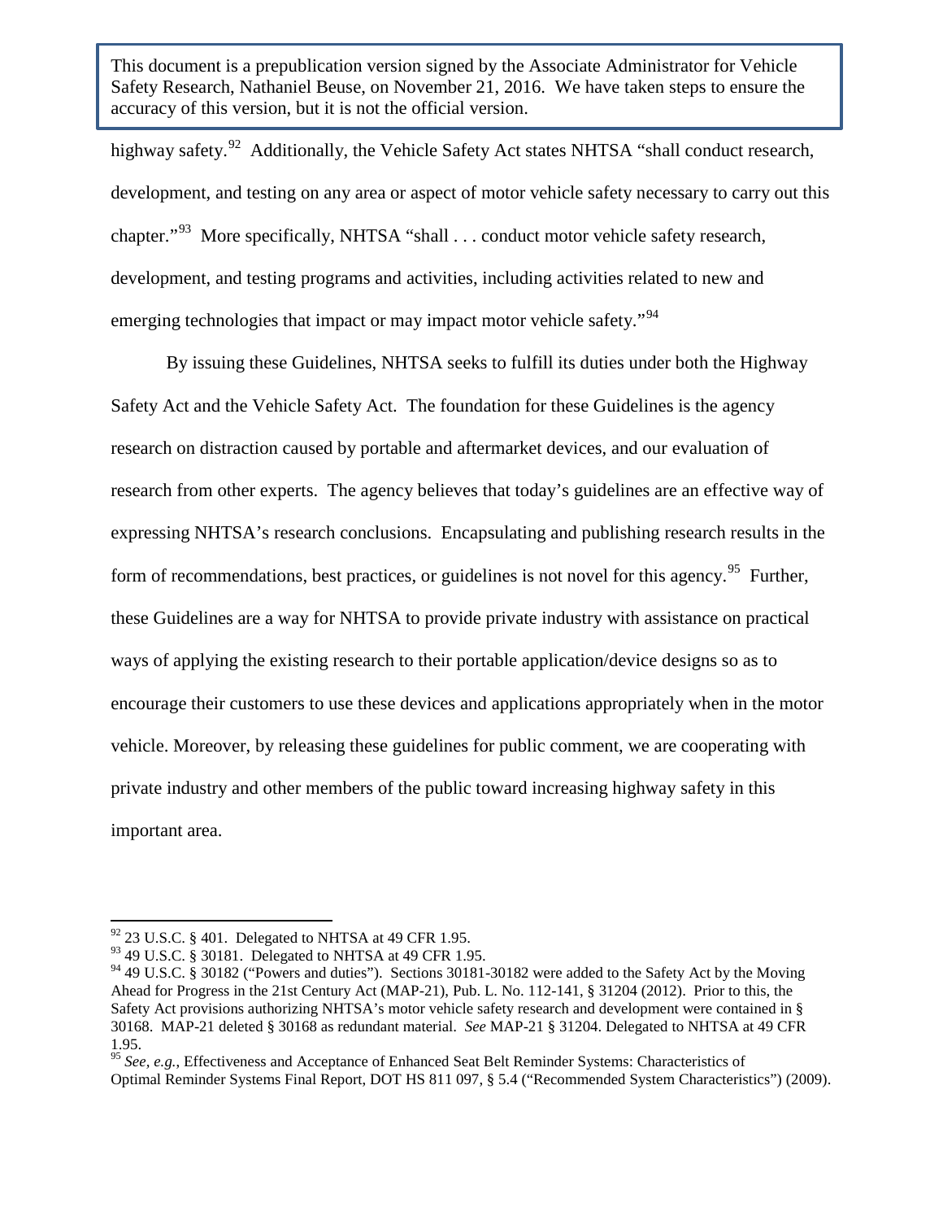highway safety.[92] Additionally, the Vehicle Safety Act states NHTSA "shall conduct research, development, and testing on any area or aspect of motor vehicle safety necessary to carry out this chapter."[93] More specifically, NHTSA "shall . . . conduct motor vehicle safety research, development, and testing programs and activities, including activities related to new and emerging technologies that impact or may impact motor vehicle safety."[94]

By issuing these Guidelines, NHTSA seeks to fulfill its duties under both the Highway Safety Act and the Vehicle Safety Act. The foundation for these Guidelines is the agency research on distraction caused by portable and aftermarket devices, and our evaluation of research from other experts. The agency believes that today's guidelines are an effective way of expressing NHTSA's research conclusions. Encapsulating and publishing research results in the form of recommendations, best practices, or guidelines is not novel for this agency.[95] Further, these Guidelines are a way for NHTSA to provide private industry with assistance on practical ways of applying the existing research to their portable application/device designs so as to encourage their customers to use these devices and applications appropriately when in the motor vehicle. Moreover, by releasing these guidelines for public comment, we are cooperating with private industry and other members of the public toward increasing highway safety in this important area.

---

[92] 23 U.S.C. § 401. Delegated to NHTSA at 49 CFR 1.95.

[93] 49 U.S.C. § 30181. Delegated to NHTSA at 49 CFR 1.95.

[94] 49 U.S.C. § 30182 ("Powers and duties"). Sections 30181-30182 were added to the Safety Act by the Moving Ahead for Progress in the 21st Century Act (MAP-21), Pub. L. No. 112-141, § 31204 (2012). Prior to this, the Safety Act provisions authorizing NHTSA's motor vehicle safety research and development were contained in § 30168. MAP-21 deleted § 30168 as redundant material. *See* MAP-21 § 31204. Delegated to NHTSA at 49 CFR 1.95.

[95] *See, e.g.*, Effectiveness and Acceptance of Enhanced Seat Belt Reminder Systems: Characteristics of Optimal Reminder Systems Final Report, DOT HS 811 097, § 5.4 ("Recommended System Characteristics") (2009).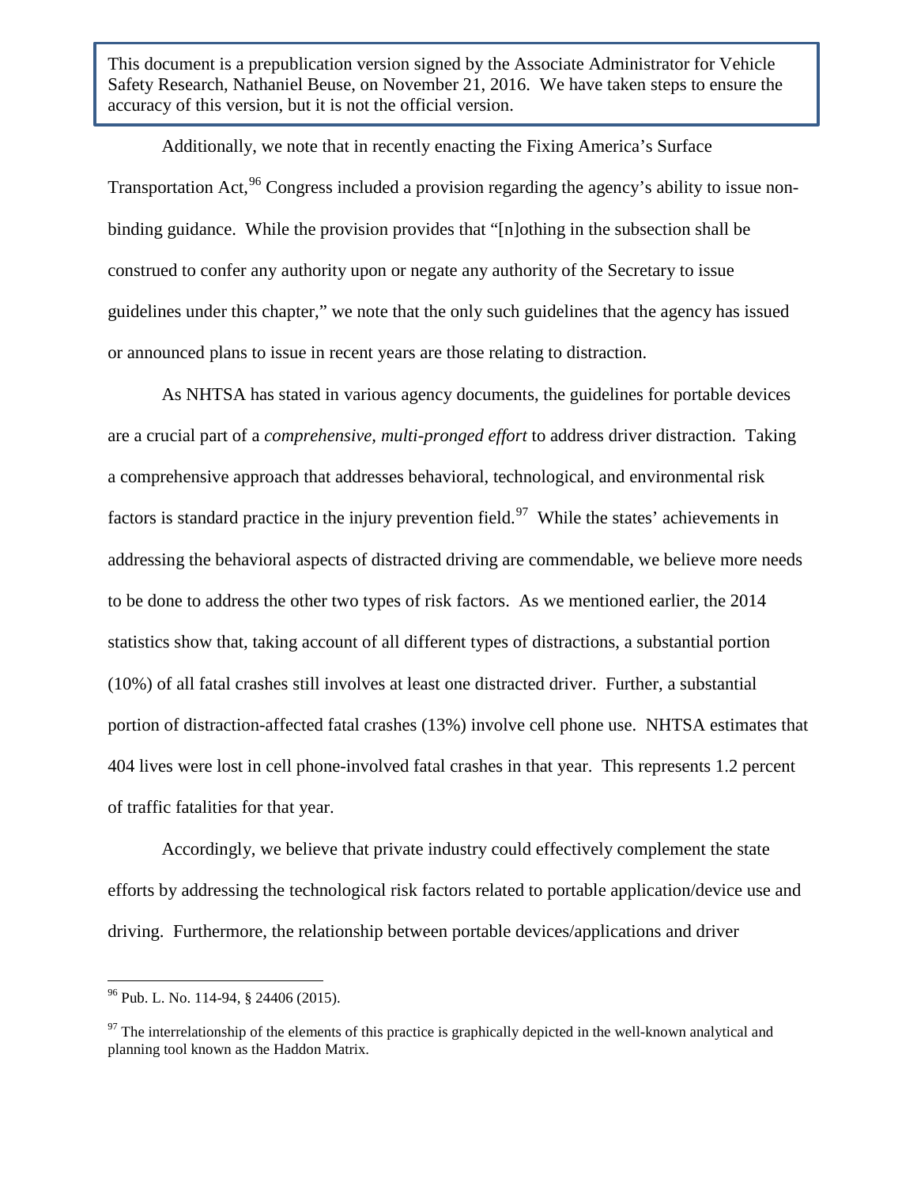Additionally, we note that in recently enacting the Fixing America's Surface Transportation Act,[96] Congress included a provision regarding the agency's ability to issue non-binding guidance. While the provision provides that "[n]othing in the subsection shall be construed to confer any authority upon or negate any authority of the Secretary to issue guidelines under this chapter," we note that the only such guidelines that the agency has issued or announced plans to issue in recent years are those relating to distraction.

As NHTSA has stated in various agency documents, the guidelines for portable devices are a crucial part of a *comprehensive, multi-pronged effort* to address driver distraction. Taking a comprehensive approach that addresses behavioral, technological, and environmental risk factors is standard practice in the injury prevention field.[97] While the states' achievements in addressing the behavioral aspects of distracted driving are commendable, we believe more needs to be done to address the other two types of risk factors. As we mentioned earlier, the 2014 statistics show that, taking account of all different types of distractions, a substantial portion (10%) of all fatal crashes still involves at least one distracted driver. Further, a substantial portion of distraction-affected fatal crashes (13%) involve cell phone use. NHTSA estimates that 404 lives were lost in cell phone-involved fatal crashes in that year. This represents 1.2 percent of traffic fatalities for that year.

Accordingly, we believe that private industry could effectively complement the state efforts by addressing the technological risk factors related to portable application/device use and driving. Furthermore, the relationship between portable devices/applications and driver

---

[96] Pub. L. No. 114-94, § 24406 (2015).

[97] The interrelationship of the elements of this practice is graphically depicted in the well-known analytical and planning tool known as the Haddon Matrix.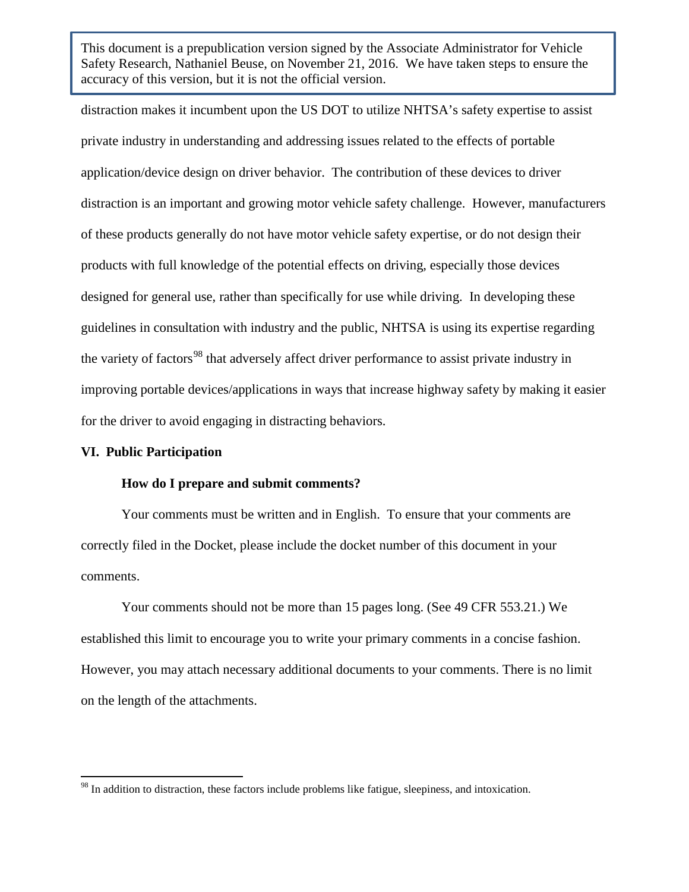distraction makes it incumbent upon the US DOT to utilize NHTSA's safety expertise to assist private industry in understanding and addressing issues related to the effects of portable application/device design on driver behavior. The contribution of these devices to driver distraction is an important and growing motor vehicle safety challenge. However, manufacturers of these products generally do not have motor vehicle safety expertise, or do not design their products with full knowledge of the potential effects on driving, especially those devices designed for general use, rather than specifically for use while driving. In developing these guidelines in consultation with industry and the public, NHTSA is using its expertise regarding the variety of factors[98] that adversely affect driver performance to assist private industry in improving portable devices/applications in ways that increase highway safety by making it easier for the driver to avoid engaging in distracting behaviors.

## VI. Public Participation

### How do I prepare and submit comments?

Your comments must be written and in English. To ensure that your comments are correctly filed in the Docket, please include the docket number of this document in your comments.

Your comments should not be more than 15 pages long. (See 49 CFR 553.21.) We established this limit to encourage you to write your primary comments in a concise fashion. However, you may attach necessary additional documents to your comments. There is no limit on the length of the attachments.

[98] In addition to distraction, these factors include problems like fatigue, sleepiness, and intoxication.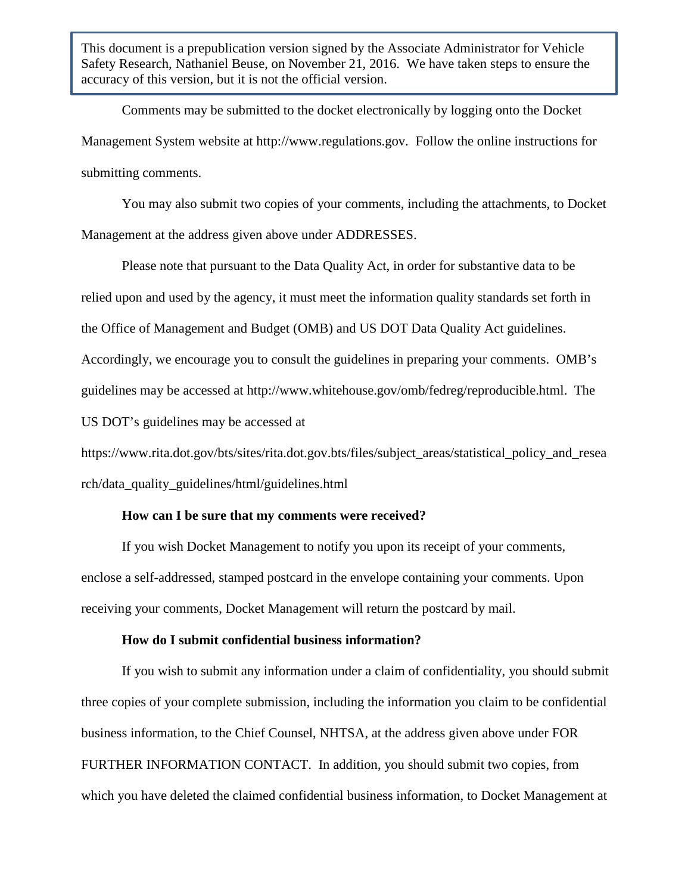This document is a prepublication version signed by the Associate Administrator for Vehicle Safety Research, Nathaniel Beuse, on November 21, 2016. We have taken steps to ensure the accuracy of this version, but it is not the official version.

Comments may be submitted to the docket electronically by logging onto the Docket Management System website at http://www.regulations.gov. Follow the online instructions for submitting comments.

You may also submit two copies of your comments, including the attachments, to Docket Management at the address given above under ADDRESSES.

Please note that pursuant to the Data Quality Act, in order for substantive data to be relied upon and used by the agency, it must meet the information quality standards set forth in the Office of Management and Budget (OMB) and US DOT Data Quality Act guidelines. Accordingly, we encourage you to consult the guidelines in preparing your comments. OMB's guidelines may be accessed at http://www.whitehouse.gov/omb/fedreg/reproducible.html. The US DOT's guidelines may be accessed at https://www.rita.dot.gov/bts/sites/rita.dot.gov.bts/files/subject_areas/statistical_policy_and_research/data_quality_guidelines/html/guidelines.html

**How can I be sure that my comments were received?**

If you wish Docket Management to notify you upon its receipt of your comments, enclose a self-addressed, stamped postcard in the envelope containing your comments. Upon receiving your comments, Docket Management will return the postcard by mail.

**How do I submit confidential business information?**

If you wish to submit any information under a claim of confidentiality, you should submit three copies of your complete submission, including the information you claim to be confidential business information, to the Chief Counsel, NHTSA, at the address given above under FOR FURTHER INFORMATION CONTACT. In addition, you should submit two copies, from which you have deleted the claimed confidential business information, to Docket Management at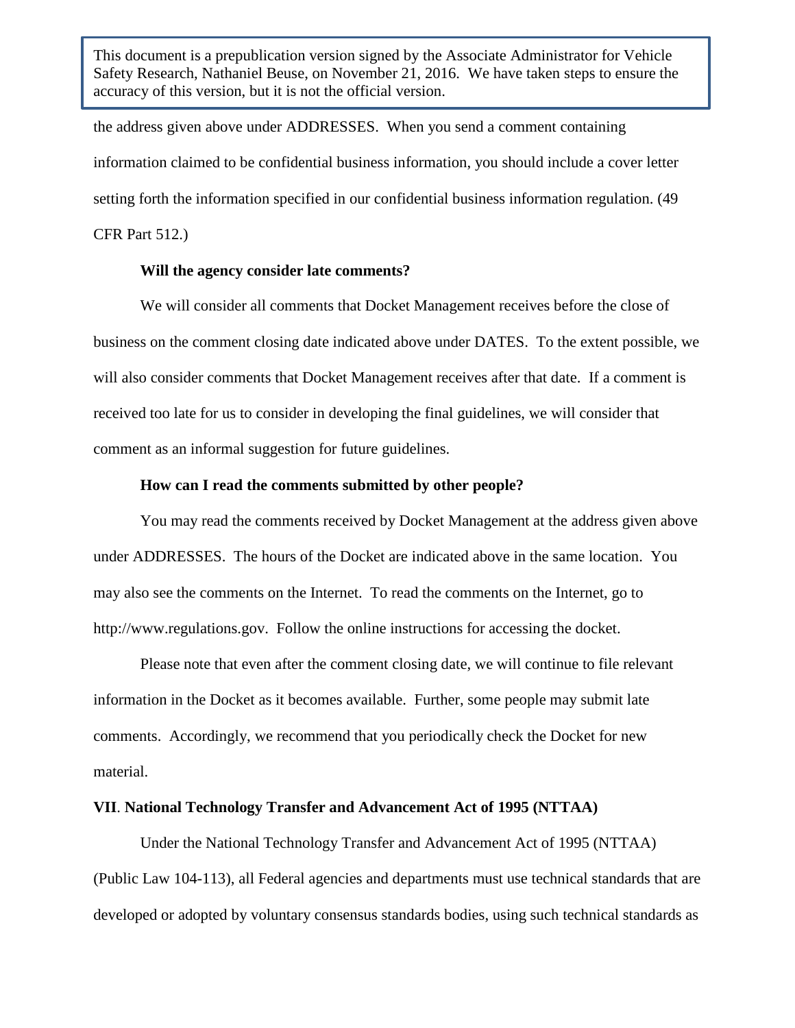the address given above under ADDRESSES. When you send a comment containing information claimed to be confidential business information, you should include a cover letter setting forth the information specified in our confidential business information regulation. (49 CFR Part 512.)

**Will the agency consider late comments?**

We will consider all comments that Docket Management receives before the close of business on the comment closing date indicated above under DATES. To the extent possible, we will also consider comments that Docket Management receives after that date. If a comment is received too late for us to consider in developing the final guidelines, we will consider that comment as an informal suggestion for future guidelines.

**How can I read the comments submitted by other people?**

You may read the comments received by Docket Management at the address given above under ADDRESSES. The hours of the Docket are indicated above in the same location. You may also see the comments on the Internet. To read the comments on the Internet, go to http://www.regulations.gov. Follow the online instructions for accessing the docket.

Please note that even after the comment closing date, we will continue to file relevant information in the Docket as it becomes available. Further, some people may submit late comments. Accordingly, we recommend that you periodically check the Docket for new material.

## VII. National Technology Transfer and Advancement Act of 1995 (NTTAA)

Under the National Technology Transfer and Advancement Act of 1995 (NTTAA) (Public Law 104-113), all Federal agencies and departments must use technical standards that are developed or adopted by voluntary consensus standards bodies, using such technical standards as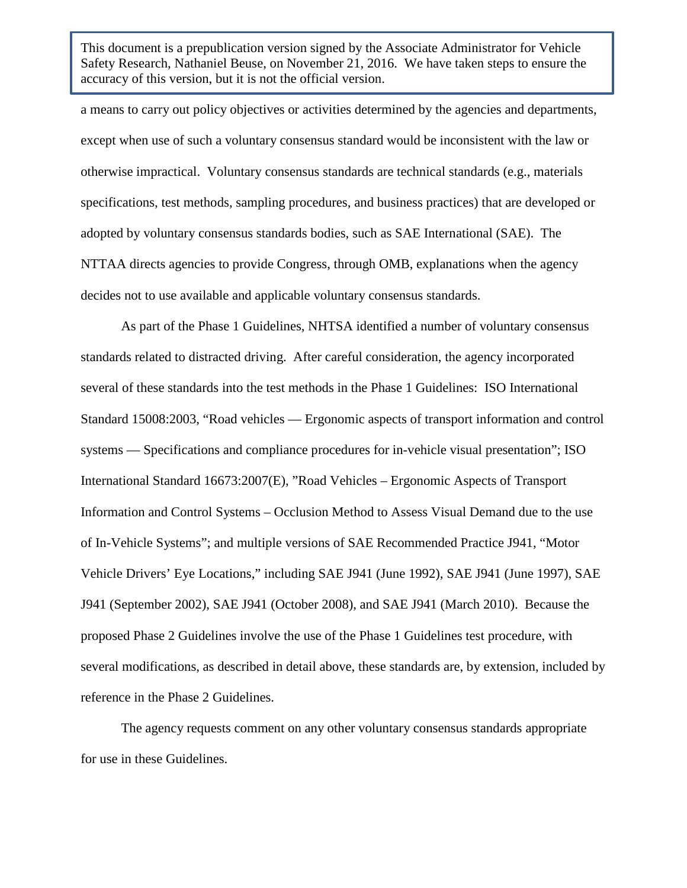This document is a prepublication version signed by the Associate Administrator for Vehicle Safety Research, Nathaniel Beuse, on November 21, 2016. We have taken steps to ensure the accuracy of this version, but it is not the official version.

a means to carry out policy objectives or activities determined by the agencies and departments, except when use of such a voluntary consensus standard would be inconsistent with the law or otherwise impractical. Voluntary consensus standards are technical standards (e.g., materials specifications, test methods, sampling procedures, and business practices) that are developed or adopted by voluntary consensus standards bodies, such as SAE International (SAE). The NTTAA directs agencies to provide Congress, through OMB, explanations when the agency decides not to use available and applicable voluntary consensus standards.

As part of the Phase 1 Guidelines, NHTSA identified a number of voluntary consensus standards related to distracted driving. After careful consideration, the agency incorporated several of these standards into the test methods in the Phase 1 Guidelines: ISO International Standard 15008:2003, "Road vehicles — Ergonomic aspects of transport information and control systems — Specifications and compliance procedures for in-vehicle visual presentation"; ISO International Standard 16673:2007(E), "Road Vehicles – Ergonomic Aspects of Transport Information and Control Systems – Occlusion Method to Assess Visual Demand due to the use of In-Vehicle Systems"; and multiple versions of SAE Recommended Practice J941, "Motor Vehicle Drivers' Eye Locations," including SAE J941 (June 1992), SAE J941 (June 1997), SAE J941 (September 2002), SAE J941 (October 2008), and SAE J941 (March 2010). Because the proposed Phase 2 Guidelines involve the use of the Phase 1 Guidelines test procedure, with several modifications, as described in detail above, these standards are, by extension, included by reference in the Phase 2 Guidelines.

The agency requests comment on any other voluntary consensus standards appropriate for use in these Guidelines.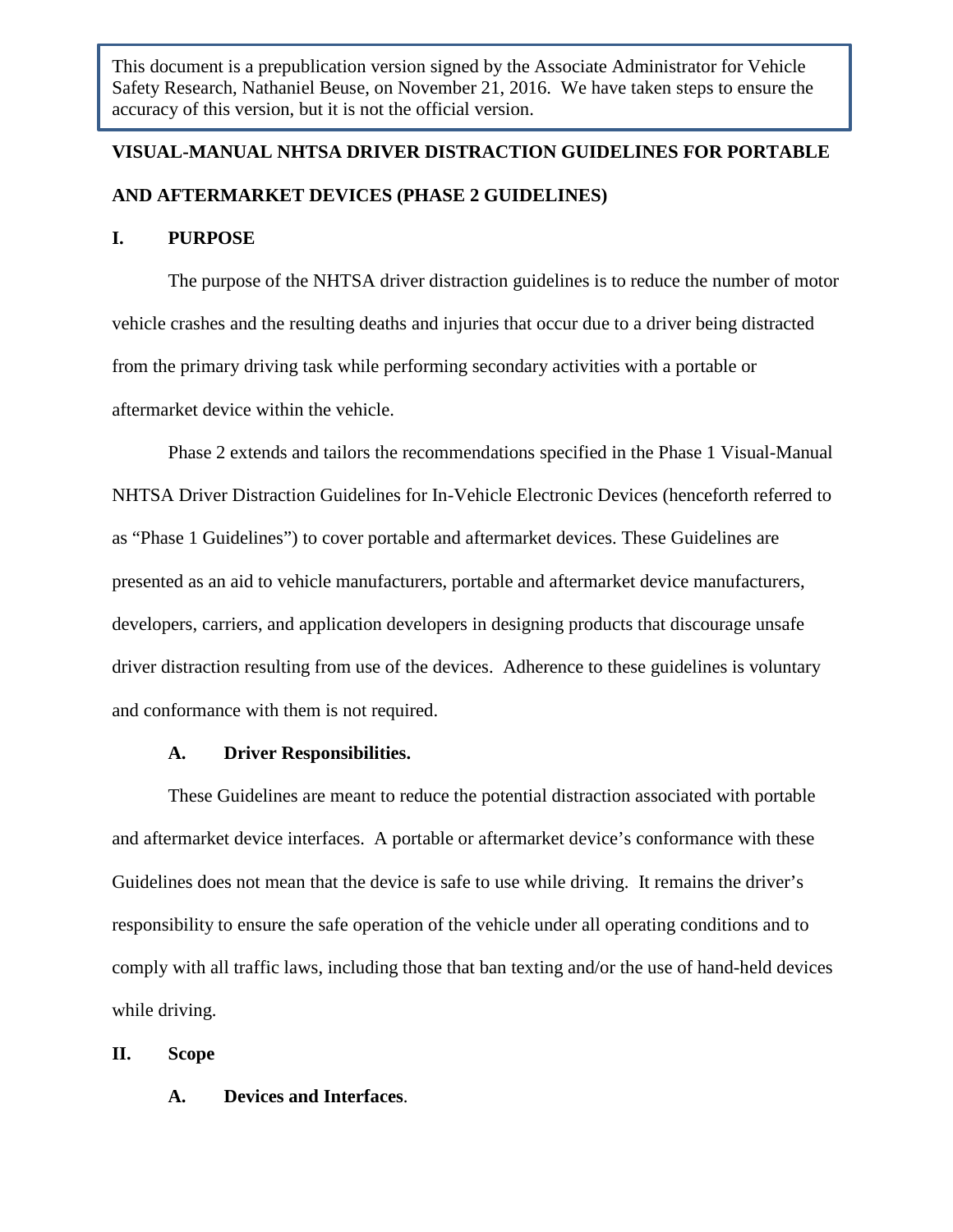This document is a prepublication version signed by the Associate Administrator for Vehicle Safety Research, Nathaniel Beuse, on November 21, 2016. We have taken steps to ensure the accuracy of this version, but it is not the official version.

# VISUAL-MANUAL NHTSA DRIVER DISTRACTION GUIDELINES FOR PORTABLE AND AFTERMARKET DEVICES (PHASE 2 GUIDELINES)

## I. PURPOSE

The purpose of the NHTSA driver distraction guidelines is to reduce the number of motor vehicle crashes and the resulting deaths and injuries that occur due to a driver being distracted from the primary driving task while performing secondary activities with a portable or aftermarket device within the vehicle.

Phase 2 extends and tailors the recommendations specified in the Phase 1 Visual-Manual NHTSA Driver Distraction Guidelines for In-Vehicle Electronic Devices (henceforth referred to as "Phase 1 Guidelines") to cover portable and aftermarket devices. These Guidelines are presented as an aid to vehicle manufacturers, portable and aftermarket device manufacturers, developers, carriers, and application developers in designing products that discourage unsafe driver distraction resulting from use of the devices. Adherence to these guidelines is voluntary and conformance with them is not required.

### A. Driver Responsibilities.

These Guidelines are meant to reduce the potential distraction associated with portable and aftermarket device interfaces. A portable or aftermarket device's conformance with these Guidelines does not mean that the device is safe to use while driving. It remains the driver's responsibility to ensure the safe operation of the vehicle under all operating conditions and to comply with all traffic laws, including those that ban texting and/or the use of hand-held devices while driving.

## II. Scope

### A. Devices and Interfaces.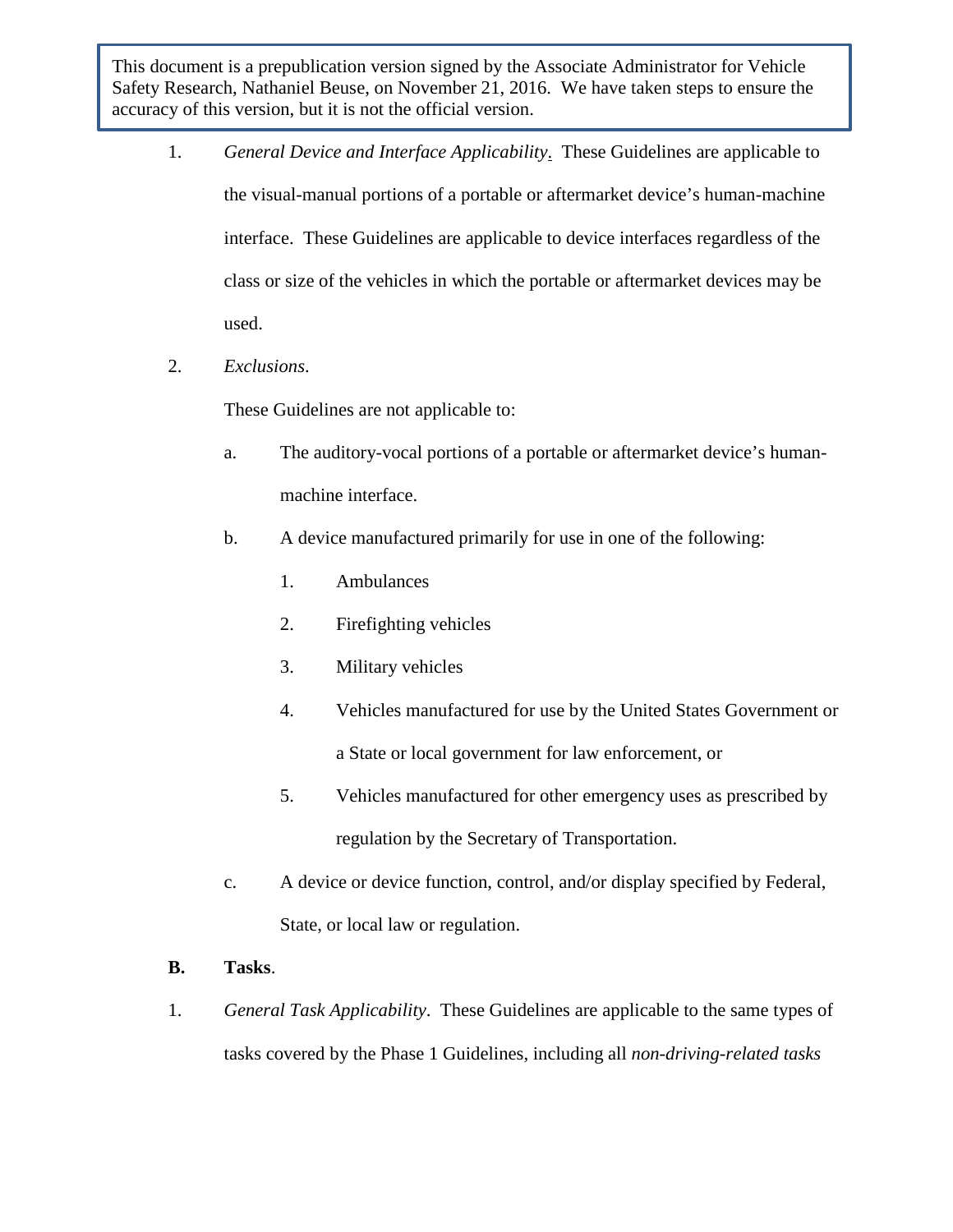This document is a prepublication version signed by the Associate Administrator for Vehicle Safety Research, Nathaniel Beuse, on November 21, 2016. We have taken steps to ensure the accuracy of this version, but it is not the official version.

1. *General Device and Interface Applicability*. These Guidelines are applicable to the visual-manual portions of a portable or aftermarket device's human-machine interface. These Guidelines are applicable to device interfaces regardless of the class or size of the vehicles in which the portable or aftermarket devices may be used.

2. *Exclusions*.

   These Guidelines are not applicable to:

   a. The auditory-vocal portions of a portable or aftermarket device's human-machine interface.

   b. A device manufactured primarily for use in one of the following:

      1. Ambulances

      2. Firefighting vehicles

      3. Military vehicles

      4. Vehicles manufactured for use by the United States Government or a State or local government for law enforcement, or

      5. Vehicles manufactured for other emergency uses as prescribed by regulation by the Secretary of Transportation.

   c. A device or device function, control, and/or display specified by Federal, State, or local law or regulation.

**B. Tasks**.

1. *General Task Applicability*. These Guidelines are applicable to the same types of tasks covered by the Phase 1 Guidelines, including all *non-driving-related tasks*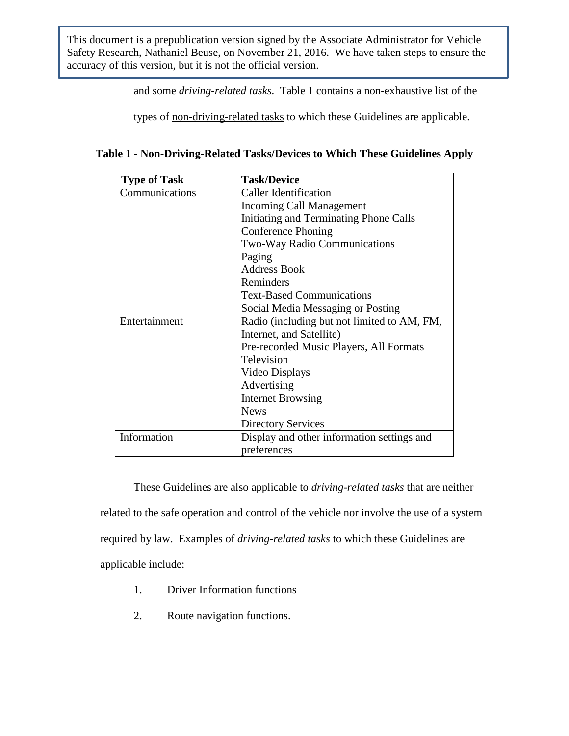This document is a prepublication version signed by the Associate Administrator for Vehicle Safety Research, Nathaniel Beuse, on November 21, 2016. We have taken steps to ensure the accuracy of this version, but it is not the official version.

and some *driving-related tasks*. Table 1 contains a non-exhaustive list of the types of non-driving-related tasks to which these Guidelines are applicable.

**Table 1 - Non-Driving-Related Tasks/Devices to Which These Guidelines Apply**

| Type of Task | Task/Device |
|---|---|
| Communications | Caller Identification<br>Incoming Call Management<br>Initiating and Terminating Phone Calls<br>Conference Phoning<br>Two-Way Radio Communications<br>Paging<br>Address Book<br>Reminders<br>Text-Based Communications<br>Social Media Messaging or Posting |
| Entertainment | Radio (including but not limited to AM, FM, Internet, and Satellite)<br>Pre-recorded Music Players, All Formats<br>Television<br>Video Displays<br>Advertising<br>Internet Browsing<br>News<br>Directory Services |
| Information | Display and other information settings and preferences |

These Guidelines are also applicable to *driving-related tasks* that are neither related to the safe operation and control of the vehicle nor involve the use of a system required by law. Examples of *driving-related tasks* to which these Guidelines are applicable include:

1. Driver Information functions
2. Route navigation functions.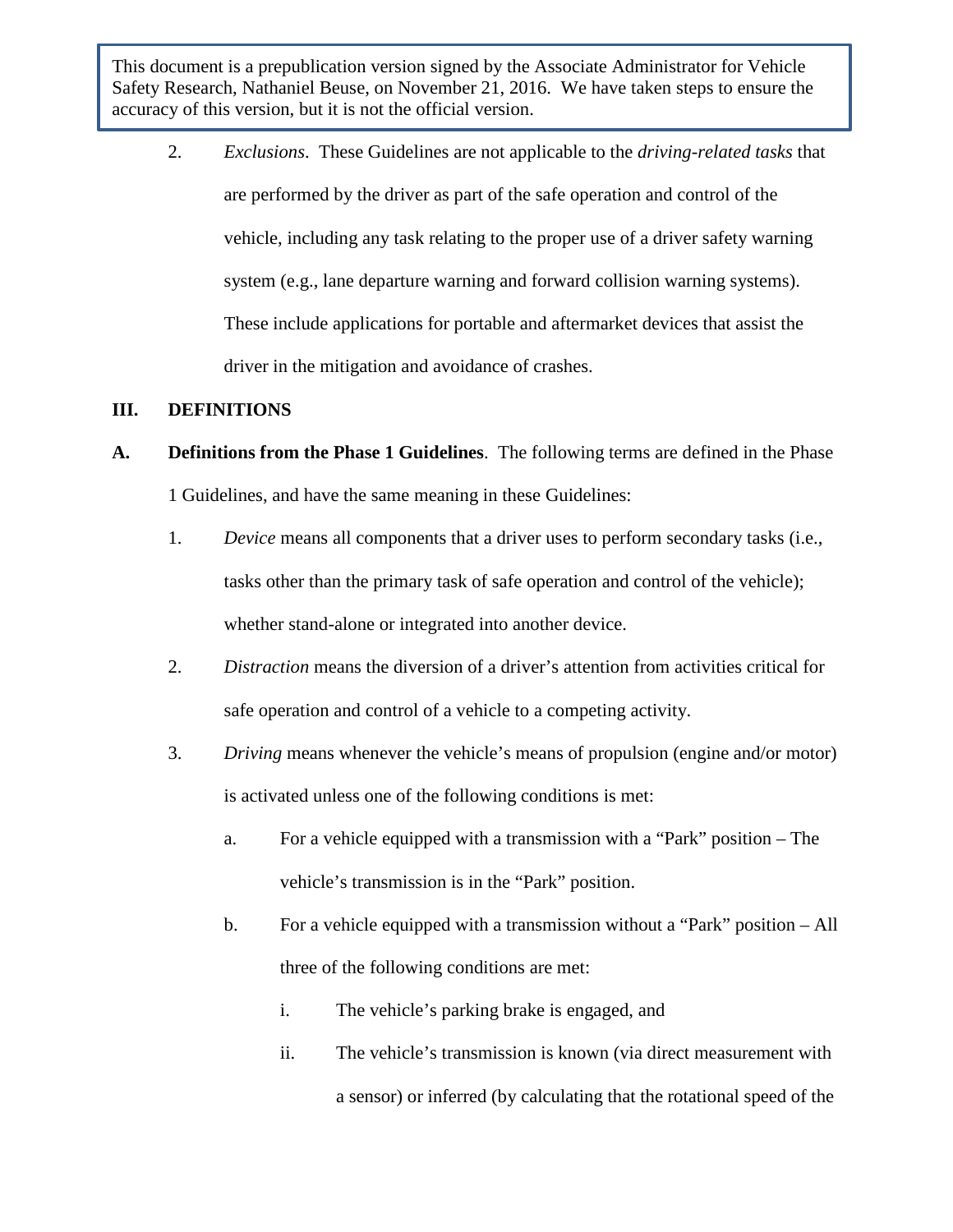> This document is a prepublication version signed by the Associate Administrator for Vehicle Safety Research, Nathaniel Beuse, on November 21, 2016. We have taken steps to ensure the accuracy of this version, but it is not the official version.

2. *Exclusions*. These Guidelines are not applicable to the *driving-related tasks* that are performed by the driver as part of the safe operation and control of the vehicle, including any task relating to the proper use of a driver safety warning system (e.g., lane departure warning and forward collision warning systems). These include applications for portable and aftermarket devices that assist the driver in the mitigation and avoidance of crashes.

## III. DEFINITIONS

**A. Definitions from the Phase 1 Guidelines**. The following terms are defined in the Phase 1 Guidelines, and have the same meaning in these Guidelines:

1. *Device* means all components that a driver uses to perform secondary tasks (i.e., tasks other than the primary task of safe operation and control of the vehicle); whether stand-alone or integrated into another device.
2. *Distraction* means the diversion of a driver's attention from activities critical for safe operation and control of a vehicle to a competing activity.
3. *Driving* means whenever the vehicle's means of propulsion (engine and/or motor) is activated unless one of the following conditions is met:
   a. For a vehicle equipped with a transmission with a "Park" position – The vehicle's transmission is in the "Park" position.
   b. For a vehicle equipped with a transmission without a "Park" position – All three of the following conditions are met:
      i. The vehicle's parking brake is engaged, and
      ii. The vehicle's transmission is known (via direct measurement with a sensor) or inferred (by calculating that the rotational speed of the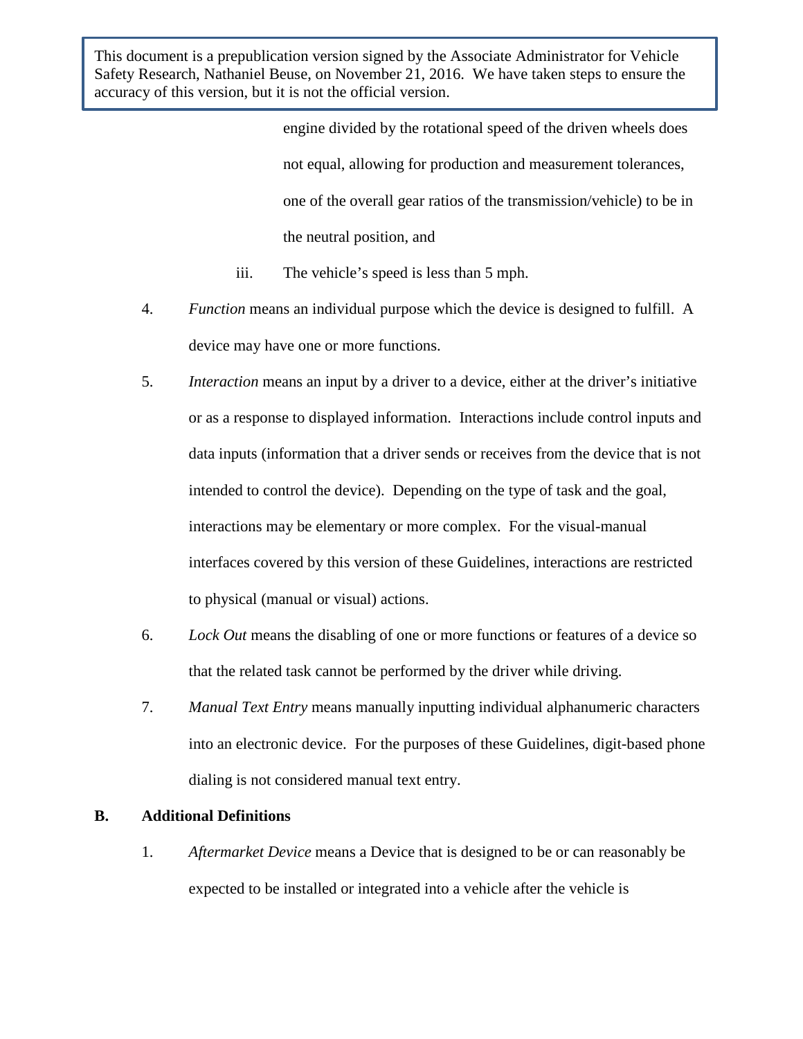This document is a prepublication version signed by the Associate Administrator for Vehicle Safety Research, Nathaniel Beuse, on November 21, 2016. We have taken steps to ensure the accuracy of this version, but it is not the official version.

engine divided by the rotational speed of the driven wheels does not equal, allowing for production and measurement tolerances, one of the overall gear ratios of the transmission/vehicle) to be in the neutral position, and

iii. The vehicle's speed is less than 5 mph.

4. *Function* means an individual purpose which the device is designed to fulfill. A device may have one or more functions.

5. *Interaction* means an input by a driver to a device, either at the driver's initiative or as a response to displayed information. Interactions include control inputs and data inputs (information that a driver sends or receives from the device that is not intended to control the device). Depending on the type of task and the goal, interactions may be elementary or more complex. For the visual-manual interfaces covered by this version of these Guidelines, interactions are restricted to physical (manual or visual) actions.

6. *Lock Out* means the disabling of one or more functions or features of a device so that the related task cannot be performed by the driver while driving.

7. *Manual Text Entry* means manually inputting individual alphanumeric characters into an electronic device. For the purposes of these Guidelines, digit-based phone dialing is not considered manual text entry.

## B. Additional Definitions

1. *Aftermarket Device* means a Device that is designed to be or can reasonably be expected to be installed or integrated into a vehicle after the vehicle is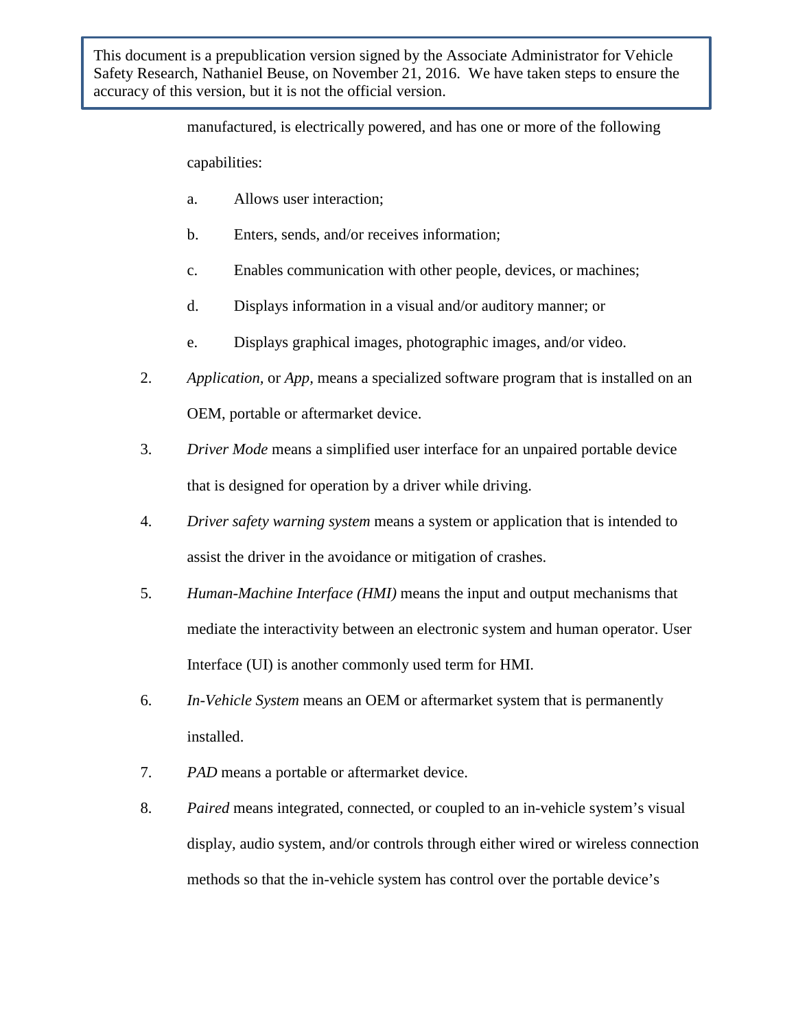This document is a prepublication version signed by the Associate Administrator for Vehicle Safety Research, Nathaniel Beuse, on November 21, 2016. We have taken steps to ensure the accuracy of this version, but it is not the official version.

manufactured, is electrically powered, and has one or more of the following capabilities:

a. Allows user interaction;

b. Enters, sends, and/or receives information;

c. Enables communication with other people, devices, or machines;

d. Displays information in a visual and/or auditory manner; or

e. Displays graphical images, photographic images, and/or video.

2. *Application*, or *App*, means a specialized software program that is installed on an OEM, portable or aftermarket device.

3. *Driver Mode* means a simplified user interface for an unpaired portable device that is designed for operation by a driver while driving.

4. *Driver safety warning system* means a system or application that is intended to assist the driver in the avoidance or mitigation of crashes.

5. *Human-Machine Interface (HMI)* means the input and output mechanisms that mediate the interactivity between an electronic system and human operator. User Interface (UI) is another commonly used term for HMI.

6. *In-Vehicle System* means an OEM or aftermarket system that is permanently installed.

7. *PAD* means a portable or aftermarket device.

8. *Paired* means integrated, connected, or coupled to an in-vehicle system's visual display, audio system, and/or controls through either wired or wireless connection methods so that the in-vehicle system has control over the portable device's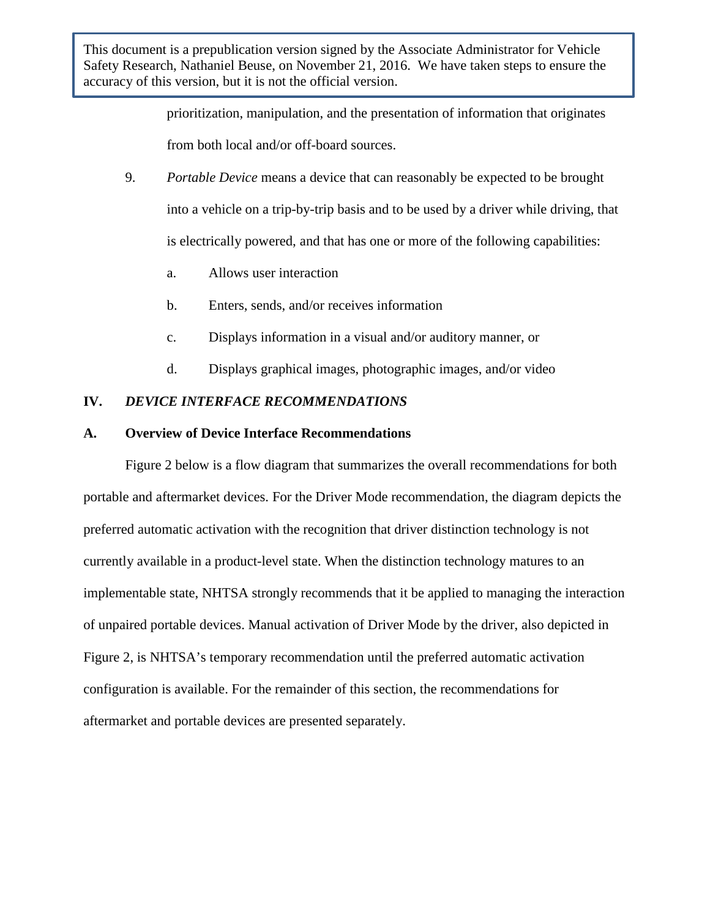This document is a prepublication version signed by the Associate Administrator for Vehicle Safety Research, Nathaniel Beuse, on November 21, 2016. We have taken steps to ensure the accuracy of this version, but it is not the official version.

prioritization, manipulation, and the presentation of information that originates from both local and/or off-board sources.

9. *Portable Device* means a device that can reasonably be expected to be brought into a vehicle on a trip-by-trip basis and to be used by a driver while driving, that is electrically powered, and that has one or more of the following capabilities:

   a. Allows user interaction

   b. Enters, sends, and/or receives information

   c. Displays information in a visual and/or auditory manner, or

   d. Displays graphical images, photographic images, and/or video

## IV. *DEVICE INTERFACE RECOMMENDATIONS*

### A. Overview of Device Interface Recommendations

Figure 2 below is a flow diagram that summarizes the overall recommendations for both portable and aftermarket devices. For the Driver Mode recommendation, the diagram depicts the preferred automatic activation with the recognition that driver distinction technology is not currently available in a product-level state. When the distinction technology matures to an implementable state, NHTSA strongly recommends that it be applied to managing the interaction of unpaired portable devices. Manual activation of Driver Mode by the driver, also depicted in Figure 2, is NHTSA's temporary recommendation until the preferred automatic activation configuration is available. For the remainder of this section, the recommendations for aftermarket and portable devices are presented separately.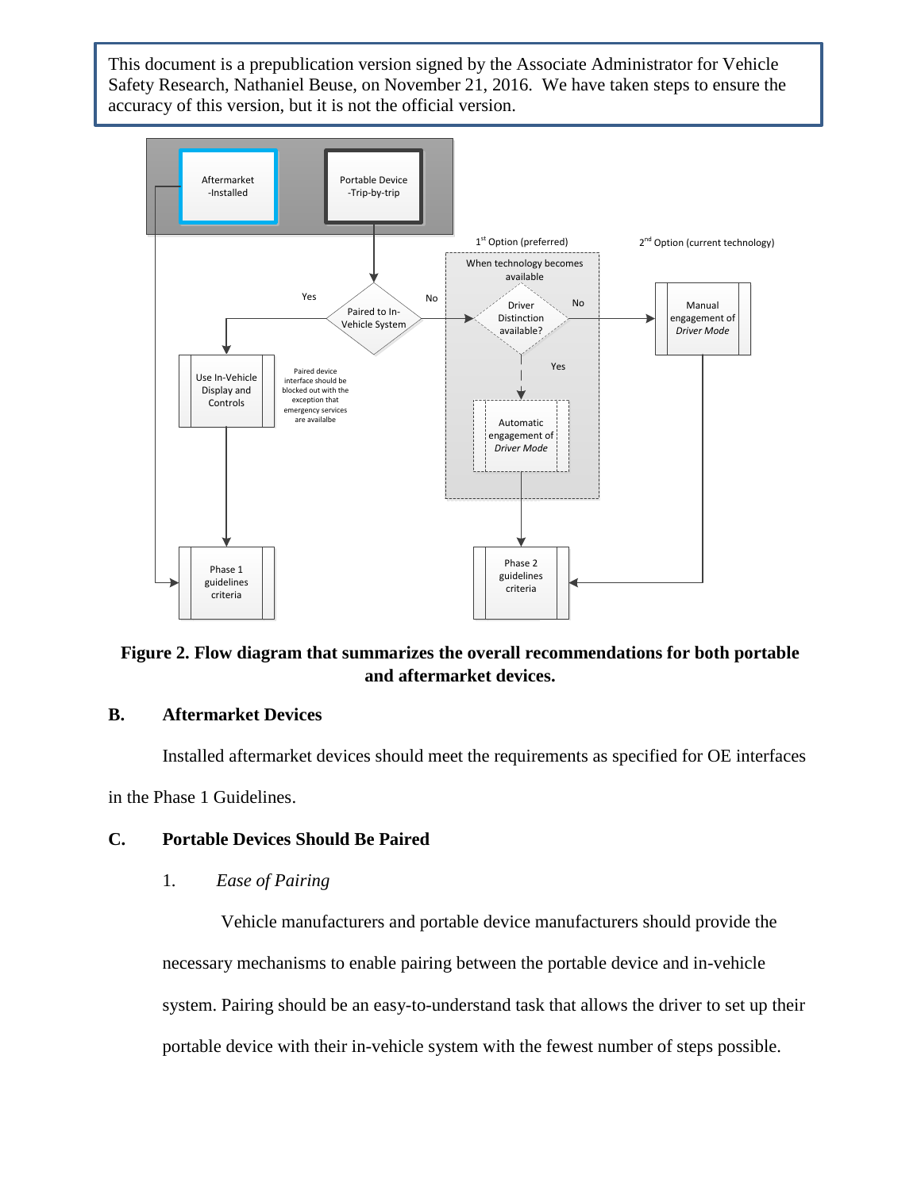**Figure 2. Flow diagram that summarizes the overall recommendations for both portable and aftermarket devices.**

## B. Aftermarket Devices

Installed aftermarket devices should meet the requirements as specified for OE interfaces in the Phase 1 Guidelines.

## C. Portable Devices Should Be Paired

### 1. *Ease of Pairing*

Vehicle manufacturers and portable device manufacturers should provide the necessary mechanisms to enable pairing between the portable device and in-vehicle system. Pairing should be an easy-to-understand task that allows the driver to set up their portable device with their in-vehicle system with the fewest number of steps possible.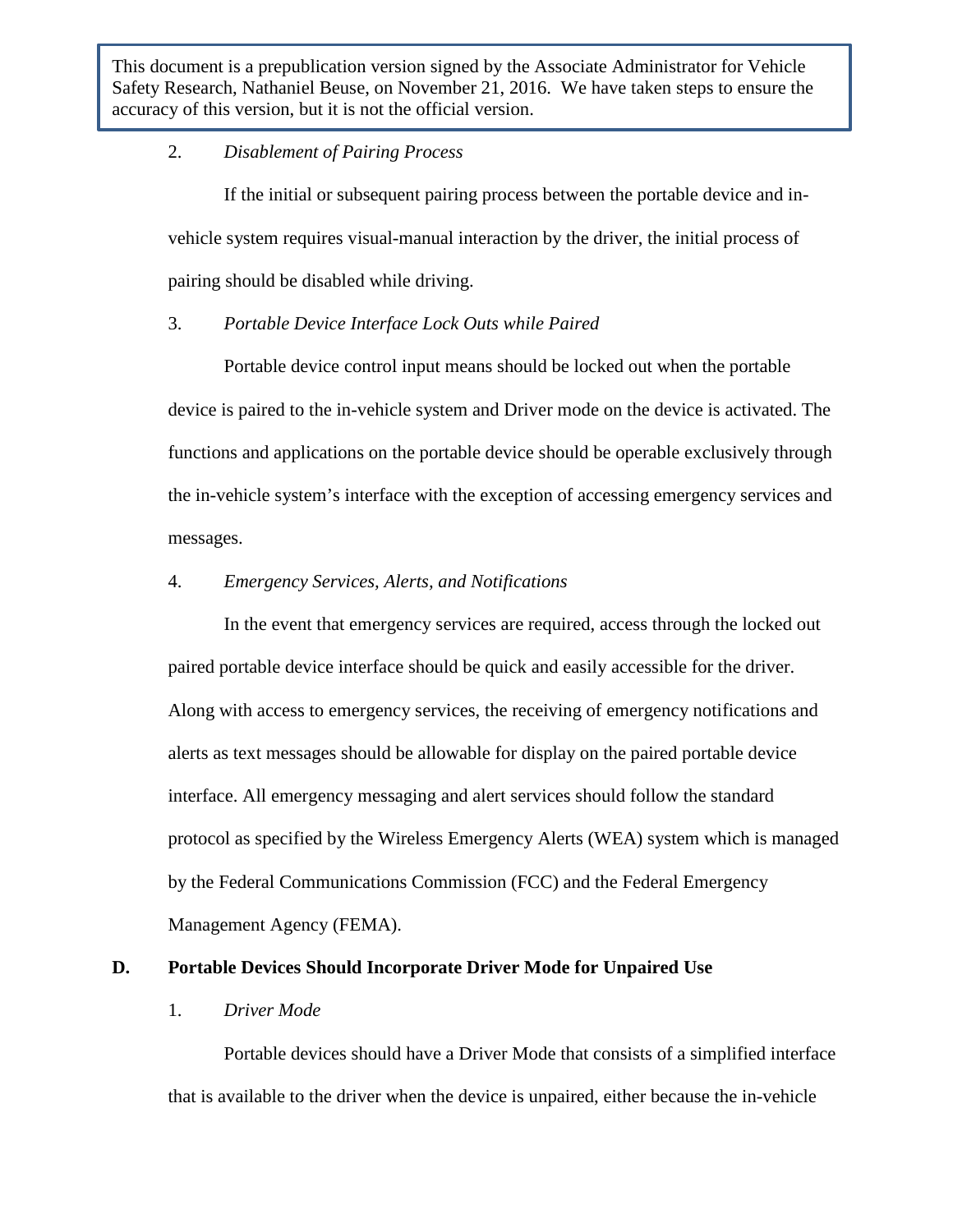This document is a prepublication version signed by the Associate Administrator for Vehicle Safety Research, Nathaniel Beuse, on November 21, 2016. We have taken steps to ensure the accuracy of this version, but it is not the official version.

2. *Disablement of Pairing Process*

If the initial or subsequent pairing process between the portable device and in-vehicle system requires visual-manual interaction by the driver, the initial process of pairing should be disabled while driving.

3. *Portable Device Interface Lock Outs while Paired*

Portable device control input means should be locked out when the portable device is paired to the in-vehicle system and Driver mode on the device is activated. The functions and applications on the portable device should be operable exclusively through the in-vehicle system's interface with the exception of accessing emergency services and messages.

4. *Emergency Services, Alerts, and Notifications*

In the event that emergency services are required, access through the locked out paired portable device interface should be quick and easily accessible for the driver. Along with access to emergency services, the receiving of emergency notifications and alerts as text messages should be allowable for display on the paired portable device interface. All emergency messaging and alert services should follow the standard protocol as specified by the Wireless Emergency Alerts (WEA) system which is managed by the Federal Communications Commission (FCC) and the Federal Emergency Management Agency (FEMA).

## D. Portable Devices Should Incorporate Driver Mode for Unpaired Use

1. *Driver Mode*

Portable devices should have a Driver Mode that consists of a simplified interface that is available to the driver when the device is unpaired, either because the in-vehicle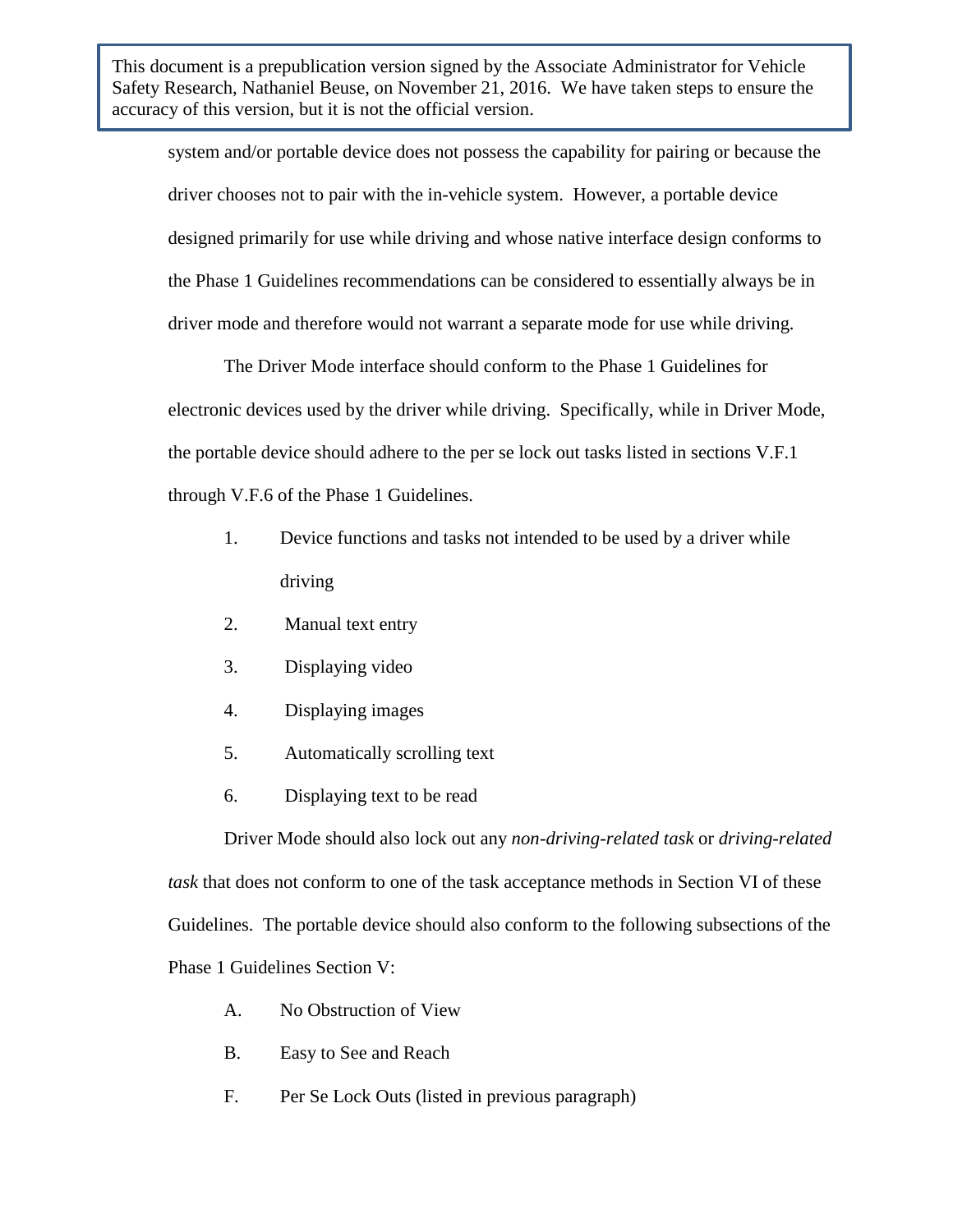This document is a prepublication version signed by the Associate Administrator for Vehicle Safety Research, Nathaniel Beuse, on November 21, 2016. We have taken steps to ensure the accuracy of this version, but it is not the official version.

system and/or portable device does not possess the capability for pairing or because the driver chooses not to pair with the in-vehicle system. However, a portable device designed primarily for use while driving and whose native interface design conforms to the Phase 1 Guidelines recommendations can be considered to essentially always be in driver mode and therefore would not warrant a separate mode for use while driving.

The Driver Mode interface should conform to the Phase 1 Guidelines for electronic devices used by the driver while driving. Specifically, while in Driver Mode, the portable device should adhere to the per se lock out tasks listed in sections V.F.1 through V.F.6 of the Phase 1 Guidelines.

1. Device functions and tasks not intended to be used by a driver while driving
2. Manual text entry
3. Displaying video
4. Displaying images
5. Automatically scrolling text
6. Displaying text to be read

Driver Mode should also lock out any *non-driving-related task* or *driving-related task* that does not conform to one of the task acceptance methods in Section VI of these Guidelines. The portable device should also conform to the following subsections of the Phase 1 Guidelines Section V:

A. No Obstruction of View

B. Easy to See and Reach

F. Per Se Lock Outs (listed in previous paragraph)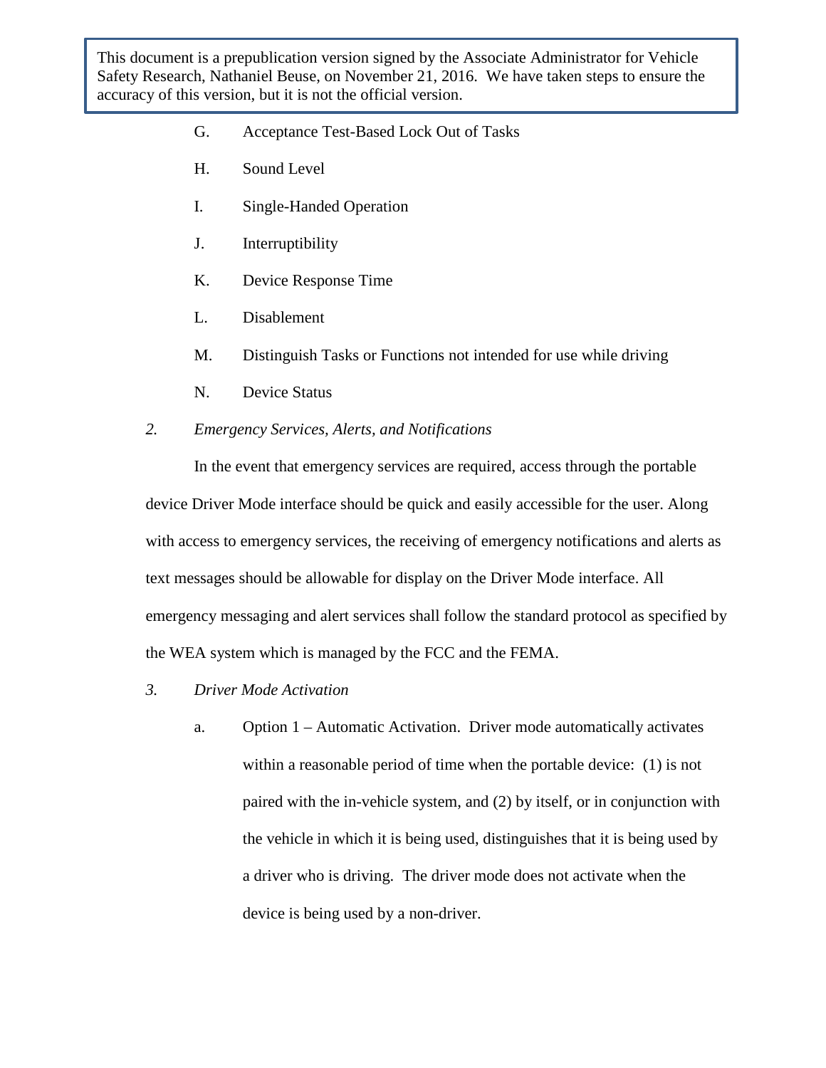This document is a prepublication version signed by the Associate Administrator for Vehicle Safety Research, Nathaniel Beuse, on November 21, 2016. We have taken steps to ensure the accuracy of this version, but it is not the official version.

G. Acceptance Test-Based Lock Out of Tasks

H. Sound Level

I. Single-Handed Operation

J. Interruptibility

K. Device Response Time

L. Disablement

M. Distinguish Tasks or Functions not intended for use while driving

N. Device Status

*2. Emergency Services, Alerts, and Notifications*

In the event that emergency services are required, access through the portable device Driver Mode interface should be quick and easily accessible for the user. Along with access to emergency services, the receiving of emergency notifications and alerts as text messages should be allowable for display on the Driver Mode interface. All emergency messaging and alert services shall follow the standard protocol as specified by the WEA system which is managed by the FCC and the FEMA.

*3. Driver Mode Activation*

a. Option 1 – Automatic Activation. Driver mode automatically activates within a reasonable period of time when the portable device: (1) is not paired with the in-vehicle system, and (2) by itself, or in conjunction with the vehicle in which it is being used, distinguishes that it is being used by a driver who is driving. The driver mode does not activate when the device is being used by a non-driver.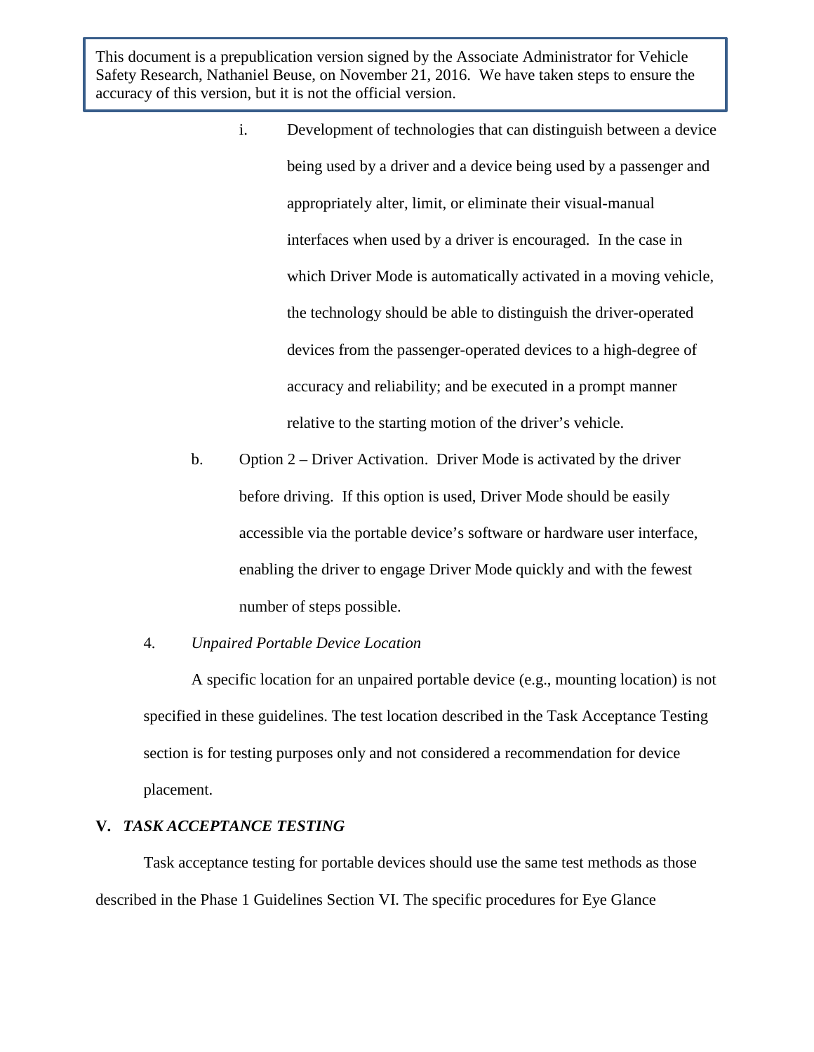> This document is a prepublication version signed by the Associate Administrator for Vehicle Safety Research, Nathaniel Beuse, on November 21, 2016. We have taken steps to ensure the accuracy of this version, but it is not the official version.

i. Development of technologies that can distinguish between a device being used by a driver and a device being used by a passenger and appropriately alter, limit, or eliminate their visual-manual interfaces when used by a driver is encouraged. In the case in which Driver Mode is automatically activated in a moving vehicle, the technology should be able to distinguish the driver-operated devices from the passenger-operated devices to a high-degree of accuracy and reliability; and be executed in a prompt manner relative to the starting motion of the driver's vehicle.

b. Option 2 – Driver Activation. Driver Mode is activated by the driver before driving. If this option is used, Driver Mode should be easily accessible via the portable device's software or hardware user interface, enabling the driver to engage Driver Mode quickly and with the fewest number of steps possible.

4. *Unpaired Portable Device Location*

A specific location for an unpaired portable device (e.g., mounting location) is not specified in these guidelines. The test location described in the Task Acceptance Testing section is for testing purposes only and not considered a recommendation for device placement.

## V. *TASK ACCEPTANCE TESTING*

Task acceptance testing for portable devices should use the same test methods as those described in the Phase 1 Guidelines Section VI. The specific procedures for Eye Glance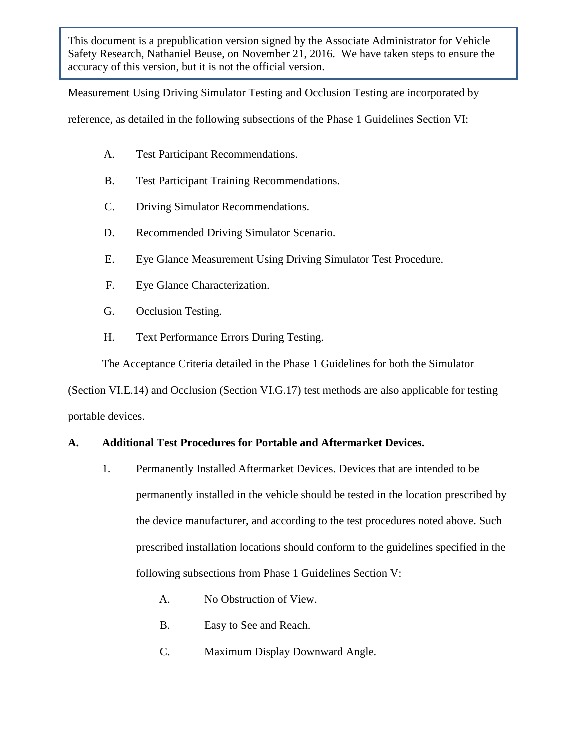This document is a prepublication version signed by the Associate Administrator for Vehicle Safety Research, Nathaniel Beuse, on November 21, 2016. We have taken steps to ensure the accuracy of this version, but it is not the official version.

Measurement Using Driving Simulator Testing and Occlusion Testing are incorporated by reference, as detailed in the following subsections of the Phase 1 Guidelines Section VI:

A. Test Participant Recommendations.

B. Test Participant Training Recommendations.

C. Driving Simulator Recommendations.

D. Recommended Driving Simulator Scenario.

E. Eye Glance Measurement Using Driving Simulator Test Procedure.

F. Eye Glance Characterization.

G. Occlusion Testing.

H. Text Performance Errors During Testing.

The Acceptance Criteria detailed in the Phase 1 Guidelines for both the Simulator (Section VI.E.14) and Occlusion (Section VI.G.17) test methods are also applicable for testing portable devices.

**A. Additional Test Procedures for Portable and Aftermarket Devices.**

1. Permanently Installed Aftermarket Devices. Devices that are intended to be permanently installed in the vehicle should be tested in the location prescribed by the device manufacturer, and according to the test procedures noted above. Such prescribed installation locations should conform to the guidelines specified in the following subsections from Phase 1 Guidelines Section V:

   A. No Obstruction of View.

   B. Easy to See and Reach.

   C. Maximum Display Downward Angle.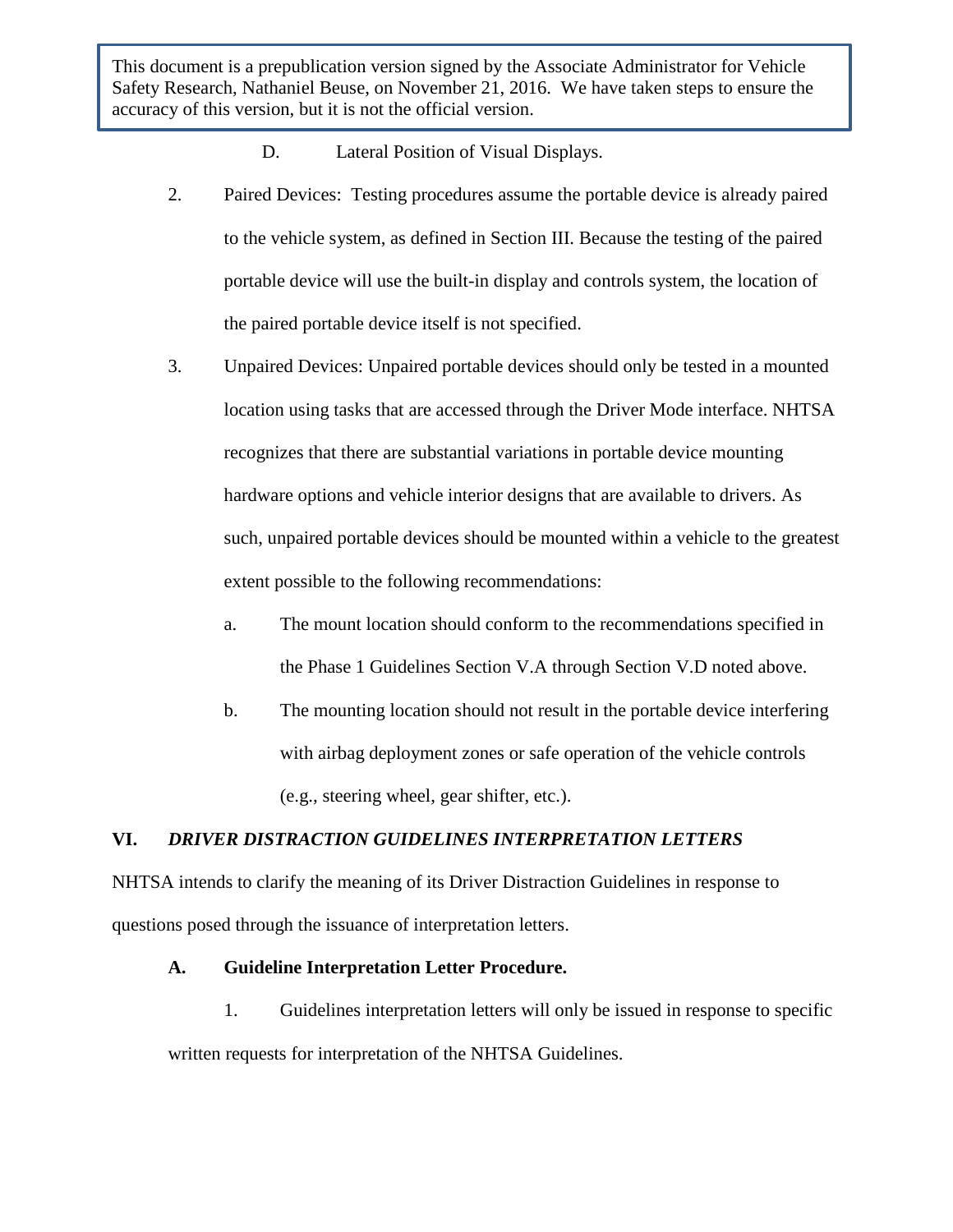This document is a prepublication version signed by the Associate Administrator for Vehicle Safety Research, Nathaniel Beuse, on November 21, 2016. We have taken steps to ensure the accuracy of this version, but it is not the official version.

D. Lateral Position of Visual Displays.

2. Paired Devices: Testing procedures assume the portable device is already paired to the vehicle system, as defined in Section III. Because the testing of the paired portable device will use the built-in display and controls system, the location of the paired portable device itself is not specified.

3. Unpaired Devices: Unpaired portable devices should only be tested in a mounted location using tasks that are accessed through the Driver Mode interface. NHTSA recognizes that there are substantial variations in portable device mounting hardware options and vehicle interior designs that are available to drivers. As such, unpaired portable devices should be mounted within a vehicle to the greatest extent possible to the following recommendations:

   a. The mount location should conform to the recommendations specified in the Phase 1 Guidelines Section V.A through Section V.D noted above.

   b. The mounting location should not result in the portable device interfering with airbag deployment zones or safe operation of the vehicle controls (e.g., steering wheel, gear shifter, etc.).

## VI. *DRIVER DISTRACTION GUIDELINES INTERPRETATION LETTERS*

NHTSA intends to clarify the meaning of its Driver Distraction Guidelines in response to questions posed through the issuance of interpretation letters.

### A. Guideline Interpretation Letter Procedure.

1. Guidelines interpretation letters will only be issued in response to specific written requests for interpretation of the NHTSA Guidelines.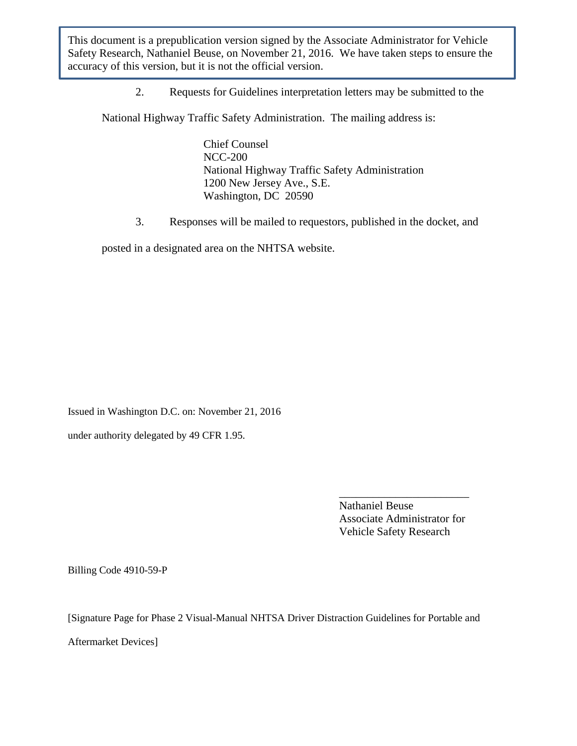This document is a prepublication version signed by the Associate Administrator for Vehicle Safety Research, Nathaniel Beuse, on November 21, 2016. We have taken steps to ensure the accuracy of this version, but it is not the official version.

2. Requests for Guidelines interpretation letters may be submitted to the National Highway Traffic Safety Administration. The mailing address is:

Chief Counsel
NCC-200
National Highway Traffic Safety Administration
1200 New Jersey Ave., S.E.
Washington, DC 20590

3. Responses will be mailed to requestors, published in the docket, and posted in a designated area on the NHTSA website.

Issued in Washington D.C. on: November 21, 2016

under authority delegated by 49 CFR 1.95.

\_\_\_\_\_\_\_\_\_\_\_\_\_\_\_\_\_\_\_\_\_\_\_\_

Nathaniel Beuse
Associate Administrator for
Vehicle Safety Research

Billing Code 4910-59-P

[Signature Page for Phase 2 Visual-Manual NHTSA Driver Distraction Guidelines for Portable and Aftermarket Devices]